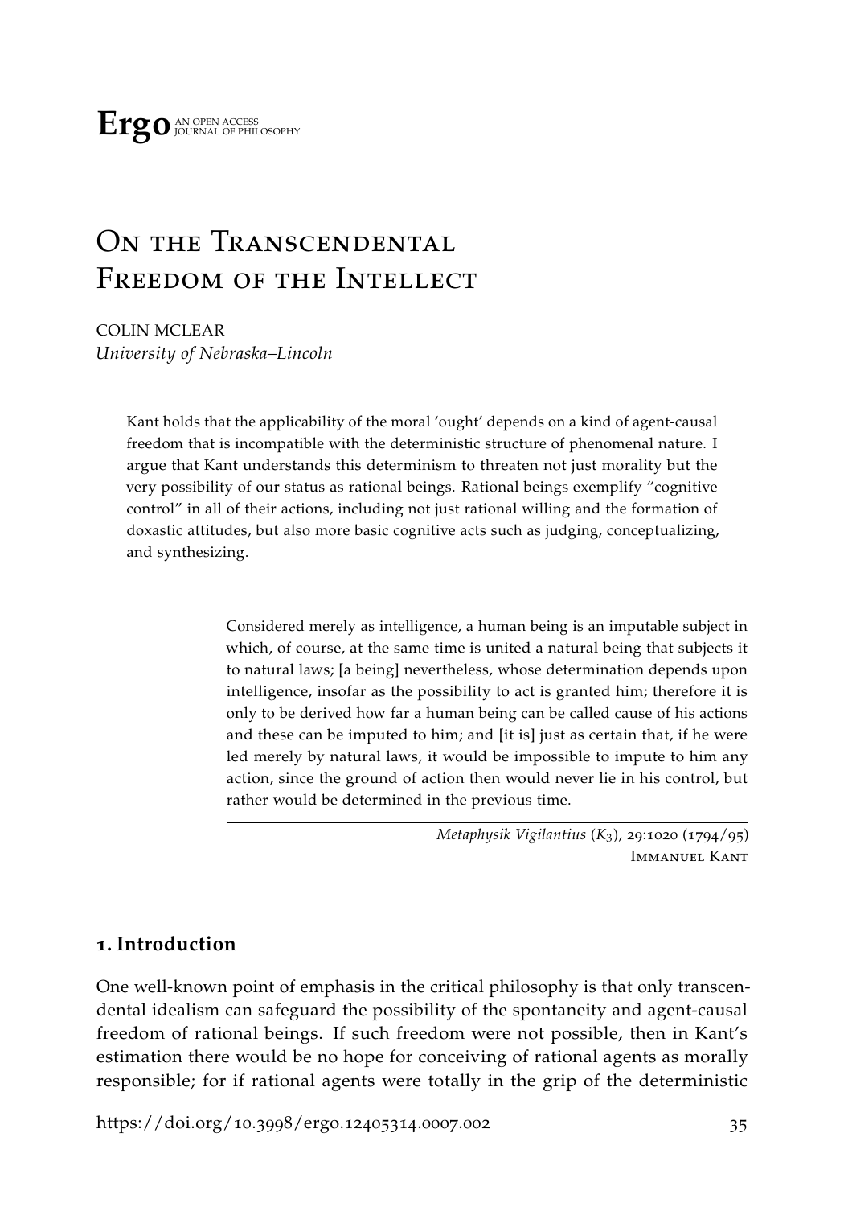**Ergo** AN OPEN ACCESS JOURNAL OF PHILOSOPHY

# On the Transcendental Freedom of the Intellect

COLIN MCLEAR
*University of Nebraska–Lincoln*

Kant holds that the applicability of the moral 'ought' depends on a kind of agent-causal freedom that is incompatible with the deterministic structure of phenomenal nature. I argue that Kant understands this determinism to threaten not just morality but the very possibility of our status as rational beings. Rational beings exemplify "cognitive control" in all of their actions, including not just rational willing and the formation of doxastic attitudes, but also more basic cognitive acts such as judging, conceptualizing, and synthesizing.

> Considered merely as intelligence, a human being is an imputable subject in which, of course, at the same time is united a natural being that subjects it to natural laws; [a being] nevertheless, whose determination depends upon intelligence, insofar as the possibility to act is granted him; therefore it is only to be derived how far a human being can be called cause of his actions and these can be imputed to him; and [it is] just as certain that, if he were led merely by natural laws, it would be impossible to impute to him any action, since the ground of action then would never lie in his control, but rather would be determined in the previous time.
>
> *Metaphysik Vigilantius* ($K_3$), 29:1020 (1794/95)
> Immanuel Kant

## 1. Introduction

One well-known point of emphasis in the critical philosophy is that only transcendental idealism can safeguard the possibility of the spontaneity and agent-causal freedom of rational beings. If such freedom were not possible, then in Kant's estimation there would be no hope for conceiving of rational agents as morally responsible; for if rational agents were totally in the grip of the deterministic

https://doi.org/10.3998/ergo.12405314.0007.002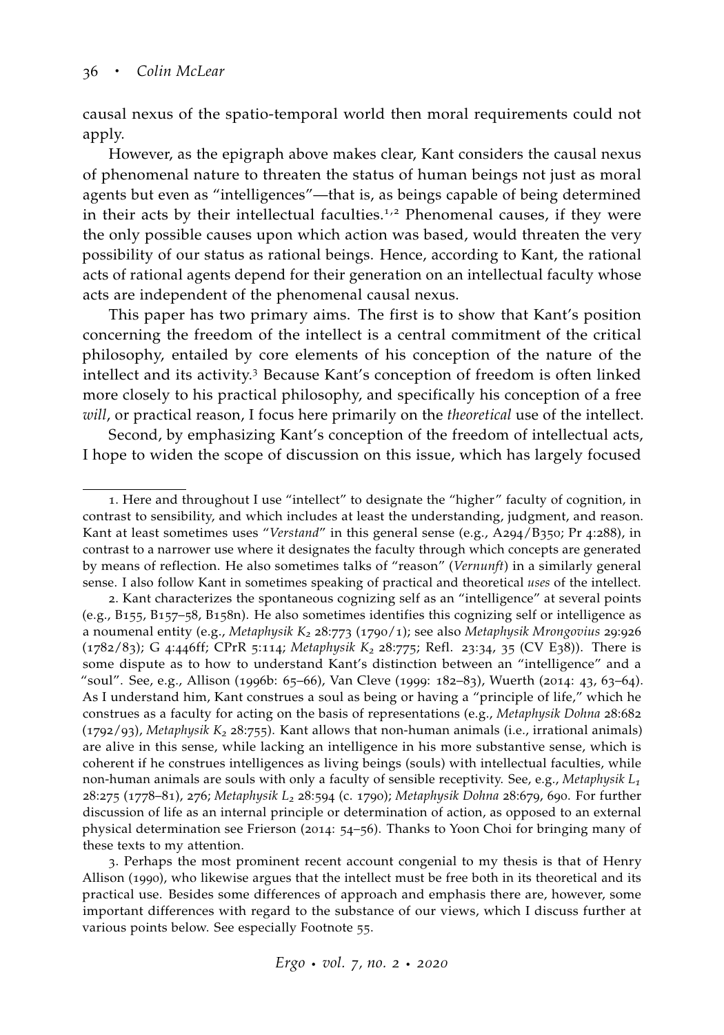causal nexus of the spatio-temporal world then moral requirements could not apply.

However, as the epigraph above makes clear, Kant considers the causal nexus of phenomenal nature to threaten the status of human beings not just as moral agents but even as "intelligences"—that is, as beings capable of being determined in their acts by their intellectual faculties.[1,2] Phenomenal causes, if they were the only possible causes upon which action was based, would threaten the very possibility of our status as rational beings. Hence, according to Kant, the rational acts of rational agents depend for their generation on an intellectual faculty whose acts are independent of the phenomenal causal nexus.

This paper has two primary aims. The first is to show that Kant's position concerning the freedom of the intellect is a central commitment of the critical philosophy, entailed by core elements of his conception of the nature of the intellect and its activity.[3] Because Kant's conception of freedom is often linked more closely to his practical philosophy, and specifically his conception of a free *will*, or practical reason, I focus here primarily on the *theoretical* use of the intellect.

Second, by emphasizing Kant's conception of the freedom of intellectual acts, I hope to widen the scope of discussion on this issue, which has largely focused

---

1. Here and throughout I use "intellect" to designate the "higher" faculty of cognition, in contrast to sensibility, and which includes at least the understanding, judgment, and reason. Kant at least sometimes uses "*Verstand*" in this general sense (e.g., A294/B350; Pr 4:288), in contrast to a narrower use where it designates the faculty through which concepts are generated by means of reflection. He also sometimes talks of "reason" (*Vernunft*) in a similarly general sense. I also follow Kant in sometimes speaking of practical and theoretical *uses* of the intellect.

2. Kant characterizes the spontaneous cognizing self as an "intelligence" at several points (e.g., B155, B157–58, B158n). He also sometimes identifies this cognizing self or intelligence as a noumenal entity (e.g., *Metaphysik $K_2$* 28:773 (1790/1); see also *Metaphysik Mrongovius* 29:926 (1782/83); G 4:446ff; CPrR 5:114; *Metaphysik $K_2$* 28:775; Refl. 23:34, 35 (CV E38)). There is some dispute as to how to understand Kant's distinction between an "intelligence" and a "soul". See, e.g., Allison (1996b: 65–66), Van Cleve (1999: 182–83), Wuerth (2014: 43, 63–64). As I understand him, Kant construes a soul as being or having a "principle of life," which he construes as a faculty for acting on the basis of representations (e.g., *Metaphysik Dohna* 28:682 (1792/93), *Metaphysik $K_2$* 28:755). Kant allows that non-human animals (i.e., irrational animals) are alive in this sense, while lacking an intelligence in his more substantive sense, which is coherent if he construes intelligences as living beings (souls) with intellectual faculties, while non-human animals are souls with only a faculty of sensible receptivity. See, e.g., *Metaphysik $L_1$* 28:275 (1778–81), 276; *Metaphysik $L_2$* 28:594 (c. 1790); *Metaphysik Dohna* 28:679, 690. For further discussion of life as an internal principle or determination of action, as opposed to an external physical determination see Frierson (2014: 54–56). Thanks to Yoon Choi for bringing many of these texts to my attention.

3. Perhaps the most prominent recent account congenial to my thesis is that of Henry Allison (1990), who likewise argues that the intellect must be free both in its theoretical and its practical use. Besides some differences of approach and emphasis there are, however, some important differences with regard to the substance of our views, which I discuss further at various points below. See especially Footnote 55.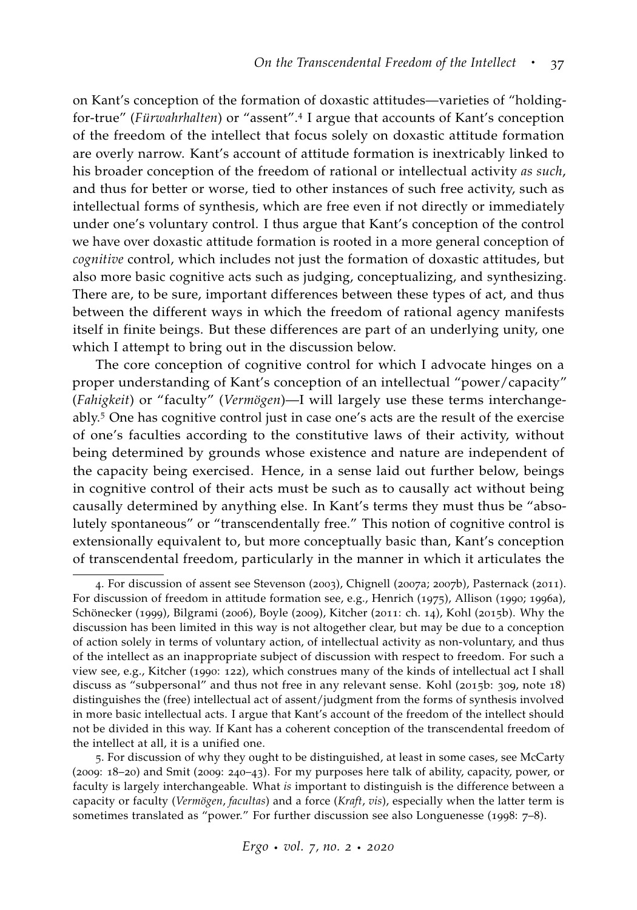on Kant's conception of the formation of doxastic attitudes—varieties of "holding-for-true" (*Fürwahrhalten*) or "assent".[4] I argue that accounts of Kant's conception of the freedom of the intellect that focus solely on doxastic attitude formation are overly narrow. Kant's account of attitude formation is inextricably linked to his broader conception of the freedom of rational or intellectual activity *as such*, and thus for better or worse, tied to other instances of such free activity, such as intellectual forms of synthesis, which are free even if not directly or immediately under one's voluntary control. I thus argue that Kant's conception of the control we have over doxastic attitude formation is rooted in a more general conception of *cognitive* control, which includes not just the formation of doxastic attitudes, but also more basic cognitive acts such as judging, conceptualizing, and synthesizing. There are, to be sure, important differences between these types of act, and thus between the different ways in which the freedom of rational agency manifests itself in finite beings. But these differences are part of an underlying unity, one which I attempt to bring out in the discussion below.

The core conception of cognitive control for which I advocate hinges on a proper understanding of Kant's conception of an intellectual "power/capacity" (*Fahigkeit*) or "faculty" (*Vermögen*)—I will largely use these terms interchangeably.[5] One has cognitive control just in case one's acts are the result of the exercise of one's faculties according to the constitutive laws of their activity, without being determined by grounds whose existence and nature are independent of the capacity being exercised. Hence, in a sense laid out further below, beings in cognitive control of their acts must be such as to causally act without being causally determined by anything else. In Kant's terms they must thus be "absolutely spontaneous" or "transcendentally free." This notion of cognitive control is extensionally equivalent to, but more conceptually basic than, Kant's conception of transcendental freedom, particularly in the manner in which it articulates the

---

4. For discussion of assent see Stevenson (2003), Chignell (2007a; 2007b), Pasternack (2011). For discussion of freedom in attitude formation see, e.g., Henrich (1975), Allison (1990; 1996a), Schönecker (1999), Bilgrami (2006), Boyle (2009), Kitcher (2011: ch. 14), Kohl (2015b). Why the discussion has been limited in this way is not altogether clear, but may be due to a conception of action solely in terms of voluntary action, of intellectual activity as non-voluntary, and thus of the intellect as an inappropriate subject of discussion with respect to freedom. For such a view see, e.g., Kitcher (1990: 122), which construes many of the kinds of intellectual act I shall discuss as "subpersonal" and thus not free in any relevant sense. Kohl (2015b: 309, note 18) distinguishes the (free) intellectual act of assent/judgment from the forms of synthesis involved in more basic intellectual acts. I argue that Kant's account of the freedom of the intellect should not be divided in this way. If Kant has a coherent conception of the transcendental freedom of the intellect at all, it is a unified one.

5. For discussion of why they ought to be distinguished, at least in some cases, see McCarty (2009: 18–20) and Smit (2009: 240–43). For my purposes here talk of ability, capacity, power, or faculty is largely interchangeable. What *is* important to distinguish is the difference between a capacity or faculty (*Vermögen*, *facultas*) and a force (*Kraft*, *vis*), especially when the latter term is sometimes translated as "power." For further discussion see also Longuenesse (1998: 7–8).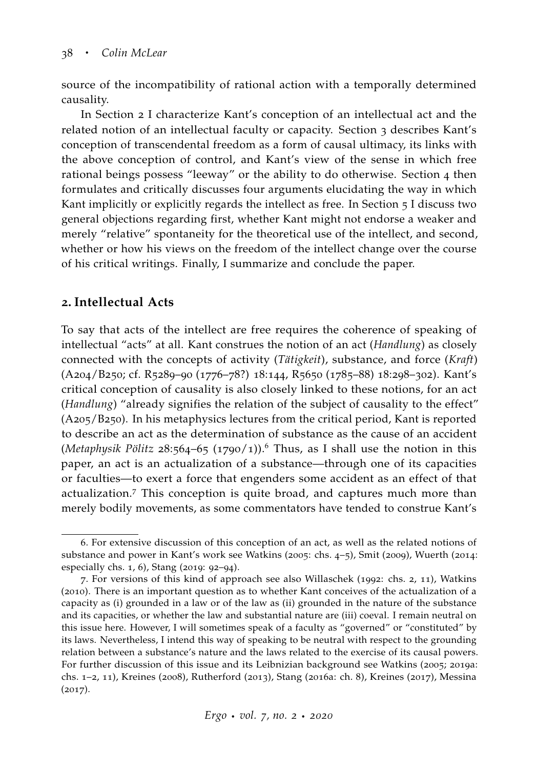source of the incompatibility of rational action with a temporally determined causality.

In Section 2 I characterize Kant's conception of an intellectual act and the related notion of an intellectual faculty or capacity. Section 3 describes Kant's conception of transcendental freedom as a form of causal ultimacy, its links with the above conception of control, and Kant's view of the sense in which free rational beings possess "leeway" or the ability to do otherwise. Section 4 then formulates and critically discusses four arguments elucidating the way in which Kant implicitly or explicitly regards the intellect as free. In Section 5 I discuss two general objections regarding first, whether Kant might not endorse a weaker and merely "relative" spontaneity for the theoretical use of the intellect, and second, whether or how his views on the freedom of the intellect change over the course of his critical writings. Finally, I summarize and conclude the paper.

## 2. Intellectual Acts

To say that acts of the intellect are free requires the coherence of speaking of intellectual "acts" at all. Kant construes the notion of an act (*Handlung*) as closely connected with the concepts of activity (*Tätigkeit*), substance, and force (*Kraft*) (A204/B250; cf. R5289–90 (1776–78?) 18:144, R5650 (1785–88) 18:298–302). Kant's critical conception of causality is also closely linked to these notions, for an act (*Handlung*) "already signifies the relation of the subject of causality to the effect" (A205/B250). In his metaphysics lectures from the critical period, Kant is reported to describe an act as the determination of substance as the cause of an accident (*Metaphysik Pölitz* 28:564–65 (1790/1)).[6] Thus, as I shall use the notion in this paper, an act is an actualization of a substance—through one of its capacities or faculties—to exert a force that engenders some accident as an effect of that actualization.[7] This conception is quite broad, and captures much more than merely bodily movements, as some commentators have tended to construe Kant's

6. For extensive discussion of this conception of an act, as well as the related notions of substance and power in Kant's work see Watkins (2005: chs. 4–5), Smit (2009), Wuerth (2014: especially chs. 1, 6), Stang (2019: 92–94).

7. For versions of this kind of approach see also Willaschek (1992: chs. 2, 11), Watkins (2010). There is an important question as to whether Kant conceives of the actualization of a capacity as (i) grounded in a law or of the law as (ii) grounded in the nature of the substance and its capacities, or whether the law and substantial nature are (iii) coeval. I remain neutral on this issue here. However, I will sometimes speak of a faculty as "governed" or "constituted" by its laws. Nevertheless, I intend this way of speaking to be neutral with respect to the grounding relation between a substance's nature and the laws related to the exercise of its causal powers. For further discussion of this issue and its Leibnizian background see Watkins (2005; 2019a: chs. 1–2, 11), Kreines (2008), Rutherford (2013), Stang (2016a: ch. 8), Kreines (2017), Messina (2017).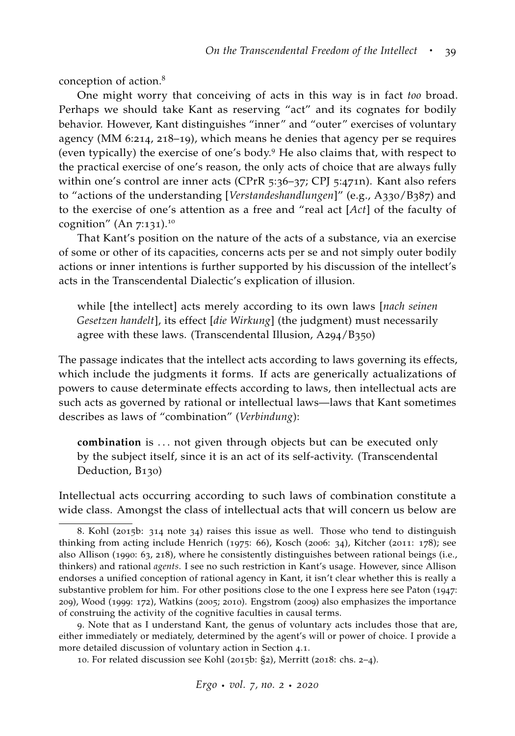conception of action.[8]

One might worry that conceiving of acts in this way is in fact *too* broad. Perhaps we should take Kant as reserving "act" and its cognates for bodily behavior. However, Kant distinguishes "inner" and "outer" exercises of voluntary agency (MM 6:214, 218–19), which means he denies that agency per se requires (even typically) the exercise of one's body.[9] He also claims that, with respect to the practical exercise of one's reason, the only acts of choice that are always fully within one's control are inner acts (CPrR 5:36–37; CPJ 5:471n). Kant also refers to "actions of the understanding [*Verstandeshandlungen*]" (e.g., A330/B387) and to the exercise of one's attention as a free and "real act [*Act*] of the faculty of cognition" (An 7:131).[10]

That Kant's position on the nature of the acts of a substance, via an exercise of some or other of its capacities, concerns acts per se and not simply outer bodily actions or inner intentions is further supported by his discussion of the intellect's acts in the Transcendental Dialectic's explication of illusion.

> while [the intellect] acts merely according to its own laws [*nach seinen Gesetzen handelt*], its effect [*die Wirkung*] (the judgment) must necessarily agree with these laws. (Transcendental Illusion, A294/B350)

The passage indicates that the intellect acts according to laws governing its effects, which include the judgments it forms. If acts are generically actualizations of powers to cause determinate effects according to laws, then intellectual acts are such acts as governed by rational or intellectual laws—laws that Kant sometimes describes as laws of "combination" (*Verbindung*):

> **combination** is . . . not given through objects but can be executed only by the subject itself, since it is an act of its self-activity. (Transcendental Deduction, B130)

Intellectual acts occurring according to such laws of combination constitute a wide class. Amongst the class of intellectual acts that will concern us below are

8. Kohl (2015b: 314 note 34) raises this issue as well. Those who tend to distinguish thinking from acting include Henrich (1975: 66), Kosch (2006: 34), Kitcher (2011: 178); see also Allison (1990: 63, 218), where he consistently distinguishes between rational beings (i.e., thinkers) and rational *agents*. I see no such restriction in Kant's usage. However, since Allison endorses a unified conception of rational agency in Kant, it isn't clear whether this is really a substantive problem for him. For other positions close to the one I express here see Paton (1947: 209), Wood (1999: 172), Watkins (2005; 2010). Engstrom (2009) also emphasizes the importance of construing the activity of the cognitive faculties in causal terms.

9. Note that as I understand Kant, the genus of voluntary acts includes those that are, either immediately or mediately, determined by the agent's will or power of choice. I provide a more detailed discussion of voluntary action in Section 4.1.

10. For related discussion see Kohl (2015b: §2), Merritt (2018: chs. 2–4).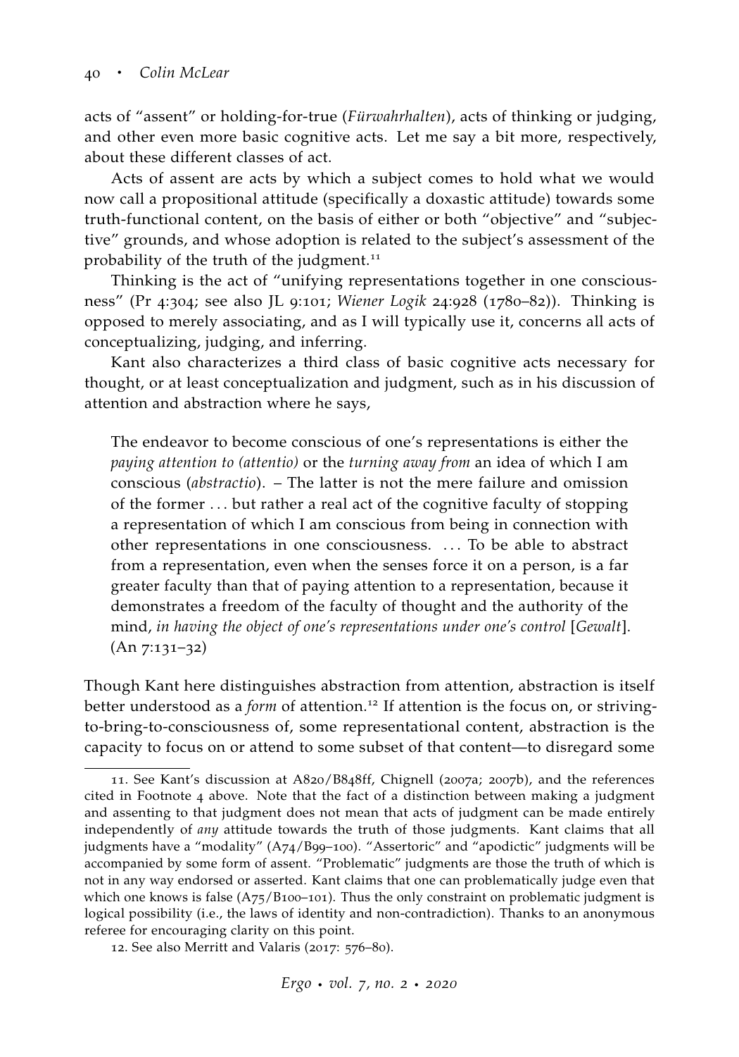acts of "assent" or holding-for-true (*Fürwahrhalten*), acts of thinking or judging, and other even more basic cognitive acts. Let me say a bit more, respectively, about these different classes of act.

Acts of assent are acts by which a subject comes to hold what we would now call a propositional attitude (specifically a doxastic attitude) towards some truth-functional content, on the basis of either or both "objective" and "subjective" grounds, and whose adoption is related to the subject's assessment of the probability of the truth of the judgment.[11]

Thinking is the act of "unifying representations together in one consciousness" (Pr 4:304; see also JL 9:101; *Wiener Logik* 24:928 (1780–82)). Thinking is opposed to merely associating, and as I will typically use it, concerns all acts of conceptualizing, judging, and inferring.

Kant also characterizes a third class of basic cognitive acts necessary for thought, or at least conceptualization and judgment, such as in his discussion of attention and abstraction where he says,

> The endeavor to become conscious of one's representations is either the *paying attention to (attentio)* or the *turning away from* an idea of which I am conscious (*abstractio*). – The latter is not the mere failure and omission of the former ... but rather a real act of the cognitive faculty of stopping a representation of which I am conscious from being in connection with other representations in one consciousness. ... To be able to abstract from a representation, even when the senses force it on a person, is a far greater faculty than that of paying attention to a representation, because it demonstrates a freedom of the faculty of thought and the authority of the mind, *in having the object of one's representations under one's control* [*Gewalt*]. (An 7:131–32)

Though Kant here distinguishes abstraction from attention, abstraction is itself better understood as a *form* of attention.[12] If attention is the focus on, or striving-to-bring-to-consciousness of, some representational content, abstraction is the capacity to focus on or attend to some subset of that content—to disregard some

11. See Kant's discussion at A820/B848ff, Chignell (2007a; 2007b), and the references cited in Footnote 4 above. Note that the fact of a distinction between making a judgment and assenting to that judgment does not mean that acts of judgment can be made entirely independently of *any* attitude towards the truth of those judgments. Kant claims that all judgments have a "modality" (A74/B99–100). "Assertoric" and "apodictic" judgments will be accompanied by some form of assent. "Problematic" judgments are those the truth of which is not in any way endorsed or asserted. Kant claims that one can problematically judge even that which one knows is false (A75/B100–101). Thus the only constraint on problematic judgment is logical possibility (i.e., the laws of identity and non-contradiction). Thanks to an anonymous referee for encouraging clarity on this point.

12. See also Merritt and Valaris (2017: 576–80).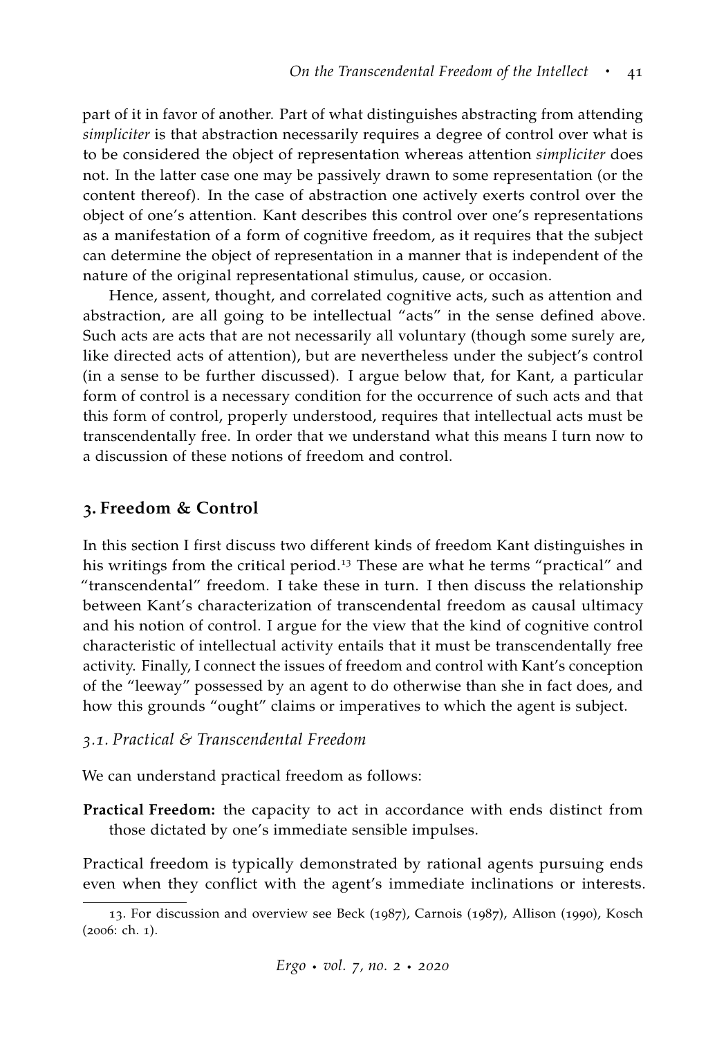part of it in favor of another. Part of what distinguishes abstracting from attending *simpliciter* is that abstraction necessarily requires a degree of control over what is to be considered the object of representation whereas attention *simpliciter* does not. In the latter case one may be passively drawn to some representation (or the content thereof). In the case of abstraction one actively exerts control over the object of one's attention. Kant describes this control over one's representations as a manifestation of a form of cognitive freedom, as it requires that the subject can determine the object of representation in a manner that is independent of the nature of the original representational stimulus, cause, or occasion.

Hence, assent, thought, and correlated cognitive acts, such as attention and abstraction, are all going to be intellectual "acts" in the sense defined above. Such acts are acts that are not necessarily all voluntary (though some surely are, like directed acts of attention), but are nevertheless under the subject's control (in a sense to be further discussed). I argue below that, for Kant, a particular form of control is a necessary condition for the occurrence of such acts and that this form of control, properly understood, requires that intellectual acts must be transcendentally free. In order that we understand what this means I turn now to a discussion of these notions of freedom and control.

## 3. Freedom & Control

In this section I first discuss two different kinds of freedom Kant distinguishes in his writings from the critical period.[13] These are what he terms "practical" and "transcendental" freedom. I take these in turn. I then discuss the relationship between Kant's characterization of transcendental freedom as causal ultimacy and his notion of control. I argue for the view that the kind of cognitive control characteristic of intellectual activity entails that it must be transcendentally free activity. Finally, I connect the issues of freedom and control with Kant's conception of the "leeway" possessed by an agent to do otherwise than she in fact does, and how this grounds "ought" claims or imperatives to which the agent is subject.

### 3.1. Practical & Transcendental Freedom

We can understand practical freedom as follows:

**Practical Freedom:** the capacity to act in accordance with ends distinct from those dictated by one's immediate sensible impulses.

Practical freedom is typically demonstrated by rational agents pursuing ends even when they conflict with the agent's immediate inclinations or interests.

13. For discussion and overview see Beck (1987), Carnois (1987), Allison (1990), Kosch (2006: ch. 1).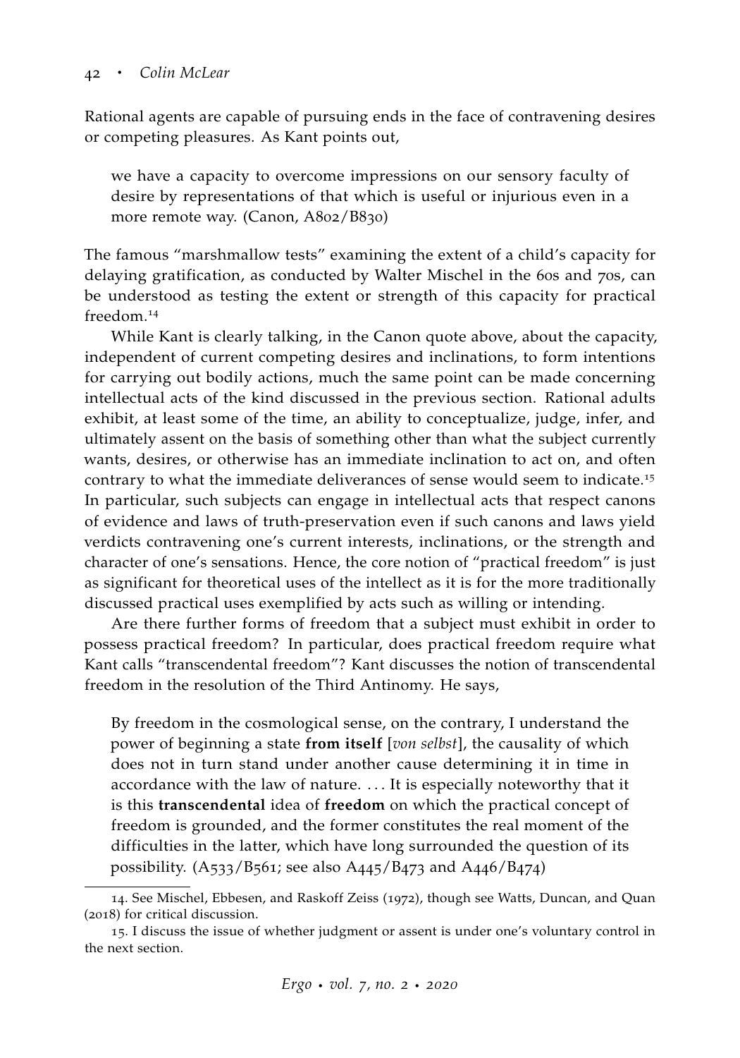Rational agents are capable of pursuing ends in the face of contravening desires or competing pleasures. As Kant points out,

> we have a capacity to overcome impressions on our sensory faculty of desire by representations of that which is useful or injurious even in a more remote way. (Canon, A802/B830)

The famous "marshmallow tests" examining the extent of a child's capacity for delaying gratification, as conducted by Walter Mischel in the 60s and 70s, can be understood as testing the extent or strength of this capacity for practical freedom.[14]

While Kant is clearly talking, in the Canon quote above, about the capacity, independent of current competing desires and inclinations, to form intentions for carrying out bodily actions, much the same point can be made concerning intellectual acts of the kind discussed in the previous section. Rational adults exhibit, at least some of the time, an ability to conceptualize, judge, infer, and ultimately assent on the basis of something other than what the subject currently wants, desires, or otherwise has an immediate inclination to act on, and often contrary to what the immediate deliverances of sense would seem to indicate.[15] In particular, such subjects can engage in intellectual acts that respect canons of evidence and laws of truth-preservation even if such canons and laws yield verdicts contravening one's current interests, inclinations, or the strength and character of one's sensations. Hence, the core notion of "practical freedom" is just as significant for theoretical uses of the intellect as it is for the more traditionally discussed practical uses exemplified by acts such as willing or intending.

Are there further forms of freedom that a subject must exhibit in order to possess practical freedom? In particular, does practical freedom require what Kant calls "transcendental freedom"? Kant discusses the notion of transcendental freedom in the resolution of the Third Antinomy. He says,

> By freedom in the cosmological sense, on the contrary, I understand the power of beginning a state **from itself** [*von selbst*], the causality of which does not in turn stand under another cause determining it in time in accordance with the law of nature. . . . It is especially noteworthy that it is this **transcendental** idea of **freedom** on which the practical concept of freedom is grounded, and the former constitutes the real moment of the difficulties in the latter, which have long surrounded the question of its possibility. (A533/B561; see also A445/B473 and A446/B474)

---

14. See Mischel, Ebbesen, and Raskoff Zeiss (1972), though see Watts, Duncan, and Quan (2018) for critical discussion.

15. I discuss the issue of whether judgment or assent is under one's voluntary control in the next section.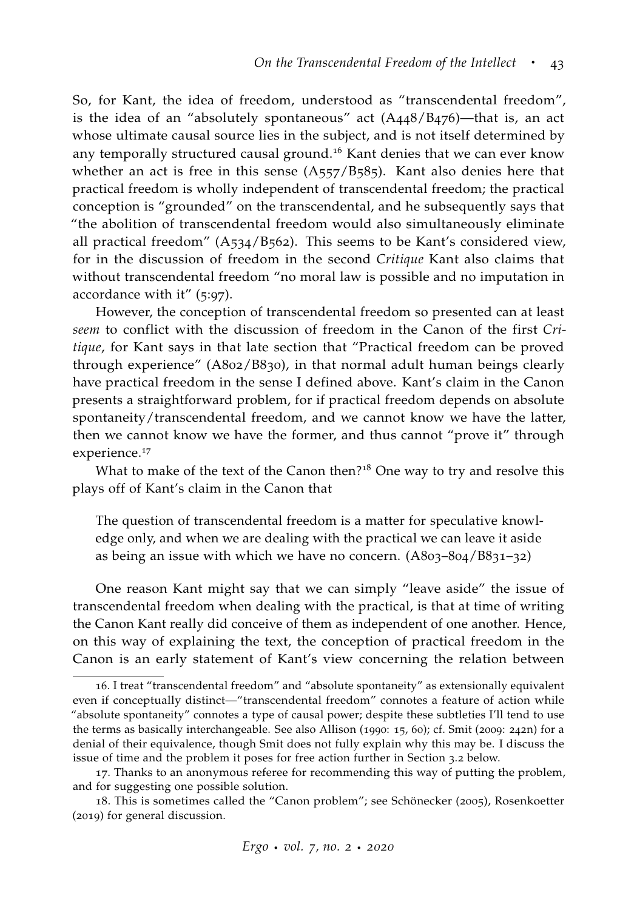So, for Kant, the idea of freedom, understood as "transcendental freedom", is the idea of an "absolutely spontaneous" act (A448/B476)—that is, an act whose ultimate causal source lies in the subject, and is not itself determined by any temporally structured causal ground.[16] Kant denies that we can ever know whether an act is free in this sense (A557/B585). Kant also denies here that practical freedom is wholly independent of transcendental freedom; the practical conception is "grounded" on the transcendental, and he subsequently says that "the abolition of transcendental freedom would also simultaneously eliminate all practical freedom" (A534/B562). This seems to be Kant's considered view, for in the discussion of freedom in the second *Critique* Kant also claims that without transcendental freedom "no moral law is possible and no imputation in accordance with it" (5:97).

However, the conception of transcendental freedom so presented can at least *seem* to conflict with the discussion of freedom in the Canon of the first *Critique*, for Kant says in that late section that "Practical freedom can be proved through experience" (A802/B830), in that normal adult human beings clearly have practical freedom in the sense I defined above. Kant's claim in the Canon presents a straightforward problem, for if practical freedom depends on absolute spontaneity/transcendental freedom, and we cannot know we have the latter, then we cannot know we have the former, and thus cannot "prove it" through experience.[17]

What to make of the text of the Canon then?[18] One way to try and resolve this plays off of Kant's claim in the Canon that

> The question of transcendental freedom is a matter for speculative knowledge only, and when we are dealing with the practical we can leave it aside as being an issue with which we have no concern. (A803–804/B831–32)

One reason Kant might say that we can simply "leave aside" the issue of transcendental freedom when dealing with the practical, is that at time of writing the Canon Kant really did conceive of them as independent of one another. Hence, on this way of explaining the text, the conception of practical freedom in the Canon is an early statement of Kant's view concerning the relation between

---

16. I treat "transcendental freedom" and "absolute spontaneity" as extensionally equivalent even if conceptually distinct—"transcendental freedom" connotes a feature of action while "absolute spontaneity" connotes a type of causal power; despite these subtleties I'll tend to use the terms as basically interchangeable. See also Allison (1990: 15, 60); cf. Smit (2009: 242n) for a denial of their equivalence, though Smit does not fully explain why this may be. I discuss the issue of time and the problem it poses for free action further in Section 3.2 below.

17. Thanks to an anonymous referee for recommending this way of putting the problem, and for suggesting one possible solution.

18. This is sometimes called the "Canon problem"; see Schönecker (2005), Rosenkoetter (2019) for general discussion.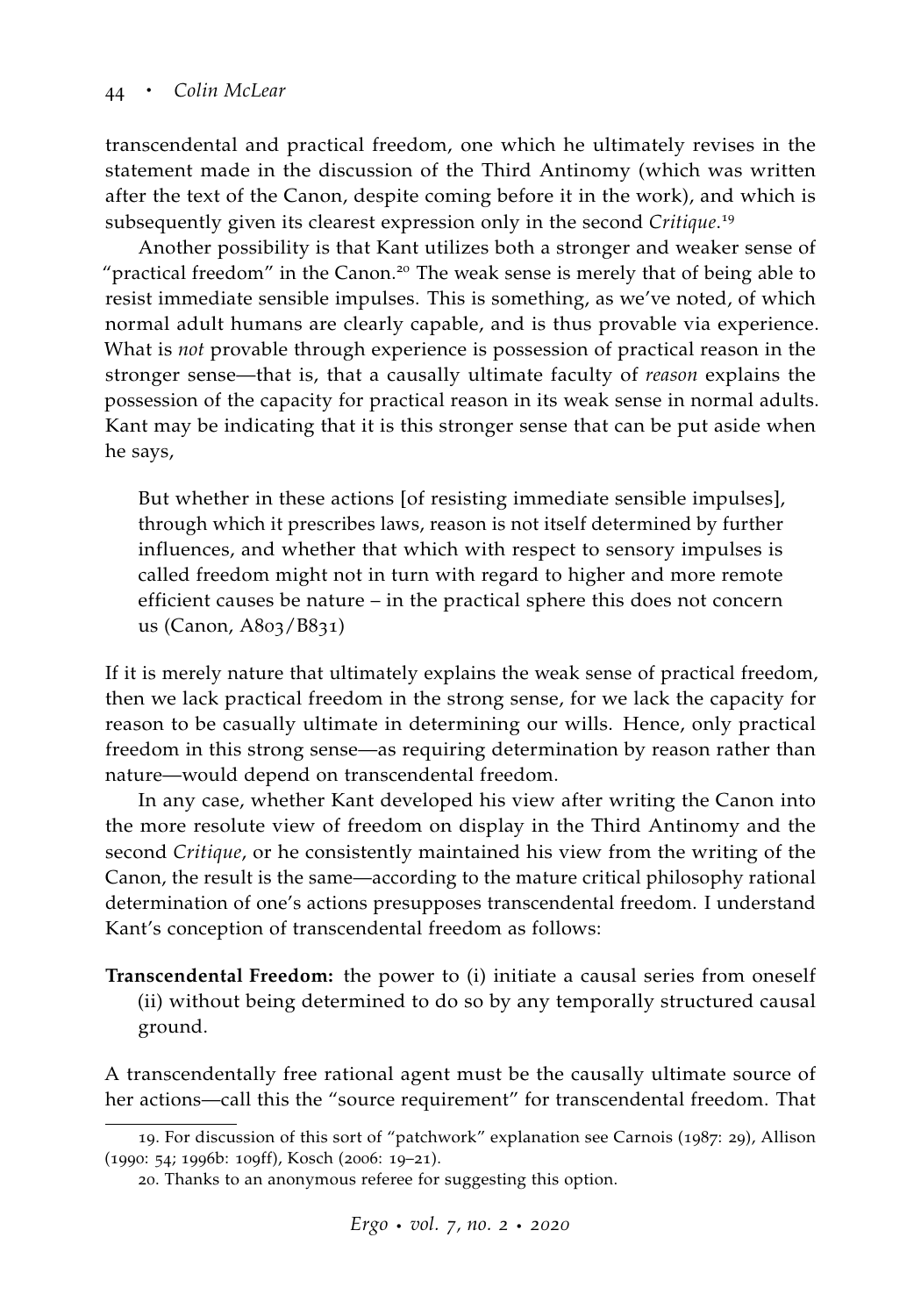transcendental and practical freedom, one which he ultimately revises in the statement made in the discussion of the Third Antinomy (which was written after the text of the Canon, despite coming before it in the work), and which is subsequently given its clearest expression only in the second *Critique*.[19]

Another possibility is that Kant utilizes both a stronger and weaker sense of "practical freedom" in the Canon.[20] The weak sense is merely that of being able to resist immediate sensible impulses. This is something, as we've noted, of which normal adult humans are clearly capable, and is thus provable via experience. What is *not* provable through experience is possession of practical reason in the stronger sense—that is, that a causally ultimate faculty of *reason* explains the possession of the capacity for practical reason in its weak sense in normal adults. Kant may be indicating that it is this stronger sense that can be put aside when he says,

> But whether in these actions [of resisting immediate sensible impulses], through which it prescribes laws, reason is not itself determined by further influences, and whether that which with respect to sensory impulses is called freedom might not in turn with regard to higher and more remote efficient causes be nature – in the practical sphere this does not concern us (Canon, A803/B831)

If it is merely nature that ultimately explains the weak sense of practical freedom, then we lack practical freedom in the strong sense, for we lack the capacity for reason to be casually ultimate in determining our wills. Hence, only practical freedom in this strong sense—as requiring determination by reason rather than nature—would depend on transcendental freedom.

In any case, whether Kant developed his view after writing the Canon into the more resolute view of freedom on display in the Third Antinomy and the second *Critique*, or he consistently maintained his view from the writing of the Canon, the result is the same—according to the mature critical philosophy rational determination of one's actions presupposes transcendental freedom. I understand Kant's conception of transcendental freedom as follows:

**Transcendental Freedom:** the power to (i) initiate a causal series from oneself (ii) without being determined to do so by any temporally structured causal ground.

A transcendentally free rational agent must be the causally ultimate source of her actions—call this the "source requirement" for transcendental freedom. That

---

19. For discussion of this sort of "patchwork" explanation see Carnois (1987: 29), Allison (1990: 54; 1996b: 109ff), Kosch (2006: 19–21).

20. Thanks to an anonymous referee for suggesting this option.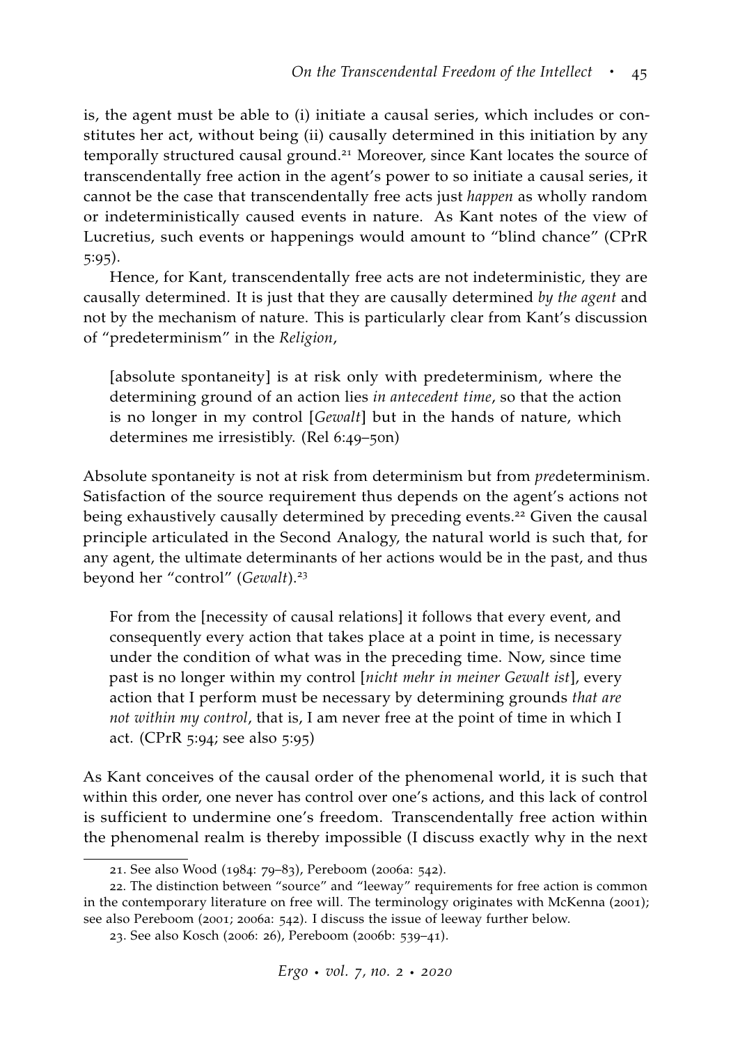is, the agent must be able to (i) initiate a causal series, which includes or constitutes her act, without being (ii) causally determined in this initiation by any temporally structured causal ground.[21] Moreover, since Kant locates the source of transcendentally free action in the agent's power to so initiate a causal series, it cannot be the case that transcendentally free acts just *happen* as wholly random or indeterministically caused events in nature. As Kant notes of the view of Lucretius, such events or happenings would amount to "blind chance" (CPrR 5:95).

Hence, for Kant, transcendentally free acts are not indeterministic, they are causally determined. It is just that they are causally determined *by the agent* and not by the mechanism of nature. This is particularly clear from Kant's discussion of "predeterminism" in the *Religion*,

> [absolute spontaneity] is at risk only with predeterminism, where the determining ground of an action lies *in antecedent time*, so that the action is no longer in my control [*Gewalt*] but in the hands of nature, which determines me irresistibly. (Rel 6:49–50n)

Absolute spontaneity is not at risk from determinism but from *pre*determinism. Satisfaction of the source requirement thus depends on the agent's actions not being exhaustively causally determined by preceding events.[22] Given the causal principle articulated in the Second Analogy, the natural world is such that, for any agent, the ultimate determinants of her actions would be in the past, and thus beyond her "control" (*Gewalt*).[23]

> For from the [necessity of causal relations] it follows that every event, and consequently every action that takes place at a point in time, is necessary under the condition of what was in the preceding time. Now, since time past is no longer within my control [*nicht mehr in meiner Gewalt ist*], every action that I perform must be necessary by determining grounds *that are not within my control*, that is, I am never free at the point of time in which I act. (CPrR 5:94; see also 5:95)

As Kant conceives of the causal order of the phenomenal world, it is such that within this order, one never has control over one's actions, and this lack of control is sufficient to undermine one's freedom. Transcendentally free action within the phenomenal realm is thereby impossible (I discuss exactly why in the next

---

21. See also Wood (1984: 79–83), Pereboom (2006a: 542).

22. The distinction between "source" and "leeway" requirements for free action is common in the contemporary literature on free will. The terminology originates with McKenna (2001); see also Pereboom (2001; 2006a: 542). I discuss the issue of leeway further below.

23. See also Kosch (2006: 26), Pereboom (2006b: 539–41).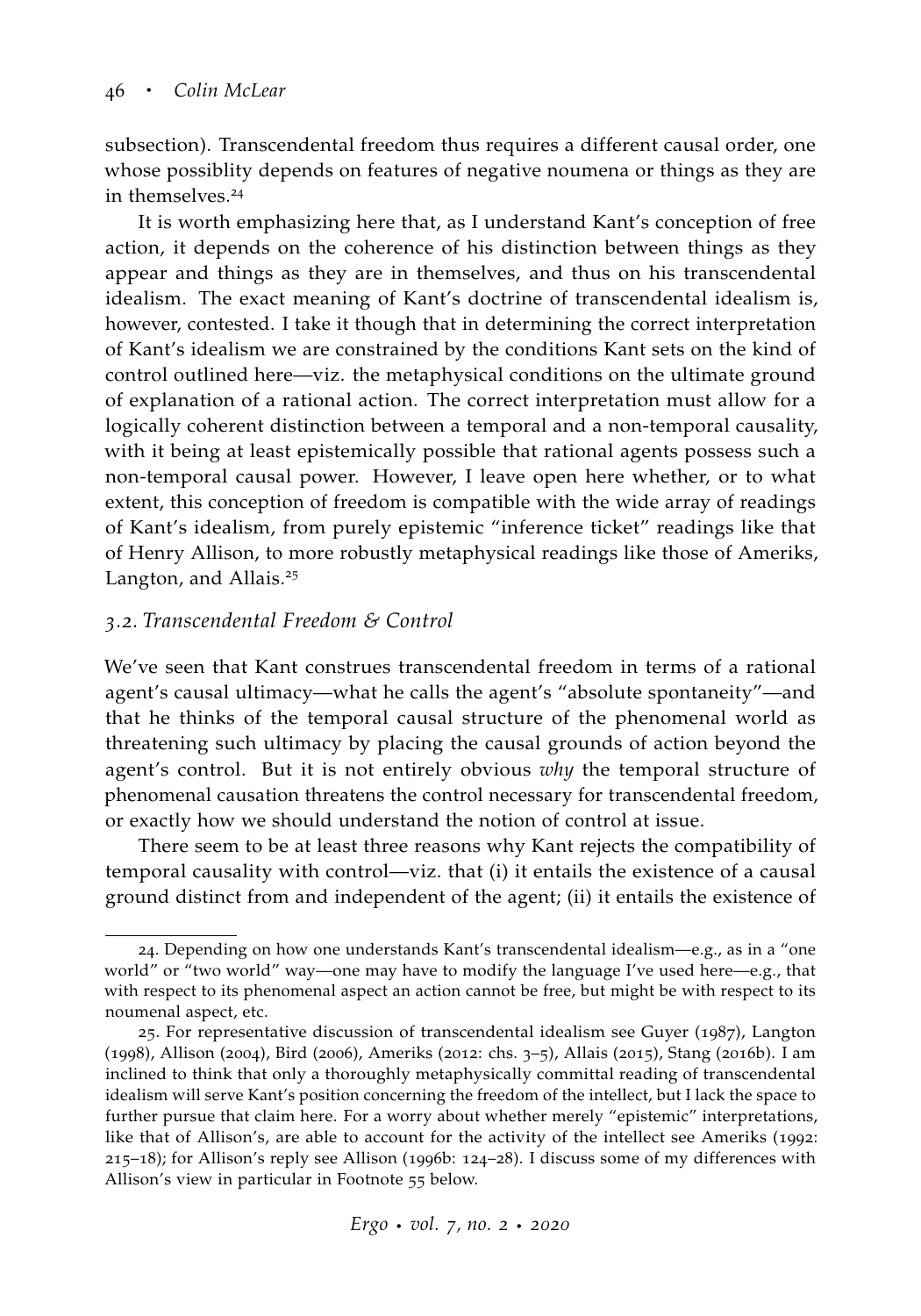subsection). Transcendental freedom thus requires a different causal order, one whose possiblity depends on features of negative noumena or things as they are in themselves.[24]

It is worth emphasizing here that, as I understand Kant's conception of free action, it depends on the coherence of his distinction between things as they appear and things as they are in themselves, and thus on his transcendental idealism. The exact meaning of Kant's doctrine of transcendental idealism is, however, contested. I take it though that in determining the correct interpretation of Kant's idealism we are constrained by the conditions Kant sets on the kind of control outlined here—viz. the metaphysical conditions on the ultimate ground of explanation of a rational action. The correct interpretation must allow for a logically coherent distinction between a temporal and a non-temporal causality, with it being at least epistemically possible that rational agents possess such a non-temporal causal power. However, I leave open here whether, or to what extent, this conception of freedom is compatible with the wide array of readings of Kant's idealism, from purely epistemic "inference ticket" readings like that of Henry Allison, to more robustly metaphysical readings like those of Ameriks, Langton, and Allais.[25]

### 3.2. *Transcendental Freedom & Control*

We've seen that Kant construes transcendental freedom in terms of a rational agent's causal ultimacy—what he calls the agent's "absolute spontaneity"—and that he thinks of the temporal causal structure of the phenomenal world as threatening such ultimacy by placing the causal grounds of action beyond the agent's control. But it is not entirely obvious *why* the temporal structure of phenomenal causation threatens the control necessary for transcendental freedom, or exactly how we should understand the notion of control at issue.

There seem to be at least three reasons why Kant rejects the compatibility of temporal causality with control—viz. that (i) it entails the existence of a causal ground distinct from and independent of the agent; (ii) it entails the existence of

---

24. Depending on how one understands Kant's transcendental idealism—e.g., as in a "one world" or "two world" way—one may have to modify the language I've used here—e.g., that with respect to its phenomenal aspect an action cannot be free, but might be with respect to its noumenal aspect, etc.

25. For representative discussion of transcendental idealism see Guyer (1987), Langton (1998), Allison (2004), Bird (2006), Ameriks (2012: chs. 3–5), Allais (2015), Stang (2016b). I am inclined to think that only a thoroughly metaphysically committal reading of transcendental idealism will serve Kant's position concerning the freedom of the intellect, but I lack the space to further pursue that claim here. For a worry about whether merely "epistemic" interpretations, like that of Allison's, are able to account for the activity of the intellect see Ameriks (1992: 215–18); for Allison's reply see Allison (1996b: 124–28). I discuss some of my differences with Allison's view in particular in Footnote 55 below.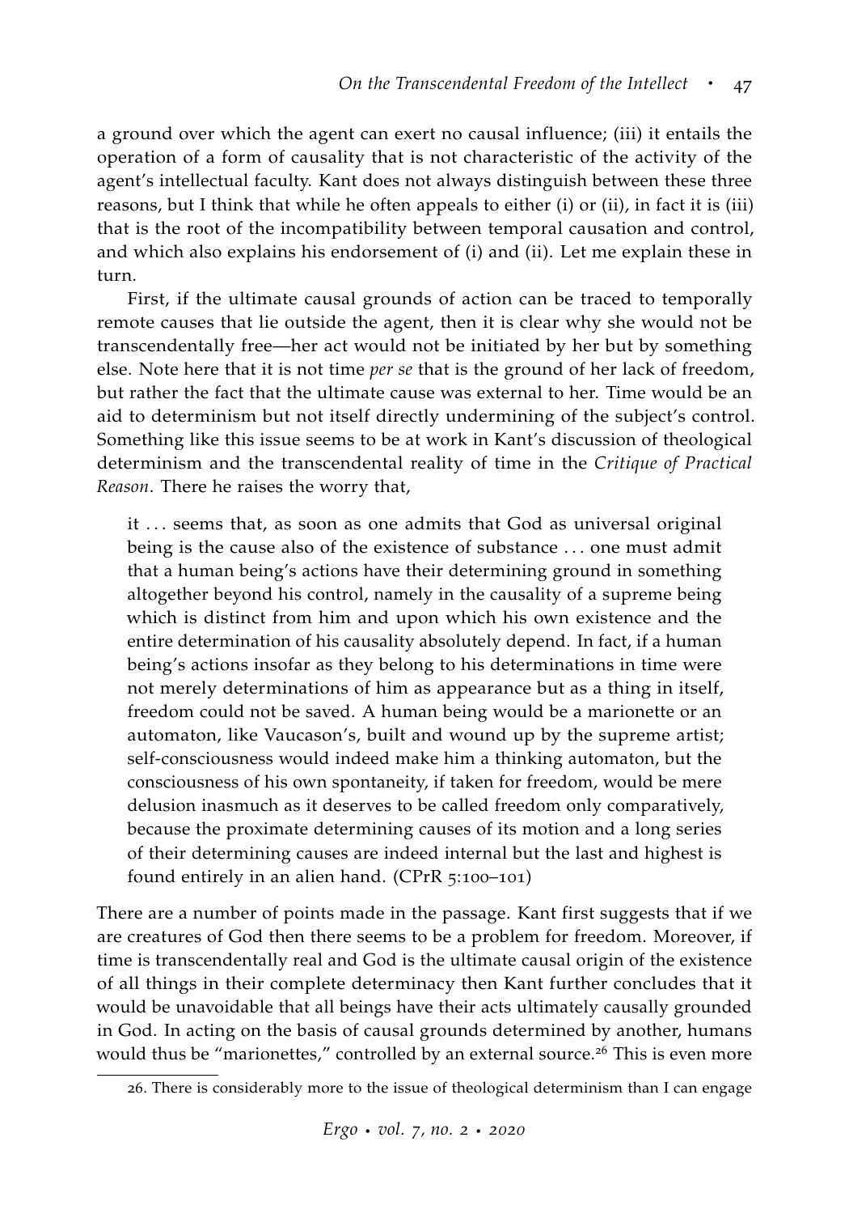a ground over which the agent can exert no causal influence; (iii) it entails the operation of a form of causality that is not characteristic of the activity of the agent's intellectual faculty. Kant does not always distinguish between these three reasons, but I think that while he often appeals to either (i) or (ii), in fact it is (iii) that is the root of the incompatibility between temporal causation and control, and which also explains his endorsement of (i) and (ii). Let me explain these in turn.

First, if the ultimate causal grounds of action can be traced to temporally remote causes that lie outside the agent, then it is clear why she would not be transcendentally free—her act would not be initiated by her but by something else. Note here that it is not time *per se* that is the ground of her lack of freedom, but rather the fact that the ultimate cause was external to her. Time would be an aid to determinism but not itself directly undermining of the subject's control. Something like this issue seems to be at work in Kant's discussion of theological determinism and the transcendental reality of time in the *Critique of Practical Reason*. There he raises the worry that,

> it . . . seems that, as soon as one admits that God as universal original being is the cause also of the existence of substance . . . one must admit that a human being's actions have their determining ground in something altogether beyond his control, namely in the causality of a supreme being which is distinct from him and upon which his own existence and the entire determination of his causality absolutely depend. In fact, if a human being's actions insofar as they belong to his determinations in time were not merely determinations of him as appearance but as a thing in itself, freedom could not be saved. A human being would be a marionette or an automaton, like Vaucason's, built and wound up by the supreme artist; self-consciousness would indeed make him a thinking automaton, but the consciousness of his own spontaneity, if taken for freedom, would be mere delusion inasmuch as it deserves to be called freedom only comparatively, because the proximate determining causes of its motion and a long series of their determining causes are indeed internal but the last and highest is found entirely in an alien hand. (CPrR 5:100–101)

There are a number of points made in the passage. Kant first suggests that if we are creatures of God then there seems to be a problem for freedom. Moreover, if time is transcendentally real and God is the ultimate causal origin of the existence of all things in their complete determinacy then Kant further concludes that it would be unavoidable that all beings have their acts ultimately causally grounded in God. In acting on the basis of causal grounds determined by another, humans would thus be "marionettes," controlled by an external source.[26] This is even more

26. There is considerably more to the issue of theological determinism than I can engage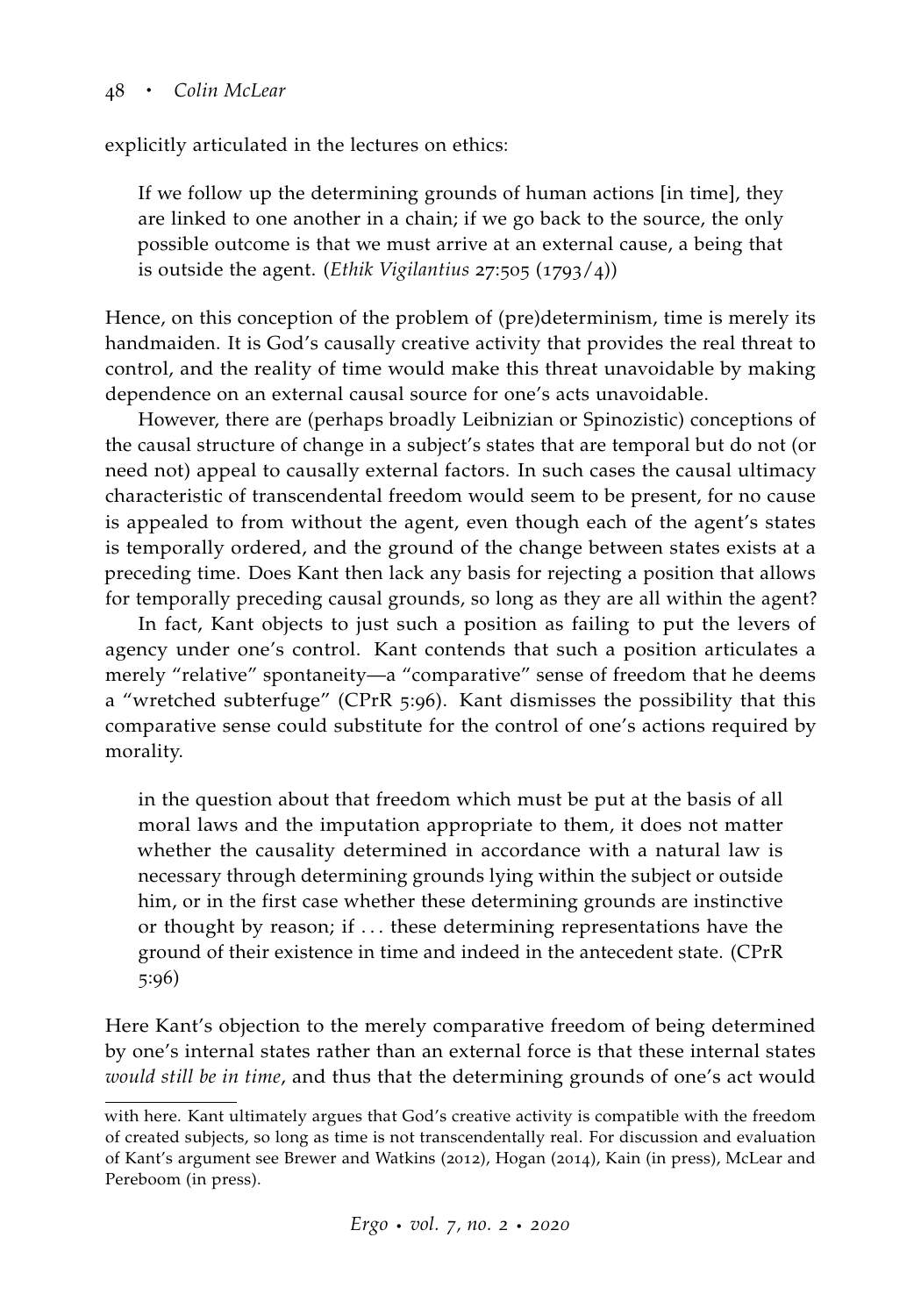explicitly articulated in the lectures on ethics:

> If we follow up the determining grounds of human actions [in time], they are linked to one another in a chain; if we go back to the source, the only possible outcome is that we must arrive at an external cause, a being that is outside the agent. (*Ethik Vigilantius* 27:505 (1793/4))

Hence, on this conception of the problem of (pre)determinism, time is merely its handmaiden. It is God's causally creative activity that provides the real threat to control, and the reality of time would make this threat unavoidable by making dependence on an external causal source for one's acts unavoidable.

However, there are (perhaps broadly Leibnizian or Spinozistic) conceptions of the causal structure of change in a subject's states that are temporal but do not (or need not) appeal to causally external factors. In such cases the causal ultimacy characteristic of transcendental freedom would seem to be present, for no cause is appealed to from without the agent, even though each of the agent's states is temporally ordered, and the ground of the change between states exists at a preceding time. Does Kant then lack any basis for rejecting a position that allows for temporally preceding causal grounds, so long as they are all within the agent?

In fact, Kant objects to just such a position as failing to put the levers of agency under one's control. Kant contends that such a position articulates a merely "relative" spontaneity—a "comparative" sense of freedom that he deems a "wretched subterfuge" (CPrR 5:96). Kant dismisses the possibility that this comparative sense could substitute for the control of one's actions required by morality.

> in the question about that freedom which must be put at the basis of all moral laws and the imputation appropriate to them, it does not matter whether the causality determined in accordance with a natural law is necessary through determining grounds lying within the subject or outside him, or in the first case whether these determining grounds are instinctive or thought by reason; if ... these determining representations have the ground of their existence in time and indeed in the antecedent state. (CPrR 5:96)

Here Kant's objection to the merely comparative freedom of being determined by one's internal states rather than an external force is that these internal states *would still be in time*, and thus that the determining grounds of one's act would

---

with here. Kant ultimately argues that God's creative activity is compatible with the freedom of created subjects, so long as time is not transcendentally real. For discussion and evaluation of Kant's argument see Brewer and Watkins (2012), Hogan (2014), Kain (in press), McLear and Pereboom (in press).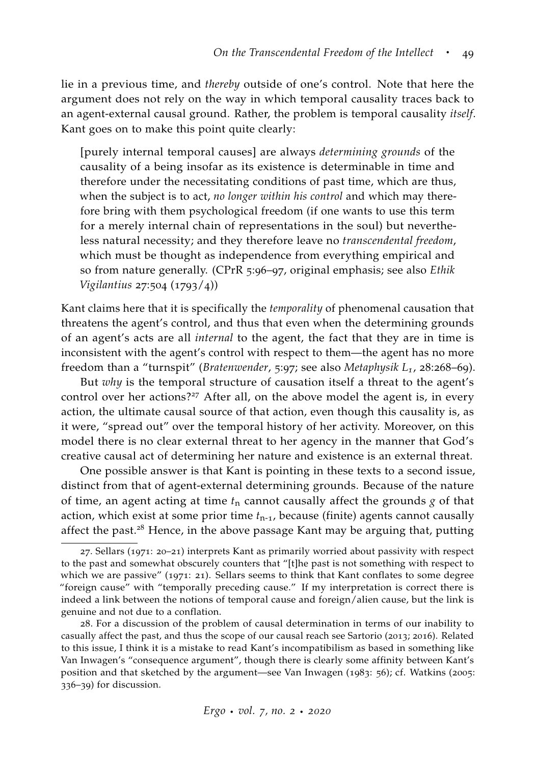lie in a previous time, and *thereby* outside of one's control. Note that here the argument does not rely on the way in which temporal causality traces back to an agent-external causal ground. Rather, the problem is temporal causality *itself*. Kant goes on to make this point quite clearly:

> [purely internal temporal causes] are always *determining grounds* of the causality of a being insofar as its existence is determinable in time and therefore under the necessitating conditions of past time, which are thus, when the subject is to act, *no longer within his control* and which may therefore bring with them psychological freedom (if one wants to use this term for a merely internal chain of representations in the soul) but nevertheless natural necessity; and they therefore leave no *transcendental freedom*, which must be thought as independence from everything empirical and so from nature generally. (CPrR 5:96–97, original emphasis; see also *Ethik Vigilantius* 27:504 (1793/4))

Kant claims here that it is specifically the *temporality* of phenomenal causation that threatens the agent's control, and thus that even when the determining grounds of an agent's acts are all *internal* to the agent, the fact that they are in time is inconsistent with the agent's control with respect to them—the agent has no more freedom than a "turnspit" (*Bratenwender*, 5:97; see also *Metaphysik $L_1$*, 28:268–69).

But *why* is the temporal structure of causation itself a threat to the agent's control over her actions?[27] After all, on the above model the agent is, in every action, the ultimate causal source of that action, even though this causality is, as it were, "spread out" over the temporal history of her activity. Moreover, on this model there is no clear external threat to her agency in the manner that God's creative causal act of determining her nature and existence is an external threat.

One possible answer is that Kant is pointing in these texts to a second issue, distinct from that of agent-external determining grounds. Because of the nature of time, an agent acting at time $t_n$ cannot causally affect the grounds $g$ of that action, which exist at some prior time $t_{n-1}$, because (finite) agents cannot causally affect the past.[28] Hence, in the above passage Kant may be arguing that, putting

---

27. Sellars (1971: 20–21) interprets Kant as primarily worried about passivity with respect to the past and somewhat obscurely counters that "[t]he past is not something with respect to which we are passive" (1971: 21). Sellars seems to think that Kant conflates to some degree "foreign cause" with "temporally preceding cause." If my interpretation is correct there is indeed a link between the notions of temporal cause and foreign/alien cause, but the link is genuine and not due to a conflation.

28. For a discussion of the problem of causal determination in terms of our inability to casually affect the past, and thus the scope of our causal reach see Sartorio (2013; 2016). Related to this issue, I think it is a mistake to read Kant's incompatibilism as based in something like Van Inwagen's "consequence argument", though there is clearly some affinity between Kant's position and that sketched by the argument—see Van Inwagen (1983: 56); cf. Watkins (2005: 336–39) for discussion.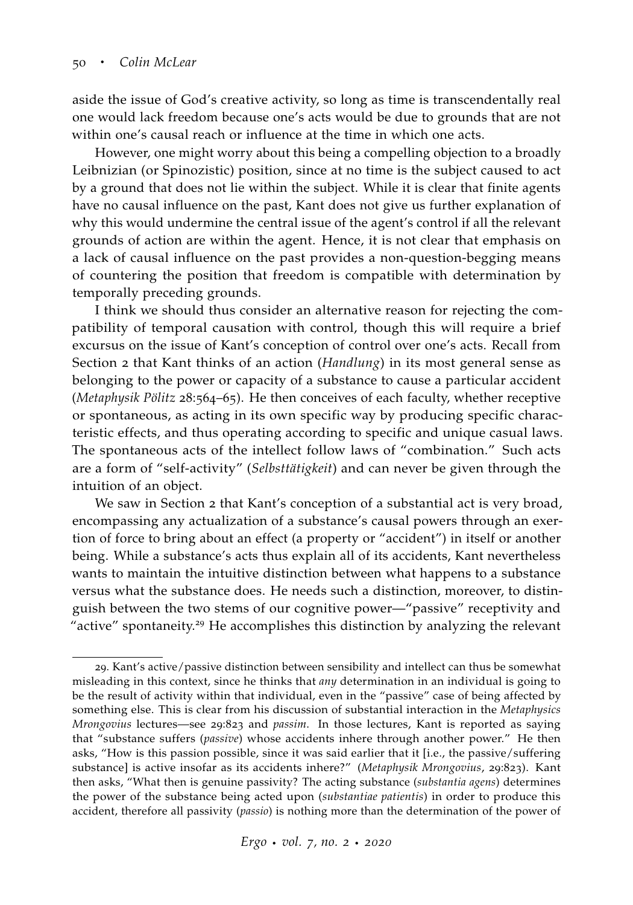aside the issue of God's creative activity, so long as time is transcendentally real one would lack freedom because one's acts would be due to grounds that are not within one's causal reach or influence at the time in which one acts.

However, one might worry about this being a compelling objection to a broadly Leibnizian (or Spinozistic) position, since at no time is the subject caused to act by a ground that does not lie within the subject. While it is clear that finite agents have no causal influence on the past, Kant does not give us further explanation of why this would undermine the central issue of the agent's control if all the relevant grounds of action are within the agent. Hence, it is not clear that emphasis on a lack of causal influence on the past provides a non-question-begging means of countering the position that freedom is compatible with determination by temporally preceding grounds.

I think we should thus consider an alternative reason for rejecting the compatibility of temporal causation with control, though this will require a brief excursus on the issue of Kant's conception of control over one's acts. Recall from Section 2 that Kant thinks of an action (*Handlung*) in its most general sense as belonging to the power or capacity of a substance to cause a particular accident (*Metaphysik Pölitz* 28:564–65). He then conceives of each faculty, whether receptive or spontaneous, as acting in its own specific way by producing specific characteristic effects, and thus operating according to specific and unique casual laws. The spontaneous acts of the intellect follow laws of "combination." Such acts are a form of "self-activity" (*Selbsttätigkeit*) and can never be given through the intuition of an object.

We saw in Section 2 that Kant's conception of a substantial act is very broad, encompassing any actualization of a substance's causal powers through an exertion of force to bring about an effect (a property or "accident") in itself or another being. While a substance's acts thus explain all of its accidents, Kant nevertheless wants to maintain the intuitive distinction between what happens to a substance versus what the substance does. He needs such a distinction, moreover, to distinguish between the two stems of our cognitive power—"passive" receptivity and "active" spontaneity.[29] He accomplishes this distinction by analyzing the relevant

---

29. Kant's active/passive distinction between sensibility and intellect can thus be somewhat misleading in this context, since he thinks that *any* determination in an individual is going to be the result of activity within that individual, even in the "passive" case of being affected by something else. This is clear from his discussion of substantial interaction in the *Metaphysics Mrongovius* lectures—see 29:823 and *passim*. In those lectures, Kant is reported as saying that "substance suffers (*passive*) whose accidents inhere through another power." He then asks, "How is this passion possible, since it was said earlier that it [i.e., the passive/suffering substance] is active insofar as its accidents inhere?" (*Metaphysik Mrongovius*, 29:823). Kant then asks, "What then is genuine passivity? The acting substance (*substantia agens*) determines the power of the substance being acted upon (*substantiae patientis*) in order to produce this accident, therefore all passivity (*passio*) is nothing more than the determination of the power of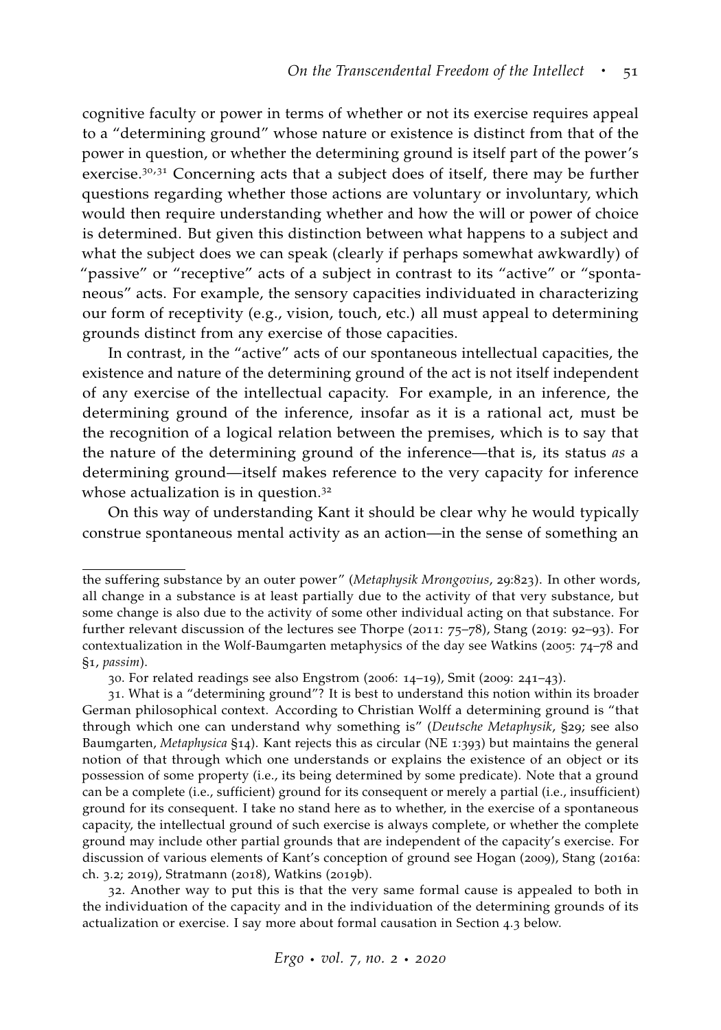cognitive faculty or power in terms of whether or not its exercise requires appeal to a "determining ground" whose nature or existence is distinct from that of the power in question, or whether the determining ground is itself part of the power's exercise.[30,31] Concerning acts that a subject does of itself, there may be further questions regarding whether those actions are voluntary or involuntary, which would then require understanding whether and how the will or power of choice is determined. But given this distinction between what happens to a subject and what the subject does we can speak (clearly if perhaps somewhat awkwardly) of "passive" or "receptive" acts of a subject in contrast to its "active" or "spontaneous" acts. For example, the sensory capacities individuated in characterizing our form of receptivity (e.g., vision, touch, etc.) all must appeal to determining grounds distinct from any exercise of those capacities.

In contrast, in the "active" acts of our spontaneous intellectual capacities, the existence and nature of the determining ground of the act is not itself independent of any exercise of the intellectual capacity. For example, in an inference, the determining ground of the inference, insofar as it is a rational act, must be the recognition of a logical relation between the premises, which is to say that the nature of the determining ground of the inference—that is, its status *as* a determining ground—itself makes reference to the very capacity for inference whose actualization is in question.[32]

On this way of understanding Kant it should be clear why he would typically construe spontaneous mental activity as an action—in the sense of something an

---

the suffering substance by an outer power" (*Metaphysik Mrongovius*, 29:823). In other words, all change in a substance is at least partially due to the activity of that very substance, but some change is also due to the activity of some other individual acting on that substance. For further relevant discussion of the lectures see Thorpe (2011: 75–78), Stang (2019: 92–93). For contextualization in the Wolf-Baumgarten metaphysics of the day see Watkins (2005: 74–78 and §1, *passim*).

30. For related readings see also Engstrom (2006: 14–19), Smit (2009: 241–43).

31. What is a "determining ground"? It is best to understand this notion within its broader German philosophical context. According to Christian Wolff a determining ground is "that through which one can understand why something is" (*Deutsche Metaphysik*, §29; see also Baumgarten, *Metaphysica* §14). Kant rejects this as circular (NE 1:393) but maintains the general notion of that through which one understands or explains the existence of an object or its possession of some property (i.e., its being determined by some predicate). Note that a ground can be a complete (i.e., sufficient) ground for its consequent or merely a partial (i.e., insufficient) ground for its consequent. I take no stand here as to whether, in the exercise of a spontaneous capacity, the intellectual ground of such exercise is always complete, or whether the complete ground may include other partial grounds that are independent of the capacity's exercise. For discussion of various elements of Kant's conception of ground see Hogan (2009), Stang (2016a: ch. 3.2; 2019), Stratmann (2018), Watkins (2019b).

32. Another way to put this is that the very same formal cause is appealed to both in the individuation of the capacity and in the individuation of the determining grounds of its actualization or exercise. I say more about formal causation in Section 4.3 below.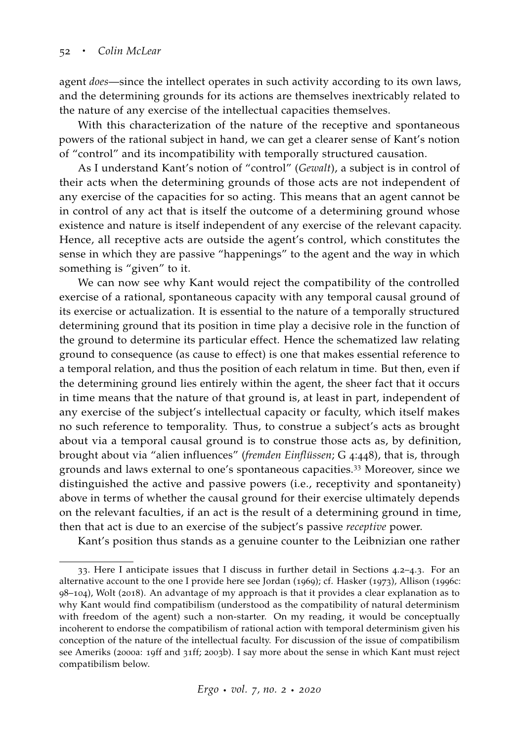agent *does*—since the intellect operates in such activity according to its own laws, and the determining grounds for its actions are themselves inextricably related to the nature of any exercise of the intellectual capacities themselves.

With this characterization of the nature of the receptive and spontaneous powers of the rational subject in hand, we can get a clearer sense of Kant's notion of "control" and its incompatibility with temporally structured causation.

As I understand Kant's notion of "control" (*Gewalt*), a subject is in control of their acts when the determining grounds of those acts are not independent of any exercise of the capacities for so acting. This means that an agent cannot be in control of any act that is itself the outcome of a determining ground whose existence and nature is itself independent of any exercise of the relevant capacity. Hence, all receptive acts are outside the agent's control, which constitutes the sense in which they are passive "happenings" to the agent and the way in which something is "given" to it.

We can now see why Kant would reject the compatibility of the controlled exercise of a rational, spontaneous capacity with any temporal causal ground of its exercise or actualization. It is essential to the nature of a temporally structured determining ground that its position in time play a decisive role in the function of the ground to determine its particular effect. Hence the schematized law relating ground to consequence (as cause to effect) is one that makes essential reference to a temporal relation, and thus the position of each relatum in time. But then, even if the determining ground lies entirely within the agent, the sheer fact that it occurs in time means that the nature of that ground is, at least in part, independent of any exercise of the subject's intellectual capacity or faculty, which itself makes no such reference to temporality. Thus, to construe a subject's acts as brought about via a temporal causal ground is to construe those acts as, by definition, brought about via "alien influences" (*fremden Einflüssen*; G 4:448), that is, through grounds and laws external to one's spontaneous capacities.[33] Moreover, since we distinguished the active and passive powers (i.e., receptivity and spontaneity) above in terms of whether the causal ground for their exercise ultimately depends on the relevant faculties, if an act is the result of a determining ground in time, then that act is due to an exercise of the subject's passive *receptive* power.

Kant's position thus stands as a genuine counter to the Leibnizian one rather

---

33. Here I anticipate issues that I discuss in further detail in Sections 4.2–4.3. For an alternative account to the one I provide here see Jordan (1969); cf. Hasker (1973), Allison (1996c: 98–104), Wolt (2018). An advantage of my approach is that it provides a clear explanation as to why Kant would find compatibilism (understood as the compatibility of natural determinism with freedom of the agent) such a non-starter. On my reading, it would be conceptually incoherent to endorse the compatibilism of rational action with temporal determinism given his conception of the nature of the intellectual faculty. For discussion of the issue of compatibilism see Ameriks (2000a: 19ff and 31ff; 2003b). I say more about the sense in which Kant must reject compatibilism below.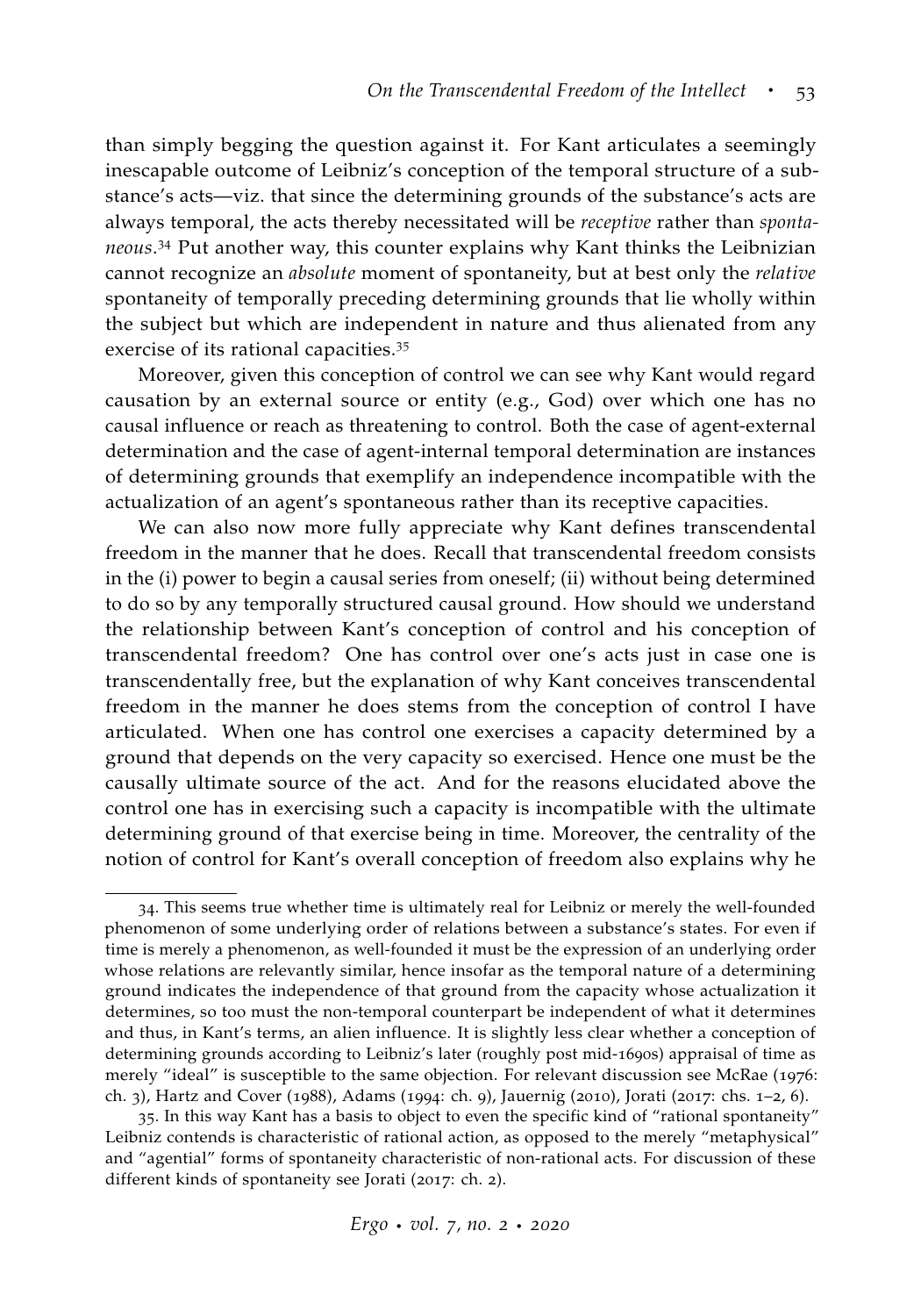than simply begging the question against it. For Kant articulates a seemingly inescapable outcome of Leibniz's conception of the temporal structure of a substance's acts—viz. that since the determining grounds of the substance's acts are always temporal, the acts thereby necessitated will be *receptive* rather than *spontaneous*.[34] Put another way, this counter explains why Kant thinks the Leibnizian cannot recognize an *absolute* moment of spontaneity, but at best only the *relative* spontaneity of temporally preceding determining grounds that lie wholly within the subject but which are independent in nature and thus alienated from any exercise of its rational capacities.[35]

Moreover, given this conception of control we can see why Kant would regard causation by an external source or entity (e.g., God) over which one has no causal influence or reach as threatening to control. Both the case of agent-external determination and the case of agent-internal temporal determination are instances of determining grounds that exemplify an independence incompatible with the actualization of an agent's spontaneous rather than its receptive capacities.

We can also now more fully appreciate why Kant defines transcendental freedom in the manner that he does. Recall that transcendental freedom consists in the (i) power to begin a causal series from oneself; (ii) without being determined to do so by any temporally structured causal ground. How should we understand the relationship between Kant's conception of control and his conception of transcendental freedom? One has control over one's acts just in case one is transcendentally free, but the explanation of why Kant conceives transcendental freedom in the manner he does stems from the conception of control I have articulated. When one has control one exercises a capacity determined by a ground that depends on the very capacity so exercised. Hence one must be the causally ultimate source of the act. And for the reasons elucidated above the control one has in exercising such a capacity is incompatible with the ultimate determining ground of that exercise being in time. Moreover, the centrality of the notion of control for Kant's overall conception of freedom also explains why he

---

34. This seems true whether time is ultimately real for Leibniz or merely the well-founded phenomenon of some underlying order of relations between a substance's states. For even if time is merely a phenomenon, as well-founded it must be the expression of an underlying order whose relations are relevantly similar, hence insofar as the temporal nature of a determining ground indicates the independence of that ground from the capacity whose actualization it determines, so too must the non-temporal counterpart be independent of what it determines and thus, in Kant's terms, an alien influence. It is slightly less clear whether a conception of determining grounds according to Leibniz's later (roughly post mid-1690s) appraisal of time as merely "ideal" is susceptible to the same objection. For relevant discussion see McRae (1976: ch. 3), Hartz and Cover (1988), Adams (1994: ch. 9), Jauernig (2010), Jorati (2017: chs. 1–2, 6).

35. In this way Kant has a basis to object to even the specific kind of "rational spontaneity" Leibniz contends is characteristic of rational action, as opposed to the merely "metaphysical" and "agential" forms of spontaneity characteristic of non-rational acts. For discussion of these different kinds of spontaneity see Jorati (2017: ch. 2).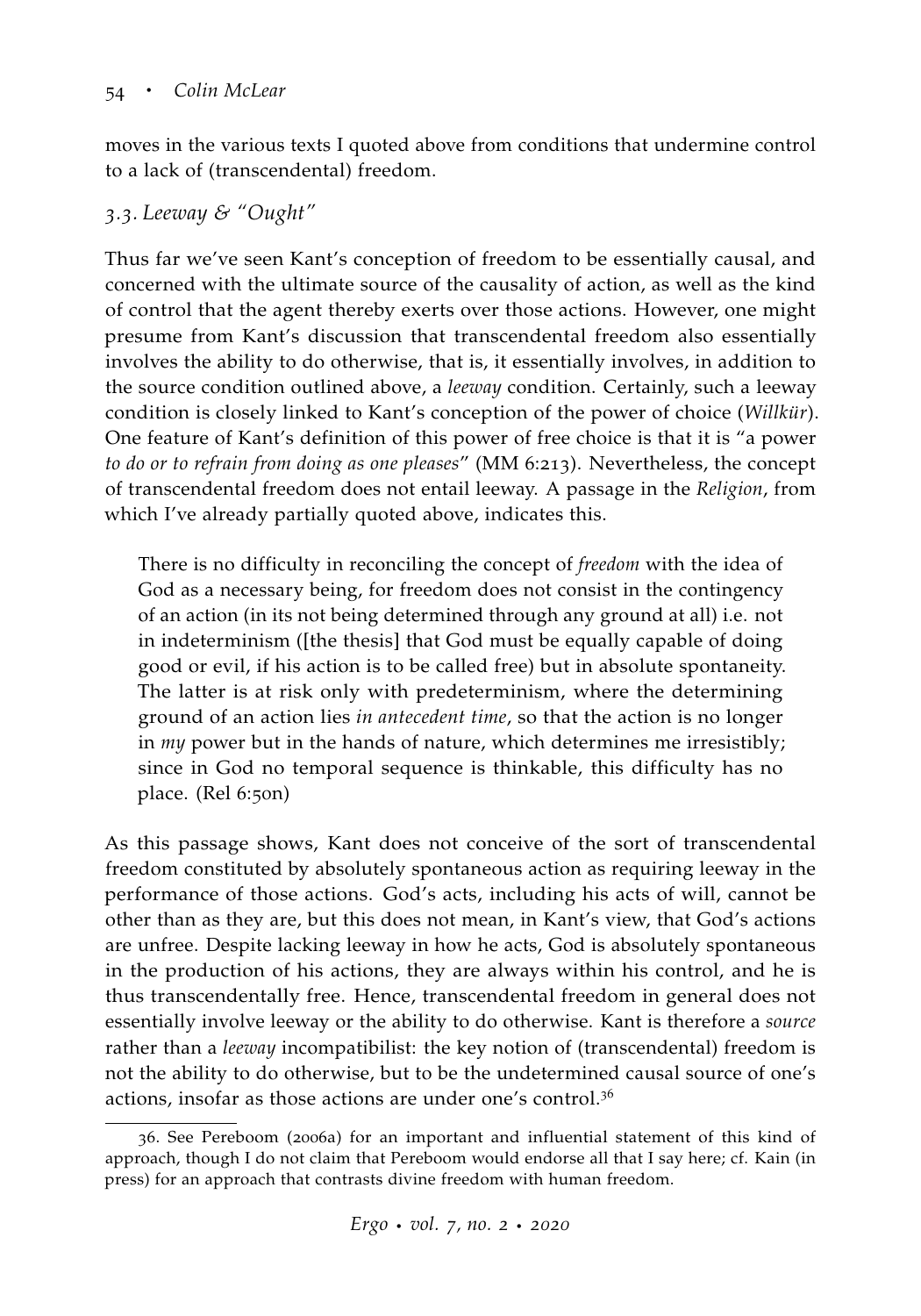moves in the various texts I quoted above from conditions that undermine control to a lack of (transcendental) freedom.

### *3.3. Leeway & "Ought"*

Thus far we've seen Kant's conception of freedom to be essentially causal, and concerned with the ultimate source of the causality of action, as well as the kind of control that the agent thereby exerts over those actions. However, one might presume from Kant's discussion that transcendental freedom also essentially involves the ability to do otherwise, that is, it essentially involves, in addition to the source condition outlined above, a *leeway* condition. Certainly, such a leeway condition is closely linked to Kant's conception of the power of choice (*Willkür*). One feature of Kant's definition of this power of free choice is that it is "a power *to do or to refrain from doing as one pleases*" (MM 6:213). Nevertheless, the concept of transcendental freedom does not entail leeway. A passage in the *Religion*, from which I've already partially quoted above, indicates this.

> There is no difficulty in reconciling the concept of *freedom* with the idea of God as a necessary being, for freedom does not consist in the contingency of an action (in its not being determined through any ground at all) i.e. not in indeterminism ([the thesis] that God must be equally capable of doing good or evil, if his action is to be called free) but in absolute spontaneity. The latter is at risk only with predeterminism, where the determining ground of an action lies *in antecedent time*, so that the action is no longer in *my* power but in the hands of nature, which determines me irresistibly; since in God no temporal sequence is thinkable, this difficulty has no place. (Rel 6:50n)

As this passage shows, Kant does not conceive of the sort of transcendental freedom constituted by absolutely spontaneous action as requiring leeway in the performance of those actions. God's acts, including his acts of will, cannot be other than as they are, but this does not mean, in Kant's view, that God's actions are unfree. Despite lacking leeway in how he acts, God is absolutely spontaneous in the production of his actions, they are always within his control, and he is thus transcendentally free. Hence, transcendental freedom in general does not essentially involve leeway or the ability to do otherwise. Kant is therefore a *source* rather than a *leeway* incompatibilist: the key notion of (transcendental) freedom is not the ability to do otherwise, but to be the undetermined causal source of one's actions, insofar as those actions are under one's control.[36]

36. See Pereboom (2006a) for an important and influential statement of this kind of approach, though I do not claim that Pereboom would endorse all that I say here; cf. Kain (in press) for an approach that contrasts divine freedom with human freedom.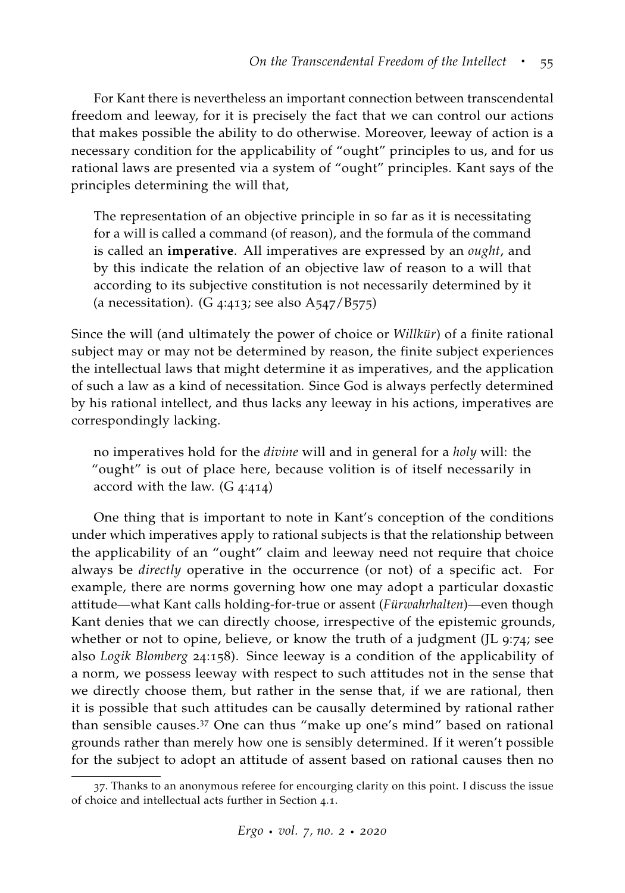For Kant there is nevertheless an important connection between transcendental freedom and leeway, for it is precisely the fact that we can control our actions that makes possible the ability to do otherwise. Moreover, leeway of action is a necessary condition for the applicability of "ought" principles to us, and for us rational laws are presented via a system of "ought" principles. Kant says of the principles determining the will that,

> The representation of an objective principle in so far as it is necessitating for a will is called a command (of reason), and the formula of the command is called an **imperative**. All imperatives are expressed by an *ought*, and by this indicate the relation of an objective law of reason to a will that according to its subjective constitution is not necessarily determined by it (a necessitation). (G 4:413; see also A547/B575)

Since the will (and ultimately the power of choice or *Willkür*) of a finite rational subject may or may not be determined by reason, the finite subject experiences the intellectual laws that might determine it as imperatives, and the application of such a law as a kind of necessitation. Since God is always perfectly determined by his rational intellect, and thus lacks any leeway in his actions, imperatives are correspondingly lacking.

> no imperatives hold for the *divine* will and in general for a *holy* will: the "ought" is out of place here, because volition is of itself necessarily in accord with the law. (G 4:414)

One thing that is important to note in Kant's conception of the conditions under which imperatives apply to rational subjects is that the relationship between the applicability of an "ought" claim and leeway need not require that choice always be *directly* operative in the occurrence (or not) of a specific act. For example, there are norms governing how one may adopt a particular doxastic attitude—what Kant calls holding-for-true or assent (*Fürwahrhalten*)—even though Kant denies that we can directly choose, irrespective of the epistemic grounds, whether or not to opine, believe, or know the truth of a judgment (JL 9:74; see also *Logik Blomberg* 24:158). Since leeway is a condition of the applicability of a norm, we possess leeway with respect to such attitudes not in the sense that we directly choose them, but rather in the sense that, if we are rational, then it is possible that such attitudes can be causally determined by rational rather than sensible causes.[37] One can thus "make up one's mind" based on rational grounds rather than merely how one is sensibly determined. If it weren't possible for the subject to adopt an attitude of assent based on rational causes then no

37. Thanks to an anonymous referee for encourging clarity on this point. I discuss the issue of choice and intellectual acts further in Section 4.1.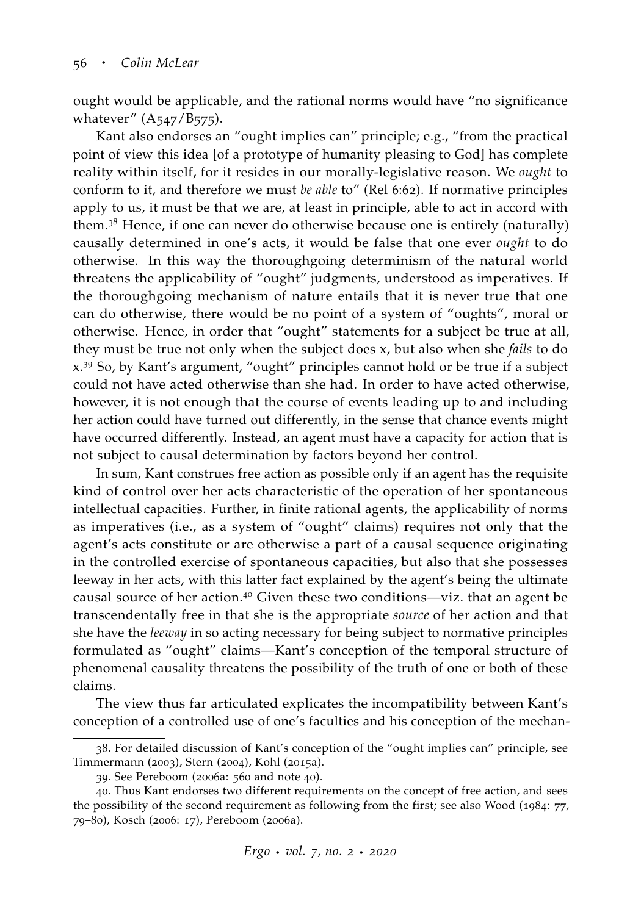ought would be applicable, and the rational norms would have "no significance whatever" (A547/B575).

Kant also endorses an "ought implies can" principle; e.g., "from the practical point of view this idea [of a prototype of humanity pleasing to God] has complete reality within itself, for it resides in our morally-legislative reason. We *ought* to conform to it, and therefore we must *be able* to" (Rel 6:62). If normative principles apply to us, it must be that we are, at least in principle, able to act in accord with them.[38] Hence, if one can never do otherwise because one is entirely (naturally) causally determined in one's acts, it would be false that one ever *ought* to do otherwise. In this way the thoroughgoing determinism of the natural world threatens the applicability of "ought" judgments, understood as imperatives. If the thoroughgoing mechanism of nature entails that it is never true that one can do otherwise, there would be no point of a system of "oughts", moral or otherwise. Hence, in order that "ought" statements for a subject be true at all, they must be true not only when the subject does x, but also when she *fails* to do x.[39] So, by Kant's argument, "ought" principles cannot hold or be true if a subject could not have acted otherwise than she had. In order to have acted otherwise, however, it is not enough that the course of events leading up to and including her action could have turned out differently, in the sense that chance events might have occurred differently. Instead, an agent must have a capacity for action that is not subject to causal determination by factors beyond her control.

In sum, Kant construes free action as possible only if an agent has the requisite kind of control over her acts characteristic of the operation of her spontaneous intellectual capacities. Further, in finite rational agents, the applicability of norms as imperatives (i.e., as a system of "ought" claims) requires not only that the agent's acts constitute or are otherwise a part of a causal sequence originating in the controlled exercise of spontaneous capacities, but also that she possesses leeway in her acts, with this latter fact explained by the agent's being the ultimate causal source of her action.[40] Given these two conditions—viz. that an agent be transcendentally free in that she is the appropriate *source* of her action and that she have the *leeway* in so acting necessary for being subject to normative principles formulated as "ought" claims—Kant's conception of the temporal structure of phenomenal causality threatens the possibility of the truth of one or both of these claims.

The view thus far articulated explicates the incompatibility between Kant's conception of a controlled use of one's faculties and his conception of the mechan-

---

38. For detailed discussion of Kant's conception of the "ought implies can" principle, see Timmermann (2003), Stern (2004), Kohl (2015a).

39. See Pereboom (2006a: 560 and note 40).

40. Thus Kant endorses two different requirements on the concept of free action, and sees the possibility of the second requirement as following from the first; see also Wood (1984: 77, 79–80), Kosch (2006: 17), Pereboom (2006a).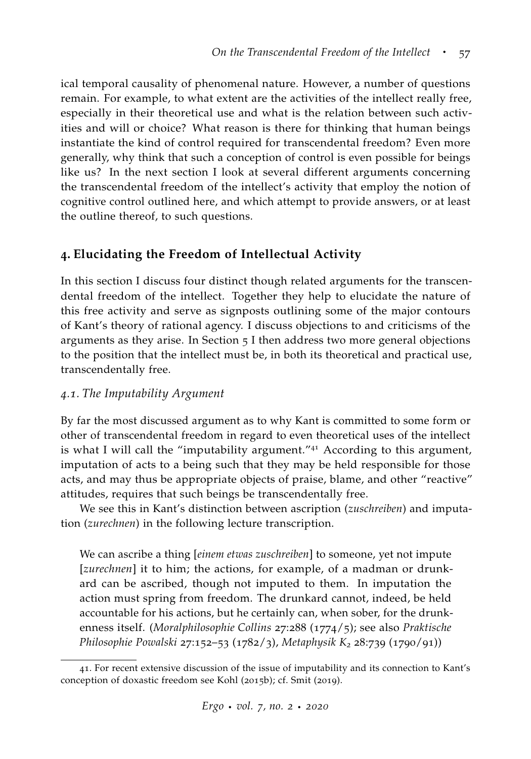ical temporal causality of phenomenal nature. However, a number of questions remain. For example, to what extent are the activities of the intellect really free, especially in their theoretical use and what is the relation between such activities and will or choice? What reason is there for thinking that human beings instantiate the kind of control required for transcendental freedom? Even more generally, why think that such a conception of control is even possible for beings like us? In the next section I look at several different arguments concerning the transcendental freedom of the intellect's activity that employ the notion of cognitive control outlined here, and which attempt to provide answers, or at least the outline thereof, to such questions.

## 4. Elucidating the Freedom of Intellectual Activity

In this section I discuss four distinct though related arguments for the transcendental freedom of the intellect. Together they help to elucidate the nature of this free activity and serve as signposts outlining some of the major contours of Kant's theory of rational agency. I discuss objections to and criticisms of the arguments as they arise. In Section 5 I then address two more general objections to the position that the intellect must be, in both its theoretical and practical use, transcendentally free.

### *4.1. The Imputability Argument*

By far the most discussed argument as to why Kant is committed to some form or other of transcendental freedom in regard to even theoretical uses of the intellect is what I will call the "imputability argument."[41] According to this argument, imputation of acts to a being such that they may be held responsible for those acts, and may thus be appropriate objects of praise, blame, and other "reactive" attitudes, requires that such beings be transcendentally free.

We see this in Kant's distinction between ascription (*zuschreiben*) and imputation (*zurechnen*) in the following lecture transcription.

> We can ascribe a thing [*einem etwas zuschreiben*] to someone, yet not impute [*zurechnen*] it to him; the actions, for example, of a madman or drunkard can be ascribed, though not imputed to them. In imputation the action must spring from freedom. The drunkard cannot, indeed, be held accountable for his actions, but he certainly can, when sober, for the drunkenness itself. (*Moralphilosophie Collins* 27:288 (1774/5); see also *Praktische Philosophie Powalski* 27:152–53 (1782/3), *Metaphysik* $K_2$ 28:739 (1790/91))

41. For recent extensive discussion of the issue of imputability and its connection to Kant's conception of doxastic freedom see Kohl (2015b); cf. Smit (2019).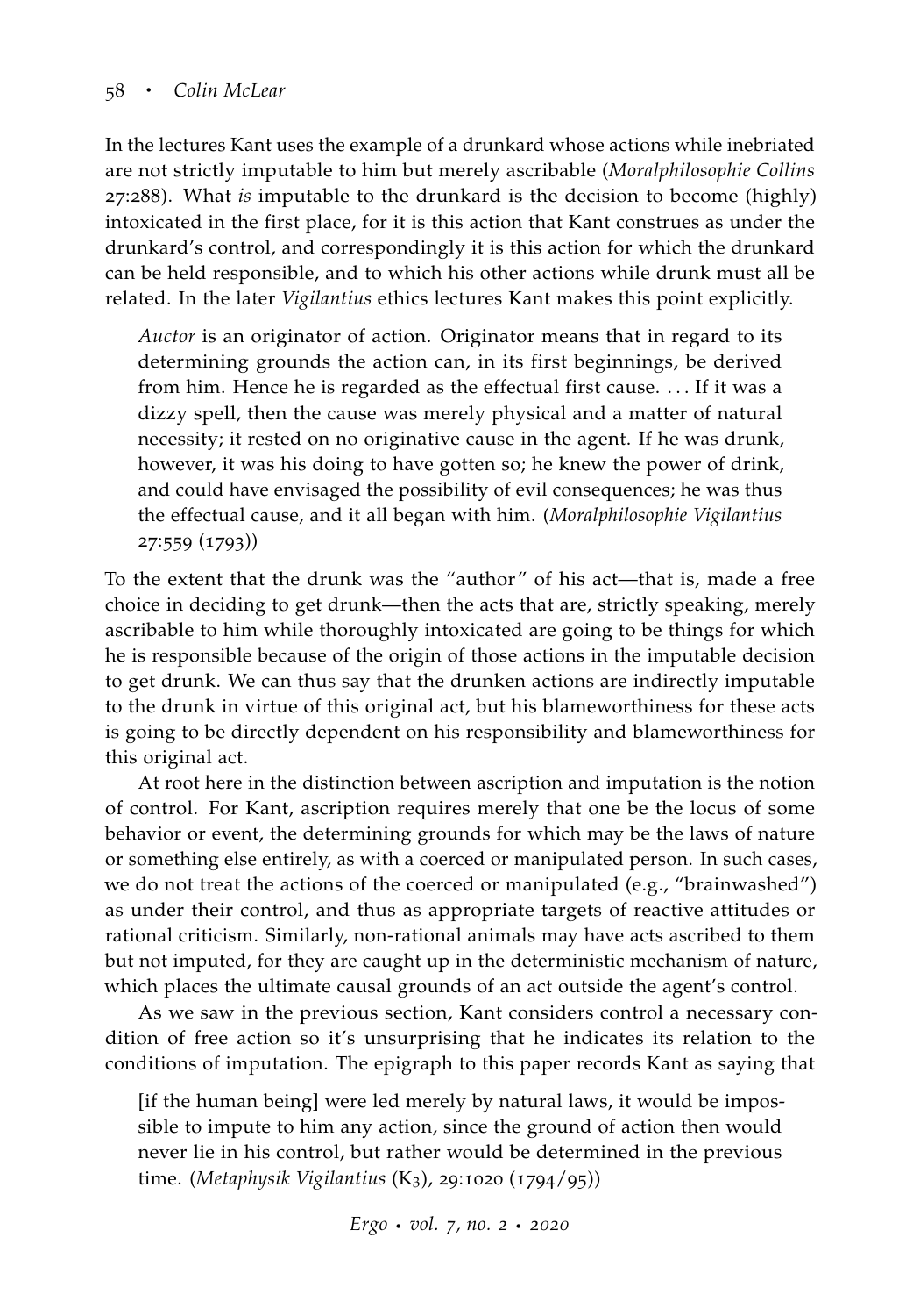In the lectures Kant uses the example of a drunkard whose actions while inebriated are not strictly imputable to him but merely ascribable (*Moralphilosophie Collins* 27:288). What *is* imputable to the drunkard is the decision to become (highly) intoxicated in the first place, for it is this action that Kant construes as under the drunkard's control, and correspondingly it is this action for which the drunkard can be held responsible, and to which his other actions while drunk must all be related. In the later *Vigilantius* ethics lectures Kant makes this point explicitly.

> *Auctor* is an originator of action. Originator means that in regard to its determining grounds the action can, in its first beginnings, be derived from him. Hence he is regarded as the effectual first cause. . . . If it was a dizzy spell, then the cause was merely physical and a matter of natural necessity; it rested on no originative cause in the agent. If he was drunk, however, it was his doing to have gotten so; he knew the power of drink, and could have envisaged the possibility of evil consequences; he was thus the effectual cause, and it all began with him. (*Moralphilosophie Vigilantius* 27:559 (1793))

To the extent that the drunk was the "author" of his act—that is, made a free choice in deciding to get drunk—then the acts that are, strictly speaking, merely ascribable to him while thoroughly intoxicated are going to be things for which he is responsible because of the origin of those actions in the imputable decision to get drunk. We can thus say that the drunken actions are indirectly imputable to the drunk in virtue of this original act, but his blameworthiness for these acts is going to be directly dependent on his responsibility and blameworthiness for this original act.

At root here in the distinction between ascription and imputation is the notion of control. For Kant, ascription requires merely that one be the locus of some behavior or event, the determining grounds for which may be the laws of nature or something else entirely, as with a coerced or manipulated person. In such cases, we do not treat the actions of the coerced or manipulated (e.g., "brainwashed") as under their control, and thus as appropriate targets of reactive attitudes or rational criticism. Similarly, non-rational animals may have acts ascribed to them but not imputed, for they are caught up in the deterministic mechanism of nature, which places the ultimate causal grounds of an act outside the agent's control.

As we saw in the previous section, Kant considers control a necessary condition of free action so it's unsurprising that he indicates its relation to the conditions of imputation. The epigraph to this paper records Kant as saying that

> [if the human being] were led merely by natural laws, it would be impossible to impute to him any action, since the ground of action then would never lie in his control, but rather would be determined in the previous time. (*Metaphysik Vigilantius* (K3), 29:1020 (1794/95))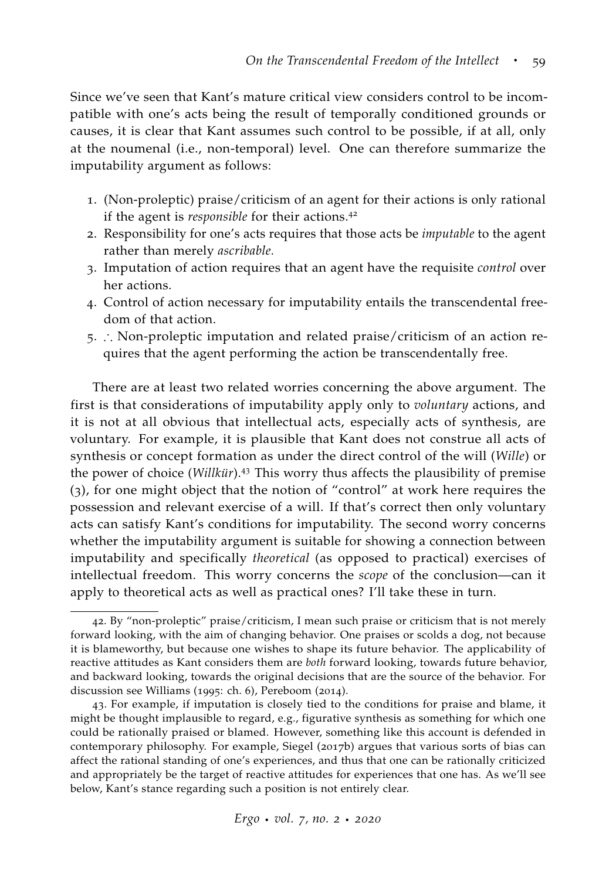Since we've seen that Kant's mature critical view considers control to be incompatible with one's acts being the result of temporally conditioned grounds or causes, it is clear that Kant assumes such control to be possible, if at all, only at the noumenal (i.e., non-temporal) level. One can therefore summarize the imputability argument as follows:

1. (Non-proleptic) praise/criticism of an agent for their actions is only rational if the agent is *responsible* for their actions.[42]
2. Responsibility for one's acts requires that those acts be *imputable* to the agent rather than merely *ascribable*.
3. Imputation of action requires that an agent have the requisite *control* over her actions.
4. Control of action necessary for imputability entails the transcendental freedom of that action.
5. ∴ Non-proleptic imputation and related praise/criticism of an action requires that the agent performing the action be transcendentally free.

There are at least two related worries concerning the above argument. The first is that considerations of imputability apply only to *voluntary* actions, and it is not at all obvious that intellectual acts, especially acts of synthesis, are voluntary. For example, it is plausible that Kant does not construe all acts of synthesis or concept formation as under the direct control of the will (*Wille*) or the power of choice (*Willkür*).[43] This worry thus affects the plausibility of premise (3), for one might object that the notion of "control" at work here requires the possession and relevant exercise of a will. If that's correct then only voluntary acts can satisfy Kant's conditions for imputability. The second worry concerns whether the imputability argument is suitable for showing a connection between imputability and specifically *theoretical* (as opposed to practical) exercises of intellectual freedom. This worry concerns the *scope* of the conclusion—can it apply to theoretical acts as well as practical ones? I'll take these in turn.

---

42. By "non-proleptic" praise/criticism, I mean such praise or criticism that is not merely forward looking, with the aim of changing behavior. One praises or scolds a dog, not because it is blameworthy, but because one wishes to shape its future behavior. The applicability of reactive attitudes as Kant considers them are *both* forward looking, towards future behavior, and backward looking, towards the original decisions that are the source of the behavior. For discussion see Williams (1995: ch. 6), Pereboom (2014).

43. For example, if imputation is closely tied to the conditions for praise and blame, it might be thought implausible to regard, e.g., figurative synthesis as something for which one could be rationally praised or blamed. However, something like this account is defended in contemporary philosophy. For example, Siegel (2017b) argues that various sorts of bias can affect the rational standing of one's experiences, and thus that one can be rationally criticized and appropriately be the target of reactive attitudes for experiences that one has. As we'll see below, Kant's stance regarding such a position is not entirely clear.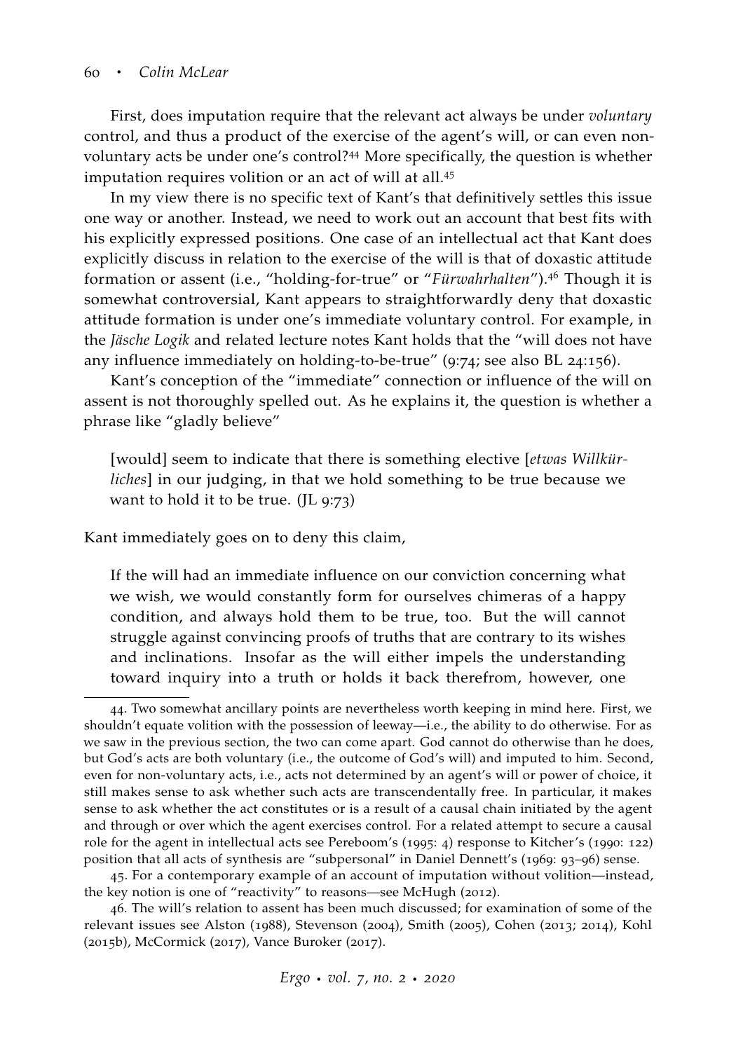First, does imputation require that the relevant act always be under *voluntary* control, and thus a product of the exercise of the agent's will, or can even non-voluntary acts be under one's control?[44] More specifically, the question is whether imputation requires volition or an act of will at all.[45]

In my view there is no specific text of Kant's that definitively settles this issue one way or another. Instead, we need to work out an account that best fits with his explicitly expressed positions. One case of an intellectual act that Kant does explicitly discuss in relation to the exercise of the will is that of doxastic attitude formation or assent (i.e., "holding-for-true" or "*Fürwahrhalten*").[46] Though it is somewhat controversial, Kant appears to straightforwardly deny that doxastic attitude formation is under one's immediate voluntary control. For example, in the *Jäsche Logik* and related lecture notes Kant holds that the "will does not have any influence immediately on holding-to-be-true" (9:74; see also BL 24:156).

Kant's conception of the "immediate" connection or influence of the will on assent is not thoroughly spelled out. As he explains it, the question is whether a phrase like "gladly believe"

> [would] seem to indicate that there is something elective [*etwas Willkürliches*] in our judging, in that we hold something to be true because we want to hold it to be true. (JL 9:73)

Kant immediately goes on to deny this claim,

> If the will had an immediate influence on our conviction concerning what we wish, we would constantly form for ourselves chimeras of a happy condition, and always hold them to be true, too. But the will cannot struggle against convincing proofs of truths that are contrary to its wishes and inclinations. Insofar as the will either impels the understanding toward inquiry into a truth or holds it back therefrom, however, one

---

44. Two somewhat ancillary points are nevertheless worth keeping in mind here. First, we shouldn't equate volition with the possession of leeway—i.e., the ability to do otherwise. For as we saw in the previous section, the two can come apart. God cannot do otherwise than he does, but God's acts are both voluntary (i.e., the outcome of God's will) and imputed to him. Second, even for non-voluntary acts, i.e., acts not determined by an agent's will or power of choice, it still makes sense to ask whether such acts are transcendentally free. In particular, it makes sense to ask whether the act constitutes or is a result of a causal chain initiated by the agent and through or over which the agent exercises control. For a related attempt to secure a causal role for the agent in intellectual acts see Pereboom's (1995: 4) response to Kitcher's (1990: 122) position that all acts of synthesis are "subpersonal" in Daniel Dennett's (1969: 93–96) sense.

45. For a contemporary example of an account of imputation without volition—instead, the key notion is one of "reactivity" to reasons—see McHugh (2012).

46. The will's relation to assent has been much discussed; for examination of some of the relevant issues see Alston (1988), Stevenson (2004), Smith (2005), Cohen (2013; 2014), Kohl (2015b), McCormick (2017), Vance Buroker (2017).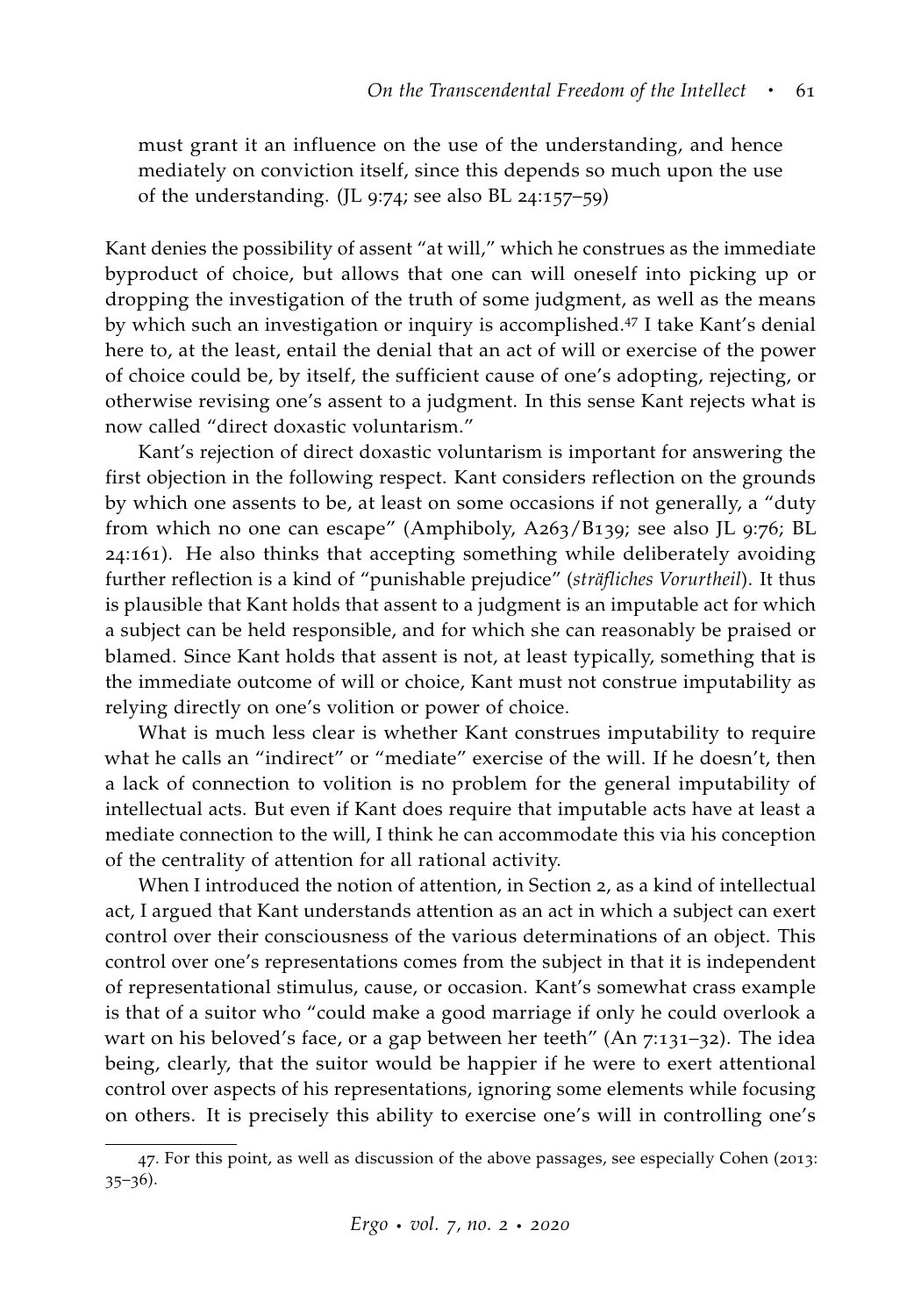> must grant it an influence on the use of the understanding, and hence mediately on conviction itself, since this depends so much upon the use of the understanding. (JL 9:74; see also BL 24:157–59)

Kant denies the possibility of assent "at will," which he construes as the immediate byproduct of choice, but allows that one can will oneself into picking up or dropping the investigation of the truth of some judgment, as well as the means by which such an investigation or inquiry is accomplished.[47] I take Kant's denial here to, at the least, entail the denial that an act of will or exercise of the power of choice could be, by itself, the sufficient cause of one's adopting, rejecting, or otherwise revising one's assent to a judgment. In this sense Kant rejects what is now called "direct doxastic voluntarism."

Kant's rejection of direct doxastic voluntarism is important for answering the first objection in the following respect. Kant considers reflection on the grounds by which one assents to be, at least on some occasions if not generally, a "duty from which no one can escape" (Amphiboly, A263/B139; see also JL 9:76; BL 24:161). He also thinks that accepting something while deliberately avoiding further reflection is a kind of "punishable prejudice" (*sträfliches Vorurtheil*). It thus is plausible that Kant holds that assent to a judgment is an imputable act for which a subject can be held responsible, and for which she can reasonably be praised or blamed. Since Kant holds that assent is not, at least typically, something that is the immediate outcome of will or choice, Kant must not construe imputability as relying directly on one's volition or power of choice.

What is much less clear is whether Kant construes imputability to require what he calls an "indirect" or "mediate" exercise of the will. If he doesn't, then a lack of connection to volition is no problem for the general imputability of intellectual acts. But even if Kant does require that imputable acts have at least a mediate connection to the will, I think he can accommodate this via his conception of the centrality of attention for all rational activity.

When I introduced the notion of attention, in Section 2, as a kind of intellectual act, I argued that Kant understands attention as an act in which a subject can exert control over their consciousness of the various determinations of an object. This control over one's representations comes from the subject in that it is independent of representational stimulus, cause, or occasion. Kant's somewhat crass example is that of a suitor who "could make a good marriage if only he could overlook a wart on his beloved's face, or a gap between her teeth" (An 7:131–32). The idea being, clearly, that the suitor would be happier if he were to exert attentional control over aspects of his representations, ignoring some elements while focusing on others. It is precisely this ability to exercise one's will in controlling one's

47. For this point, as well as discussion of the above passages, see especially Cohen (2013: 35–36).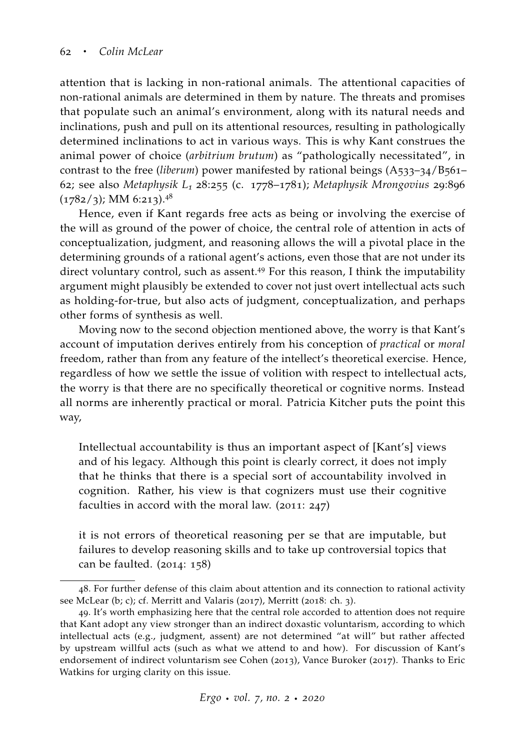attention that is lacking in non-rational animals. The attentional capacities of non-rational animals are determined in them by nature. The threats and promises that populate such an animal's environment, along with its natural needs and inclinations, push and pull on its attentional resources, resulting in pathologically determined inclinations to act in various ways. This is why Kant construes the animal power of choice (*arbitrium brutum*) as "pathologically necessitated", in contrast to the free (*liberum*) power manifested by rational beings (A533–34/B561–62; see also *Metaphysik $L_1$* 28:255 (c. 1778–1781); *Metaphysik Mrongovius* 29:896 (1782/3); MM 6:213).[48]

Hence, even if Kant regards free acts as being or involving the exercise of the will as ground of the power of choice, the central role of attention in acts of conceptualization, judgment, and reasoning allows the will a pivotal place in the determining grounds of a rational agent's actions, even those that are not under its direct voluntary control, such as assent.[49] For this reason, I think the imputability argument might plausibly be extended to cover not just overt intellectual acts such as holding-for-true, but also acts of judgment, conceptualization, and perhaps other forms of synthesis as well.

Moving now to the second objection mentioned above, the worry is that Kant's account of imputation derives entirely from his conception of *practical* or *moral* freedom, rather than from any feature of the intellect's theoretical exercise. Hence, regardless of how we settle the issue of volition with respect to intellectual acts, the worry is that there are no specifically theoretical or cognitive norms. Instead all norms are inherently practical or moral. Patricia Kitcher puts the point this way,

> Intellectual accountability is thus an important aspect of [Kant's] views and of his legacy. Although this point is clearly correct, it does not imply that he thinks that there is a special sort of accountability involved in cognition. Rather, his view is that cognizers must use their cognitive faculties in accord with the moral law. (2011: 247)

> it is not errors of theoretical reasoning per se that are imputable, but failures to develop reasoning skills and to take up controversial topics that can be faulted. (2014: 158)

---

48. For further defense of this claim about attention and its connection to rational activity see McLear (b; c); cf. Merritt and Valaris (2017), Merritt (2018: ch. 3).

49. It's worth emphasizing here that the central role accorded to attention does not require that Kant adopt any view stronger than an indirect doxastic voluntarism, according to which intellectual acts (e.g., judgment, assent) are not determined "at will" but rather affected by upstream willful acts (such as what we attend to and how). For discussion of Kant's endorsement of indirect voluntarism see Cohen (2013), Vance Buroker (2017). Thanks to Eric Watkins for urging clarity on this issue.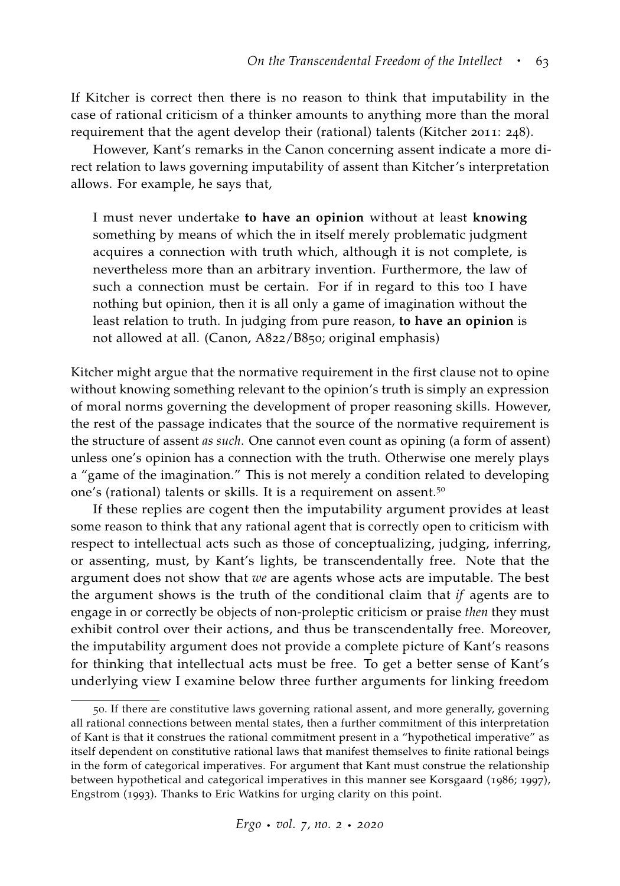If Kitcher is correct then there is no reason to think that imputability in the case of rational criticism of a thinker amounts to anything more than the moral requirement that the agent develop their (rational) talents (Kitcher 2011: 248).

However, Kant's remarks in the Canon concerning assent indicate a more direct relation to laws governing imputability of assent than Kitcher's interpretation allows. For example, he says that,

> I must never undertake **to have an opinion** without at least **knowing** something by means of which the in itself merely problematic judgment acquires a connection with truth which, although it is not complete, is nevertheless more than an arbitrary invention. Furthermore, the law of such a connection must be certain. For if in regard to this too I have nothing but opinion, then it is all only a game of imagination without the least relation to truth. In judging from pure reason, **to have an opinion** is not allowed at all. (Canon, A822/B850; original emphasis)

Kitcher might argue that the normative requirement in the first clause not to opine without knowing something relevant to the opinion's truth is simply an expression of moral norms governing the development of proper reasoning skills. However, the rest of the passage indicates that the source of the normative requirement is the structure of assent *as such*. One cannot even count as opining (a form of assent) unless one's opinion has a connection with the truth. Otherwise one merely plays a "game of the imagination." This is not merely a condition related to developing one's (rational) talents or skills. It is a requirement on assent.[50]

If these replies are cogent then the imputability argument provides at least some reason to think that any rational agent that is correctly open to criticism with respect to intellectual acts such as those of conceptualizing, judging, inferring, or assenting, must, by Kant's lights, be transcendentally free. Note that the argument does not show that *we* are agents whose acts are imputable. The best the argument shows is the truth of the conditional claim that *if* agents are to engage in or correctly be objects of non-proleptic criticism or praise *then* they must exhibit control over their actions, and thus be transcendentally free. Moreover, the imputability argument does not provide a complete picture of Kant's reasons for thinking that intellectual acts must be free. To get a better sense of Kant's underlying view I examine below three further arguments for linking freedom

---

50. If there are constitutive laws governing rational assent, and more generally, governing all rational connections between mental states, then a further commitment of this interpretation of Kant is that it construes the rational commitment present in a "hypothetical imperative" as itself dependent on constitutive rational laws that manifest themselves to finite rational beings in the form of categorical imperatives. For argument that Kant must construe the relationship between hypothetical and categorical imperatives in this manner see Korsgaard (1986; 1997), Engstrom (1993). Thanks to Eric Watkins for urging clarity on this point.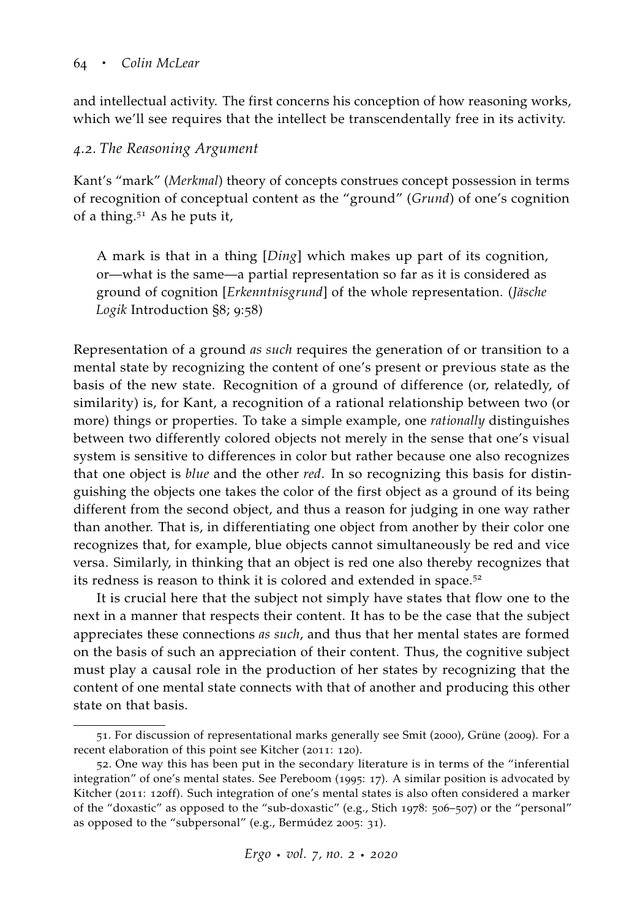and intellectual activity. The first concerns his conception of how reasoning works, which we'll see requires that the intellect be transcendentally free in its activity.

### *4.2. The Reasoning Argument*

Kant's "mark" (*Merkmal*) theory of concepts construes concept possession in terms of recognition of conceptual content as the "ground" (*Grund*) of one's cognition of a thing.[51] As he puts it,

> A mark is that in a thing [*Ding*] which makes up part of its cognition, or—what is the same—a partial representation so far as it is considered as ground of cognition [*Erkenntnisgrund*] of the whole representation. (*Jäsche Logik* Introduction §8; 9:58)

Representation of a ground *as such* requires the generation of or transition to a mental state by recognizing the content of one's present or previous state as the basis of the new state. Recognition of a ground of difference (or, relatedly, of similarity) is, for Kant, a recognition of a rational relationship between two (or more) things or properties. To take a simple example, one *rationally* distinguishes between two differently colored objects not merely in the sense that one's visual system is sensitive to differences in color but rather because one also recognizes that one object is *blue* and the other *red*. In so recognizing this basis for distinguishing the objects one takes the color of the first object as a ground of its being different from the second object, and thus a reason for judging in one way rather than another. That is, in differentiating one object from another by their color one recognizes that, for example, blue objects cannot simultaneously be red and vice versa. Similarly, in thinking that an object is red one also thereby recognizes that its redness is reason to think it is colored and extended in space.[52]

It is crucial here that the subject not simply have states that flow one to the next in a manner that respects their content. It has to be the case that the subject appreciates these connections *as such*, and thus that her mental states are formed on the basis of such an appreciation of their content. Thus, the cognitive subject must play a causal role in the production of her states by recognizing that the content of one mental state connects with that of another and producing this other state on that basis.

---

51. For discussion of representational marks generally see Smit (2000), Grüne (2009). For a recent elaboration of this point see Kitcher (2011: 120).

52. One way this has been put in the secondary literature is in terms of the "inferential integration" of one's mental states. See Pereboom (1995: 17). A similar position is advocated by Kitcher (2011: 120ff). Such integration of one's mental states is also often considered a marker of the "doxastic" as opposed to the "sub-doxastic" (e.g., Stich 1978: 506–507) or the "personal" as opposed to the "subpersonal" (e.g., Bermúdez 2005: 31).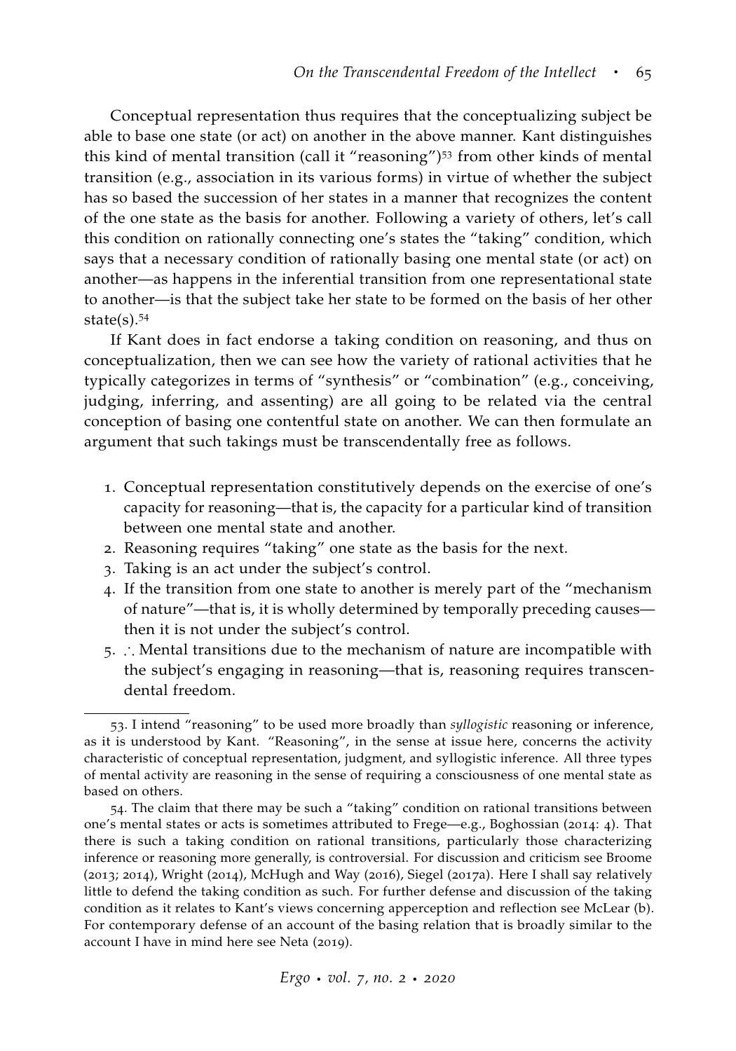Conceptual representation thus requires that the conceptualizing subject be able to base one state (or act) on another in the above manner. Kant distinguishes this kind of mental transition (call it "reasoning")[53] from other kinds of mental transition (e.g., association in its various forms) in virtue of whether the subject has so based the succession of her states in a manner that recognizes the content of the one state as the basis for another. Following a variety of others, let's call this condition on rationally connecting one's states the "taking" condition, which says that a necessary condition of rationally basing one mental state (or act) on another—as happens in the inferential transition from one representational state to another—is that the subject take her state to be formed on the basis of her other state(s).[54]

If Kant does in fact endorse a taking condition on reasoning, and thus on conceptualization, then we can see how the variety of rational activities that he typically categorizes in terms of "synthesis" or "combination" (e.g., conceiving, judging, inferring, and assenting) are all going to be related via the central conception of basing one contentful state on another. We can then formulate an argument that such takings must be transcendentally free as follows.

1. Conceptual representation constitutively depends on the exercise of one's capacity for reasoning—that is, the capacity for a particular kind of transition between one mental state and another.
2. Reasoning requires "taking" one state as the basis for the next.
3. Taking is an act under the subject's control.
4. If the transition from one state to another is merely part of the "mechanism of nature"—that is, it is wholly determined by temporally preceding causes—then it is not under the subject's control.
5. ∴ Mental transitions due to the mechanism of nature are incompatible with the subject's engaging in reasoning—that is, reasoning requires transcendental freedom.

53. I intend "reasoning" to be used more broadly than *syllogistic* reasoning or inference, as it is understood by Kant. "Reasoning", in the sense at issue here, concerns the activity characteristic of conceptual representation, judgment, and syllogistic inference. All three types of mental activity are reasoning in the sense of requiring a consciousness of one mental state as based on others.

54. The claim that there may be such a "taking" condition on rational transitions between one's mental states or acts is sometimes attributed to Frege—e.g., Boghossian (2014: 4). That there is such a taking condition on rational transitions, particularly those characterizing inference or reasoning more generally, is controversial. For discussion and criticism see Broome (2013; 2014), Wright (2014), McHugh and Way (2016), Siegel (2017a). Here I shall say relatively little to defend the taking condition as such. For further defense and discussion of the taking condition as it relates to Kant's views concerning apperception and reflection see McLear (b). For contemporary defense of an account of the basing relation that is broadly similar to the account I have in mind here see Neta (2019).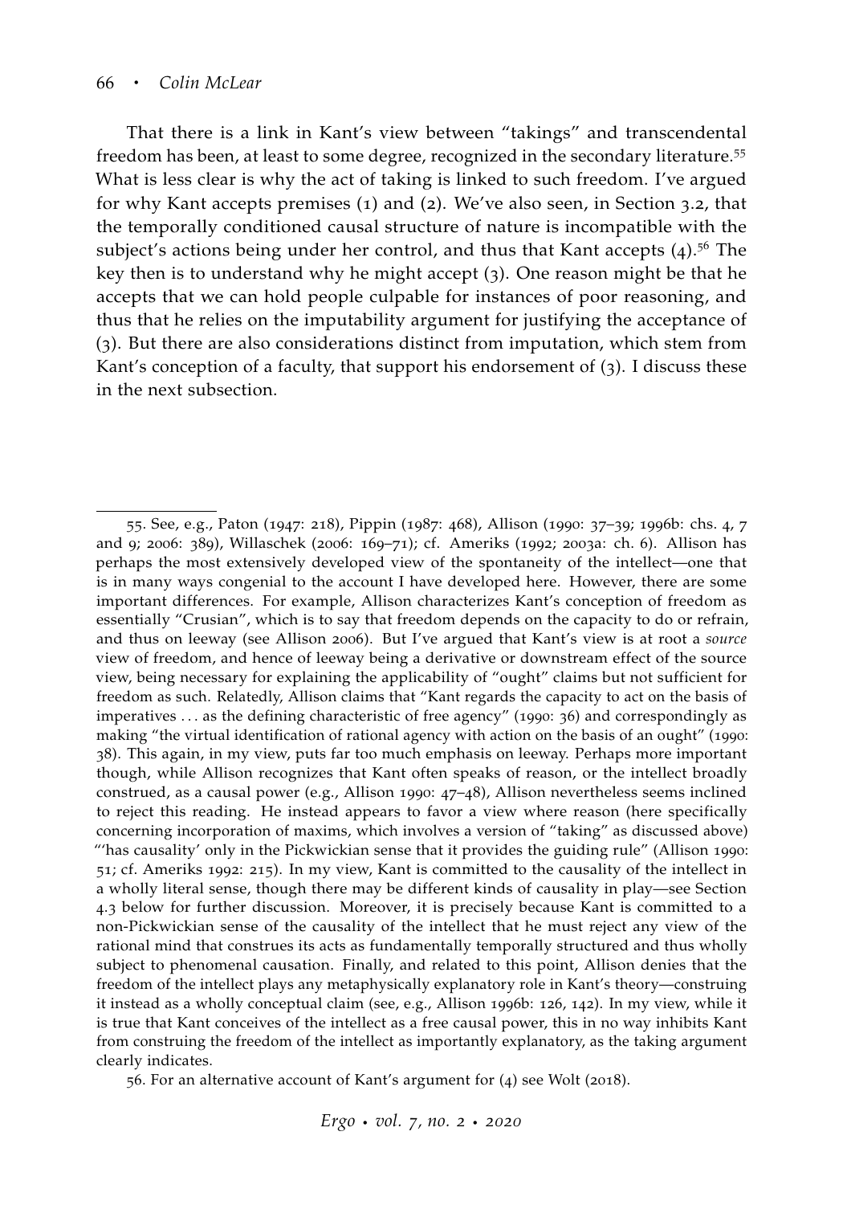That there is a link in Kant's view between "takings" and transcendental freedom has been, at least to some degree, recognized in the secondary literature.[55] What is less clear is why the act of taking is linked to such freedom. I've argued for why Kant accepts premises (1) and (2). We've also seen, in Section 3.2, that the temporally conditioned causal structure of nature is incompatible with the subject's actions being under her control, and thus that Kant accepts (4).[56] The key then is to understand why he might accept (3). One reason might be that he accepts that we can hold people culpable for instances of poor reasoning, and thus that he relies on the imputability argument for justifying the acceptance of (3). But there are also considerations distinct from imputation, which stem from Kant's conception of a faculty, that support his endorsement of (3). I discuss these in the next subsection.

---

55. See, e.g., Paton (1947: 218), Pippin (1987: 468), Allison (1990: 37–39; 1996b: chs. 4, 7 and 9; 2006: 389), Willaschek (2006: 169–71); cf. Ameriks (1992; 2003a: ch. 6). Allison has perhaps the most extensively developed view of the spontaneity of the intellect—one that is in many ways congenial to the account I have developed here. However, there are some important differences. For example, Allison characterizes Kant's conception of freedom as essentially "Crusian", which is to say that freedom depends on the capacity to do or refrain, and thus on leeway (see Allison 2006). But I've argued that Kant's view is at root a *source* view of freedom, and hence of leeway being a derivative or downstream effect of the source view, being necessary for explaining the applicability of "ought" claims but not sufficient for freedom as such. Relatedly, Allison claims that "Kant regards the capacity to act on the basis of imperatives . . . as the defining characteristic of free agency" (1990: 36) and correspondingly as making "the virtual identification of rational agency with action on the basis of an ought" (1990: 38). This again, in my view, puts far too much emphasis on leeway. Perhaps more important though, while Allison recognizes that Kant often speaks of reason, or the intellect broadly construed, as a causal power (e.g., Allison 1990: 47–48), Allison nevertheless seems inclined to reject this reading. He instead appears to favor a view where reason (here specifically concerning incorporation of maxims, which involves a version of "taking" as discussed above) "'has causality' only in the Pickwickian sense that it provides the guiding rule" (Allison 1990: 51; cf. Ameriks 1992: 215). In my view, Kant is committed to the causality of the intellect in a wholly literal sense, though there may be different kinds of causality in play—see Section 4.3 below for further discussion. Moreover, it is precisely because Kant is committed to a non-Pickwickian sense of the causality of the intellect that he must reject any view of the rational mind that construes its acts as fundamentally temporally structured and thus wholly subject to phenomenal causation. Finally, and related to this point, Allison denies that the freedom of the intellect plays any metaphysically explanatory role in Kant's theory—construing it instead as a wholly conceptual claim (see, e.g., Allison 1996b: 126, 142). In my view, while it is true that Kant conceives of the intellect as a free causal power, this in no way inhibits Kant from construing the freedom of the intellect as importantly explanatory, as the taking argument clearly indicates.

56. For an alternative account of Kant's argument for (4) see Wolt (2018).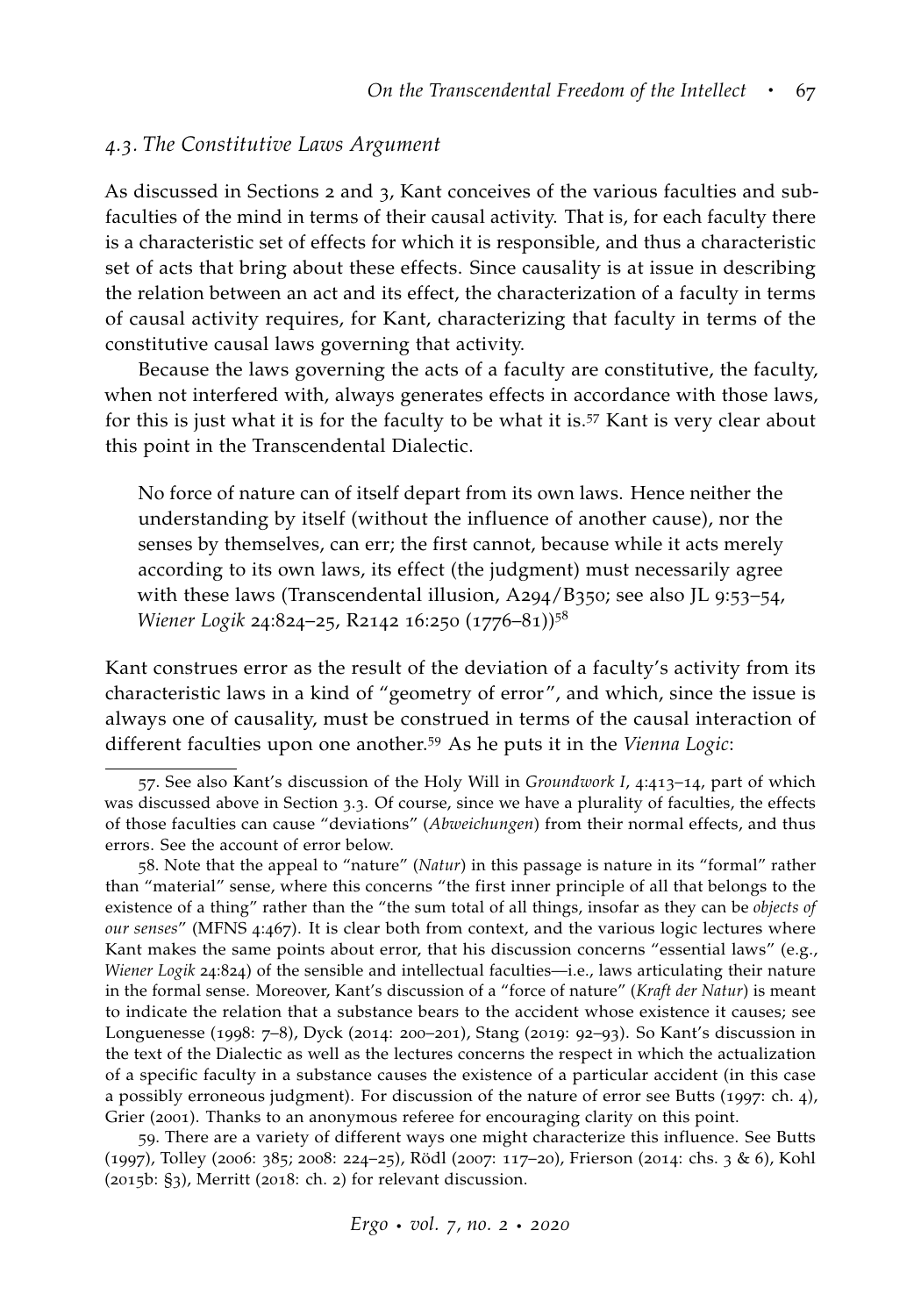### *4.3. The Constitutive Laws Argument*

As discussed in Sections 2 and 3, Kant conceives of the various faculties and subfaculties of the mind in terms of their causal activity. That is, for each faculty there is a characteristic set of effects for which it is responsible, and thus a characteristic set of acts that bring about these effects. Since causality is at issue in describing the relation between an act and its effect, the characterization of a faculty in terms of causal activity requires, for Kant, characterizing that faculty in terms of the constitutive causal laws governing that activity.

Because the laws governing the acts of a faculty are constitutive, the faculty, when not interfered with, always generates effects in accordance with those laws, for this is just what it is for the faculty to be what it is.[57] Kant is very clear about this point in the Transcendental Dialectic.

> No force of nature can of itself depart from its own laws. Hence neither the understanding by itself (without the influence of another cause), nor the senses by themselves, can err; the first cannot, because while it acts merely according to its own laws, its effect (the judgment) must necessarily agree with these laws (Transcendental illusion, A294/B350; see also JL 9:53–54, *Wiener Logik* 24:824–25, R2142 16:250 (1776–81))[58]

Kant construes error as the result of the deviation of a faculty's activity from its characteristic laws in a kind of "geometry of error", and which, since the issue is always one of causality, must be construed in terms of the causal interaction of different faculties upon one another.[59] As he puts it in the *Vienna Logic*:

---

57. See also Kant's discussion of the Holy Will in *Groundwork I*, 4:413–14, part of which was discussed above in Section 3.3. Of course, since we have a plurality of faculties, the effects of those faculties can cause "deviations" (*Abweichungen*) from their normal effects, and thus errors. See the account of error below.

58. Note that the appeal to "nature" (*Natur*) in this passage is nature in its "formal" rather than "material" sense, where this concerns "the first inner principle of all that belongs to the existence of a thing" rather than the "the sum total of all things, insofar as they can be *objects of our senses*" (MFNS 4:467). It is clear both from context, and the various logic lectures where Kant makes the same points about error, that his discussion concerns "essential laws" (e.g., *Wiener Logik* 24:824) of the sensible and intellectual faculties—i.e., laws articulating their nature in the formal sense. Moreover, Kant's discussion of a "force of nature" (*Kraft der Natur*) is meant to indicate the relation that a substance bears to the accident whose existence it causes; see Longuenesse (1998: 7–8), Dyck (2014: 200–201), Stang (2019: 92–93). So Kant's discussion in the text of the Dialectic as well as the lectures concerns the respect in which the actualization of a specific faculty in a substance causes the existence of a particular accident (in this case a possibly erroneous judgment). For discussion of the nature of error see Butts (1997: ch. 4), Grier (2001). Thanks to an anonymous referee for encouraging clarity on this point.

59. There are a variety of different ways one might characterize this influence. See Butts (1997), Tolley (2006: 385; 2008: 224–25), Rödl (2007: 117–20), Frierson (2014: chs. 3 & 6), Kohl (2015b: §3), Merritt (2018: ch. 2) for relevant discussion.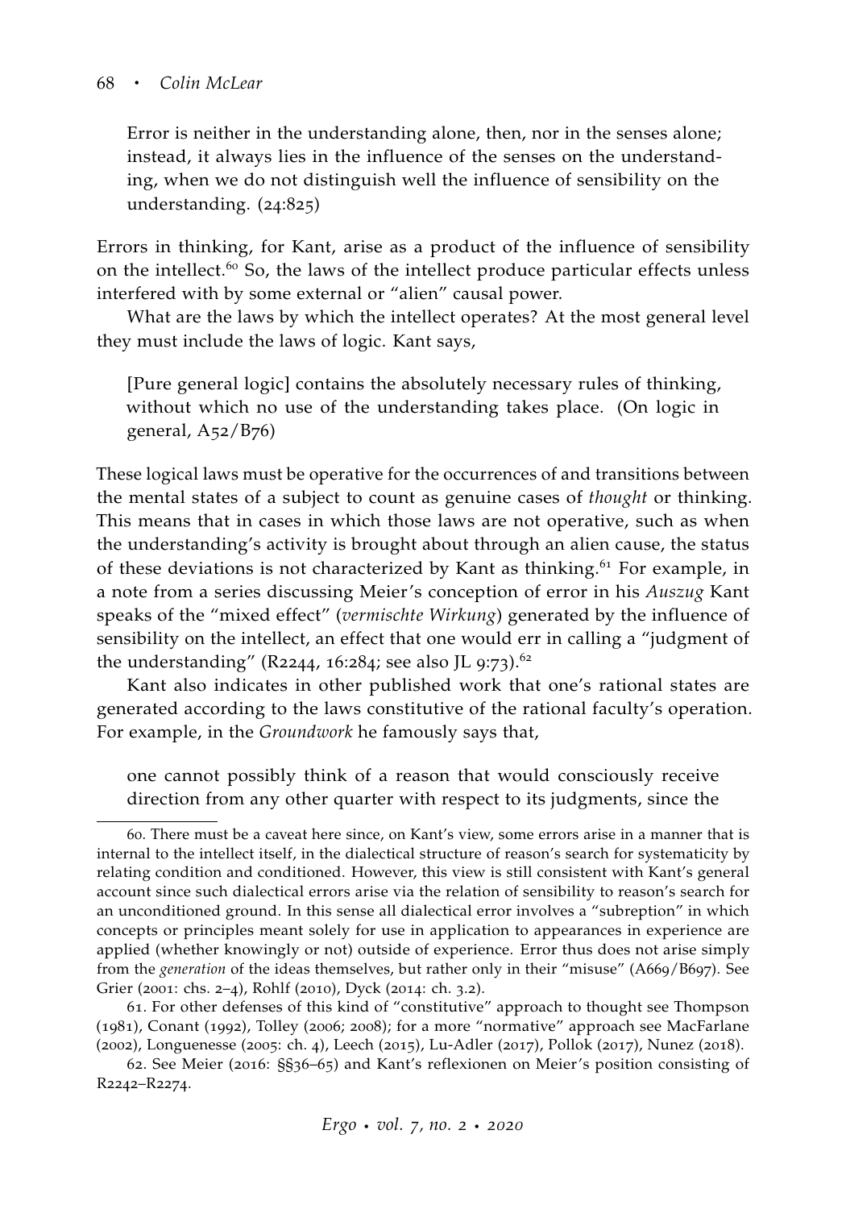> Error is neither in the understanding alone, then, nor in the senses alone; instead, it always lies in the influence of the senses on the understanding, when we do not distinguish well the influence of sensibility on the understanding. (24:825)

Errors in thinking, for Kant, arise as a product of the influence of sensibility on the intellect.[60] So, the laws of the intellect produce particular effects unless interfered with by some external or "alien" causal power.

What are the laws by which the intellect operates? At the most general level they must include the laws of logic. Kant says,

> [Pure general logic] contains the absolutely necessary rules of thinking, without which no use of the understanding takes place. (On logic in general, A52/B76)

These logical laws must be operative for the occurrences of and transitions between the mental states of a subject to count as genuine cases of *thought* or thinking. This means that in cases in which those laws are not operative, such as when the understanding's activity is brought about through an alien cause, the status of these deviations is not characterized by Kant as thinking.[61] For example, in a note from a series discussing Meier's conception of error in his *Auszug* Kant speaks of the "mixed effect" (*vermischte Wirkung*) generated by the influence of sensibility on the intellect, an effect that one would err in calling a "judgment of the understanding" (R2244, 16:284; see also JL 9:73).[62]

Kant also indicates in other published work that one's rational states are generated according to the laws constitutive of the rational faculty's operation. For example, in the *Groundwork* he famously says that,

> one cannot possibly think of a reason that would consciously receive direction from any other quarter with respect to its judgments, since the

---

60. There must be a caveat here since, on Kant's view, some errors arise in a manner that is internal to the intellect itself, in the dialectical structure of reason's search for systematicity by relating condition and conditioned. However, this view is still consistent with Kant's general account since such dialectical errors arise via the relation of sensibility to reason's search for an unconditioned ground. In this sense all dialectical error involves a "subreption" in which concepts or principles meant solely for use in application to appearances in experience are applied (whether knowingly or not) outside of experience. Error thus does not arise simply from the *generation* of the ideas themselves, but rather only in their "misuse" (A669/B697). See Grier (2001: chs. 2–4), Rohlf (2010), Dyck (2014: ch. 3.2).

61. For other defenses of this kind of "constitutive" approach to thought see Thompson (1981), Conant (1992), Tolley (2006; 2008); for a more "normative" approach see MacFarlane (2002), Longuenesse (2005: ch. 4), Leech (2015), Lu-Adler (2017), Pollok (2017), Nunez (2018).

62. See Meier (2016: §§36–65) and Kant's reflexionen on Meier's position consisting of R2242–R2274.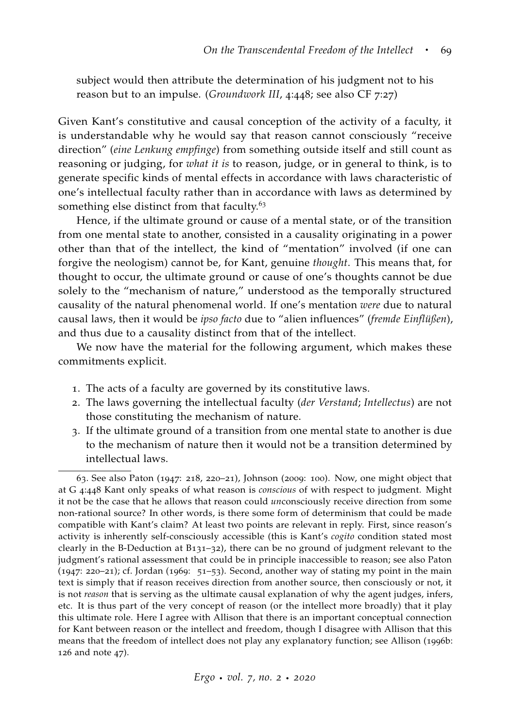subject would then attribute the determination of his judgment not to his reason but to an impulse. (*Groundwork III*, 4:448; see also CF 7:27)

Given Kant's constitutive and causal conception of the activity of a faculty, it is understandable why he would say that reason cannot consciously "receive direction" (*eine Lenkung empfinge*) from something outside itself and still count as reasoning or judging, for *what it is* to reason, judge, or in general to think, is to generate specific kinds of mental effects in accordance with laws characteristic of one's intellectual faculty rather than in accordance with laws as determined by something else distinct from that faculty.[63]

Hence, if the ultimate ground or cause of a mental state, or of the transition from one mental state to another, consisted in a causality originating in a power other than that of the intellect, the kind of "mentation" involved (if one can forgive the neologism) cannot be, for Kant, genuine *thought*. This means that, for thought to occur, the ultimate ground or cause of one's thoughts cannot be due solely to the "mechanism of nature," understood as the temporally structured causality of the natural phenomenal world. If one's mentation *were* due to natural causal laws, then it would be *ipso facto* due to "alien influences" (*fremde Einflüßen*), and thus due to a causality distinct from that of the intellect.

We now have the material for the following argument, which makes these commitments explicit.

1. The acts of a faculty are governed by its constitutive laws.
2. The laws governing the intellectual faculty (*der Verstand*; *Intellectus*) are not those constituting the mechanism of nature.
3. If the ultimate ground of a transition from one mental state to another is due to the mechanism of nature then it would not be a transition determined by intellectual laws.

63. See also Paton (1947: 218, 220–21), Johnson (2009: 100). Now, one might object that at G 4:448 Kant only speaks of what reason is *conscious* of with respect to judgment. Might it not be the case that he allows that reason could *un*consciously receive direction from some non-rational source? In other words, is there some form of determinism that could be made compatible with Kant's claim? At least two points are relevant in reply. First, since reason's activity is inherently self-consciously accessible (this is Kant's *cogito* condition stated most clearly in the B-Deduction at B131–32), there can be no ground of judgment relevant to the judgment's rational assessment that could be in principle inaccessible to reason; see also Paton (1947: 220–21); cf. Jordan (1969: 51–53). Second, another way of stating my point in the main text is simply that if reason receives direction from another source, then consciously or not, it is not *reason* that is serving as the ultimate causal explanation of why the agent judges, infers, etc. It is thus part of the very concept of reason (or the intellect more broadly) that it play this ultimate role. Here I agree with Allison that there is an important conceptual connection for Kant between reason or the intellect and freedom, though I disagree with Allison that this means that the freedom of intellect does not play any explanatory function; see Allison (1996b: 126 and note 47).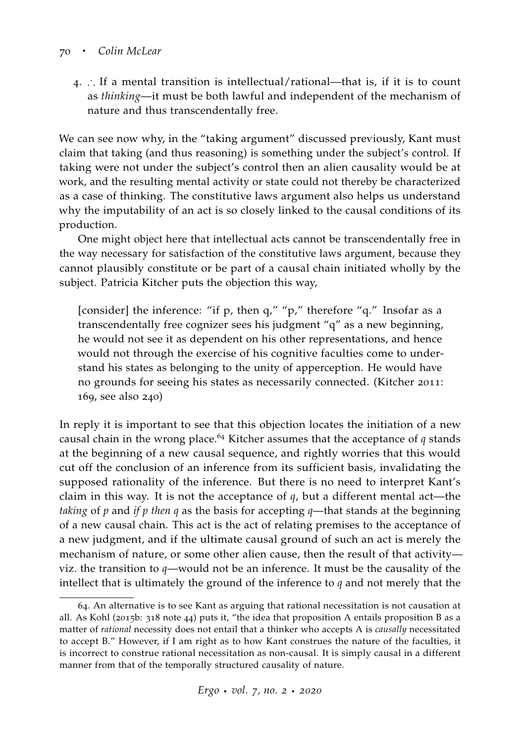4. ∴ If a mental transition is intellectual/rational—that is, if it is to count as *thinking*—it must be both lawful and independent of the mechanism of nature and thus transcendentally free.

We can see now why, in the "taking argument" discussed previously, Kant must claim that taking (and thus reasoning) is something under the subject's control. If taking were not under the subject's control then an alien causality would be at work, and the resulting mental activity or state could not thereby be characterized as a case of thinking. The constitutive laws argument also helps us understand why the imputability of an act is so closely linked to the causal conditions of its production.

One might object here that intellectual acts cannot be transcendentally free in the way necessary for satisfaction of the constitutive laws argument, because they cannot plausibly constitute or be part of a causal chain initiated wholly by the subject. Patricia Kitcher puts the objection this way,

> [consider] the inference: "if p, then q," "p," therefore "q." Insofar as a transcendentally free cognizer sees his judgment "q" as a new beginning, he would not see it as dependent on his other representations, and hence would not through the exercise of his cognitive faculties come to understand his states as belonging to the unity of apperception. He would have no grounds for seeing his states as necessarily connected. (Kitcher 2011: 169, see also 240)

In reply it is important to see that this objection locates the initiation of a new causal chain in the wrong place.[64] Kitcher assumes that the acceptance of *q* stands at the beginning of a new causal sequence, and rightly worries that this would cut off the conclusion of an inference from its sufficient basis, invalidating the supposed rationality of the inference. But there is no need to interpret Kant's claim in this way. It is not the acceptance of *q*, but a different mental act—the *taking* of *p* and *if p then q* as the basis for accepting *q*—that stands at the beginning of a new causal chain. This act is the act of relating premises to the acceptance of a new judgment, and if the ultimate causal ground of such an act is merely the mechanism of nature, or some other alien cause, then the result of that activity—viz. the transition to *q*—would not be an inference. It must be the causality of the intellect that is ultimately the ground of the inference to *q* and not merely that the

---

64. An alternative is to see Kant as arguing that rational necessitation is not causation at all. As Kohl (2015b: 318 note 44) puts it, "the idea that proposition A entails proposition B as a matter of *rational* necessity does not entail that a thinker who accepts A is *causally* necessitated to accept B." However, if I am right as to how Kant construes the nature of the faculties, it is incorrect to construe rational necessitation as non-causal. It is simply causal in a different manner from that of the temporally structured causality of nature.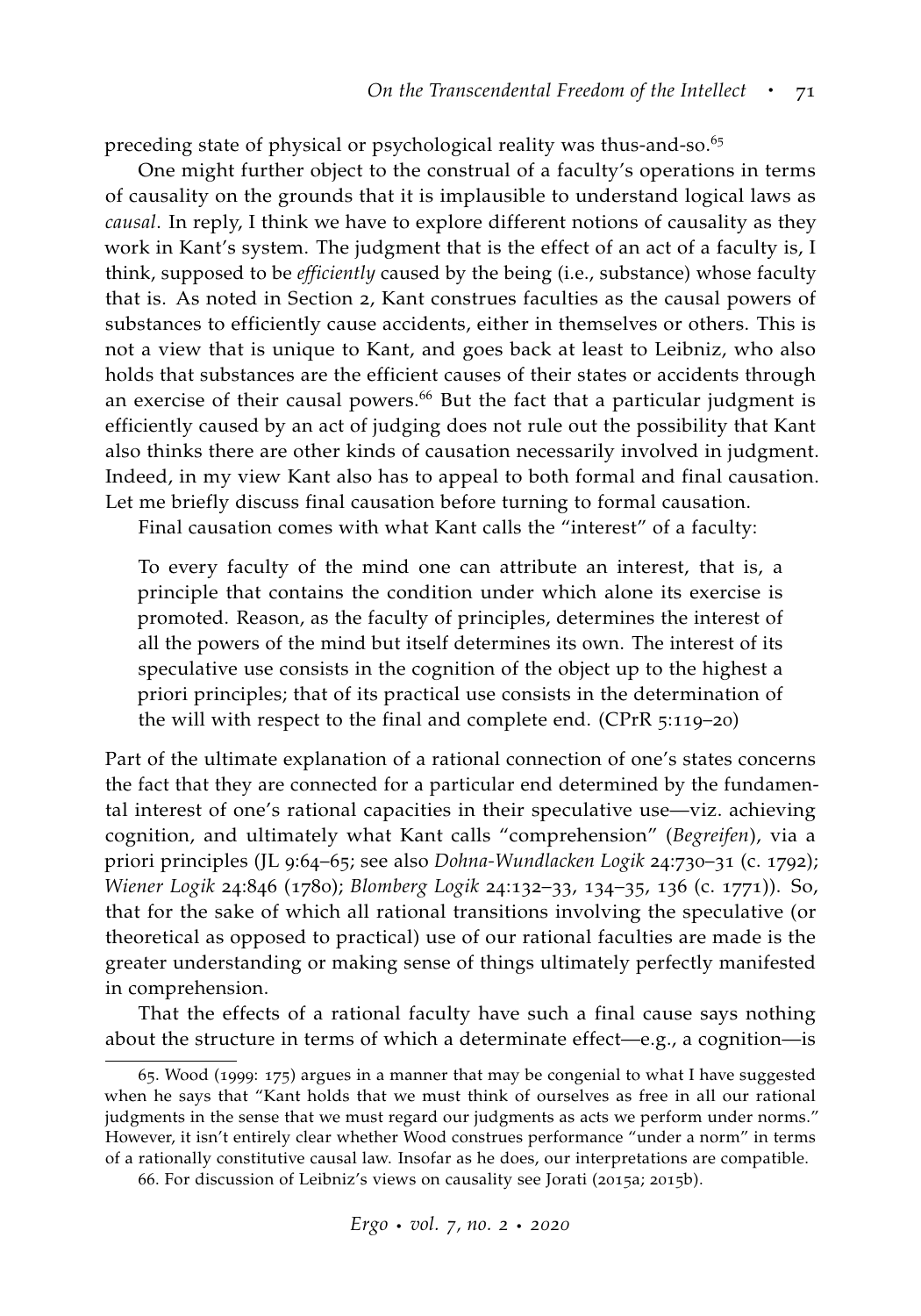preceding state of physical or psychological reality was thus-and-so.[65]

One might further object to the construal of a faculty's operations in terms of causality on the grounds that it is implausible to understand logical laws as *causal*. In reply, I think we have to explore different notions of causality as they work in Kant's system. The judgment that is the effect of an act of a faculty is, I think, supposed to be *efficiently* caused by the being (i.e., substance) whose faculty that is. As noted in Section 2, Kant construes faculties as the causal powers of substances to efficiently cause accidents, either in themselves or others. This is not a view that is unique to Kant, and goes back at least to Leibniz, who also holds that substances are the efficient causes of their states or accidents through an exercise of their causal powers.[66] But the fact that a particular judgment is efficiently caused by an act of judging does not rule out the possibility that Kant also thinks there are other kinds of causation necessarily involved in judgment. Indeed, in my view Kant also has to appeal to both formal and final causation. Let me briefly discuss final causation before turning to formal causation.

Final causation comes with what Kant calls the "interest" of a faculty:

> To every faculty of the mind one can attribute an interest, that is, a principle that contains the condition under which alone its exercise is promoted. Reason, as the faculty of principles, determines the interest of all the powers of the mind but itself determines its own. The interest of its speculative use consists in the cognition of the object up to the highest a priori principles; that of its practical use consists in the determination of the will with respect to the final and complete end. (CPrR 5:119–20)

Part of the ultimate explanation of a rational connection of one's states concerns the fact that they are connected for a particular end determined by the fundamental interest of one's rational capacities in their speculative use—viz. achieving cognition, and ultimately what Kant calls "comprehension" (*Begreifen*), via a priori principles (JL 9:64–65; see also *Dohna-Wundlacken Logik* 24:730–31 (c. 1792); *Wiener Logik* 24:846 (1780); *Blomberg Logik* 24:132–33, 134–35, 136 (c. 1771)). So, that for the sake of which all rational transitions involving the speculative (or theoretical as opposed to practical) use of our rational faculties are made is the greater understanding or making sense of things ultimately perfectly manifested in comprehension.

That the effects of a rational faculty have such a final cause says nothing about the structure in terms of which a determinate effect—e.g., a cognition—is

---

65. Wood (1999: 175) argues in a manner that may be congenial to what I have suggested when he says that "Kant holds that we must think of ourselves as free in all our rational judgments in the sense that we must regard our judgments as acts we perform under norms." However, it isn't entirely clear whether Wood construes performance "under a norm" in terms of a rationally constitutive causal law. Insofar as he does, our interpretations are compatible.

66. For discussion of Leibniz's views on causality see Jorati (2015a; 2015b).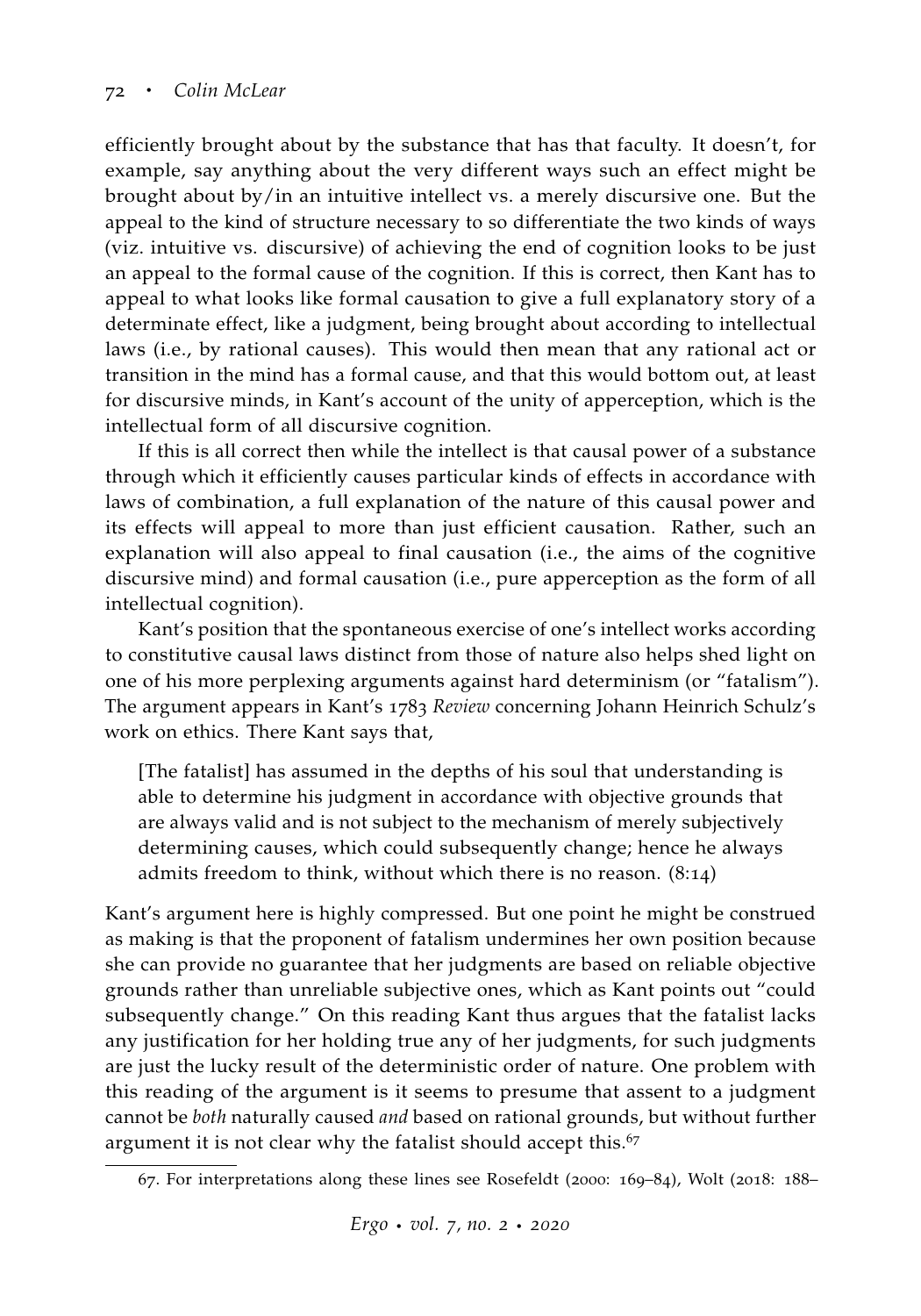efficiently brought about by the substance that has that faculty. It doesn't, for example, say anything about the very different ways such an effect might be brought about by/in an intuitive intellect vs. a merely discursive one. But the appeal to the kind of structure necessary to so differentiate the two kinds of ways (viz. intuitive vs. discursive) of achieving the end of cognition looks to be just an appeal to the formal cause of the cognition. If this is correct, then Kant has to appeal to what looks like formal causation to give a full explanatory story of a determinate effect, like a judgment, being brought about according to intellectual laws (i.e., by rational causes). This would then mean that any rational act or transition in the mind has a formal cause, and that this would bottom out, at least for discursive minds, in Kant's account of the unity of apperception, which is the intellectual form of all discursive cognition.

If this is all correct then while the intellect is that causal power of a substance through which it efficiently causes particular kinds of effects in accordance with laws of combination, a full explanation of the nature of this causal power and its effects will appeal to more than just efficient causation. Rather, such an explanation will also appeal to final causation (i.e., the aims of the cognitive discursive mind) and formal causation (i.e., pure apperception as the form of all intellectual cognition).

Kant's position that the spontaneous exercise of one's intellect works according to constitutive causal laws distinct from those of nature also helps shed light on one of his more perplexing arguments against hard determinism (or "fatalism"). The argument appears in Kant's 1783 *Review* concerning Johann Heinrich Schulz's work on ethics. There Kant says that,

> [The fatalist] has assumed in the depths of his soul that understanding is able to determine his judgment in accordance with objective grounds that are always valid and is not subject to the mechanism of merely subjectively determining causes, which could subsequently change; hence he always admits freedom to think, without which there is no reason. (8:14)

Kant's argument here is highly compressed. But one point he might be construed as making is that the proponent of fatalism undermines her own position because she can provide no guarantee that her judgments are based on reliable objective grounds rather than unreliable subjective ones, which as Kant points out "could subsequently change." On this reading Kant thus argues that the fatalist lacks any justification for her holding true any of her judgments, for such judgments are just the lucky result of the deterministic order of nature. One problem with this reading of the argument is it seems to presume that assent to a judgment cannot be *both* naturally caused *and* based on rational grounds, but without further argument it is not clear why the fatalist should accept this.[67]

67. For interpretations along these lines see Rosefeldt (2000: 169–84), Wolt (2018: 188–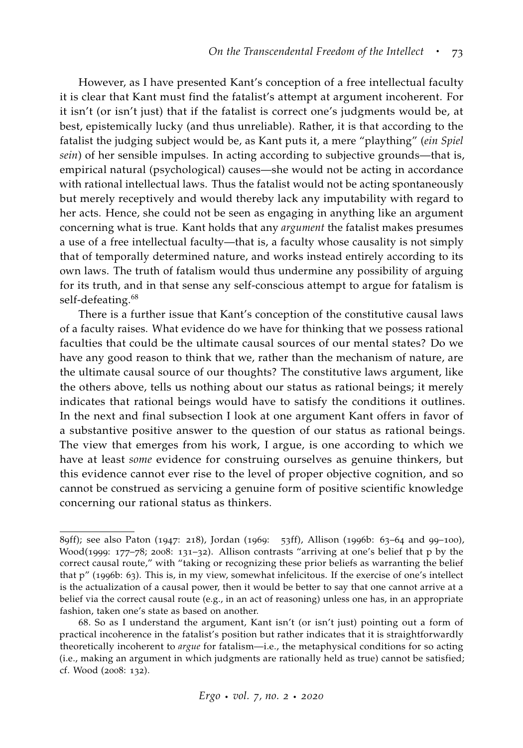However, as I have presented Kant's conception of a free intellectual faculty it is clear that Kant must find the fatalist's attempt at argument incoherent. For it isn't (or isn't just) that if the fatalist is correct one's judgments would be, at best, epistemically lucky (and thus unreliable). Rather, it is that according to the fatalist the judging subject would be, as Kant puts it, a mere "plaything" (*ein Spiel sein*) of her sensible impulses. In acting according to subjective grounds—that is, empirical natural (psychological) causes—she would not be acting in accordance with rational intellectual laws. Thus the fatalist would not be acting spontaneously but merely receptively and would thereby lack any imputability with regard to her acts. Hence, she could not be seen as engaging in anything like an argument concerning what is true. Kant holds that any *argument* the fatalist makes presumes a use of a free intellectual faculty—that is, a faculty whose causality is not simply that of temporally determined nature, and works instead entirely according to its own laws. The truth of fatalism would thus undermine any possibility of arguing for its truth, and in that sense any self-conscious attempt to argue for fatalism is self-defeating.[68]

There is a further issue that Kant's conception of the constitutive causal laws of a faculty raises. What evidence do we have for thinking that we possess rational faculties that could be the ultimate causal sources of our mental states? Do we have any good reason to think that we, rather than the mechanism of nature, are the ultimate causal source of our thoughts? The constitutive laws argument, like the others above, tells us nothing about our status as rational beings; it merely indicates that rational beings would have to satisfy the conditions it outlines. In the next and final subsection I look at one argument Kant offers in favor of a substantive positive answer to the question of our status as rational beings. The view that emerges from his work, I argue, is one according to which we have at least *some* evidence for construing ourselves as genuine thinkers, but this evidence cannot ever rise to the level of proper objective cognition, and so cannot be construed as servicing a genuine form of positive scientific knowledge concerning our rational status as thinkers.

---

89ff); see also Paton (1947: 218), Jordan (1969: 53ff), Allison (1996b: 63–64 and 99–100), Wood(1999: 177–78; 2008: 131–32). Allison contrasts "arriving at one's belief that p by the correct causal route," with "taking or recognizing these prior beliefs as warranting the belief that p" (1996b: 63). This is, in my view, somewhat infelicitous. If the exercise of one's intellect is the actualization of a causal power, then it would be better to say that one cannot arrive at a belief via the correct causal route (e.g., in an act of reasoning) unless one has, in an appropriate fashion, taken one's state as based on another.

68. So as I understand the argument, Kant isn't (or isn't just) pointing out a form of practical incoherence in the fatalist's position but rather indicates that it is straightforwardly theoretically incoherent to *argue* for fatalism—i.e., the metaphysical conditions for so acting (i.e., making an argument in which judgments are rationally held as true) cannot be satisfied; cf. Wood (2008: 132).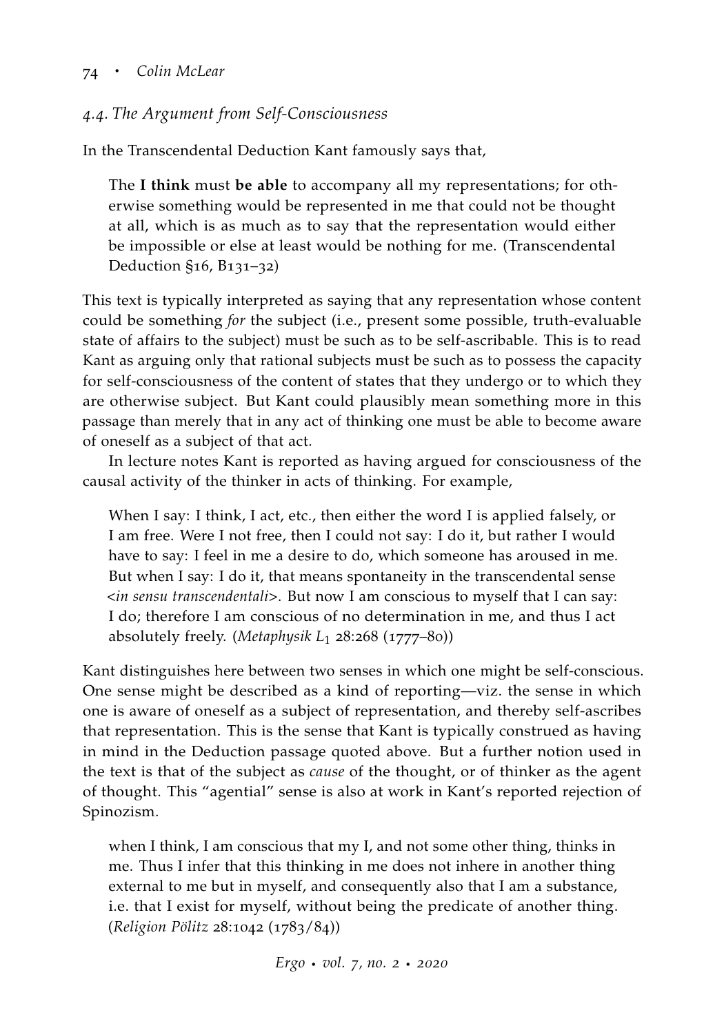### 4.4. The Argument from Self-Consciousness

In the Transcendental Deduction Kant famously says that,

> The **I think** must **be able** to accompany all my representations; for otherwise something would be represented in me that could not be thought at all, which is as much as to say that the representation would either be impossible or else at least would be nothing for me. (Transcendental Deduction §16, B131–32)

This text is typically interpreted as saying that any representation whose content could be something *for* the subject (i.e., present some possible, truth-evaluable state of affairs to the subject) must be such as to be self-ascribable. This is to read Kant as arguing only that rational subjects must be such as to possess the capacity for self-consciousness of the content of states that they undergo or to which they are otherwise subject. But Kant could plausibly mean something more in this passage than merely that in any act of thinking one must be able to become aware of oneself as a subject of that act.

In lecture notes Kant is reported as having argued for consciousness of the causal activity of the thinker in acts of thinking. For example,

> When I say: I think, I act, etc., then either the word I is applied falsely, or I am free. Were I not free, then I could not say: I do it, but rather I would have to say: I feel in me a desire to do, which someone has aroused in me. But when I say: I do it, that means spontaneity in the transcendental sense <*in sensu transcendentali*>. But now I am conscious to myself that I can say: I do; therefore I am conscious of no determination in me, and thus I act absolutely freely. (*Metaphysik* $L_1$ 28:268 (1777–80))

Kant distinguishes here between two senses in which one might be self-conscious. One sense might be described as a kind of reporting—viz. the sense in which one is aware of oneself as a subject of representation, and thereby self-ascribes that representation. This is the sense that Kant is typically construed as having in mind in the Deduction passage quoted above. But a further notion used in the text is that of the subject as *cause* of the thought, or of thinker as the agent of thought. This "agential" sense is also at work in Kant's reported rejection of Spinozism.

> when I think, I am conscious that my I, and not some other thing, thinks in me. Thus I infer that this thinking in me does not inhere in another thing external to me but in myself, and consequently also that I am a substance, i.e. that I exist for myself, without being the predicate of another thing. (*Religion Pölitz* 28:1042 (1783/84))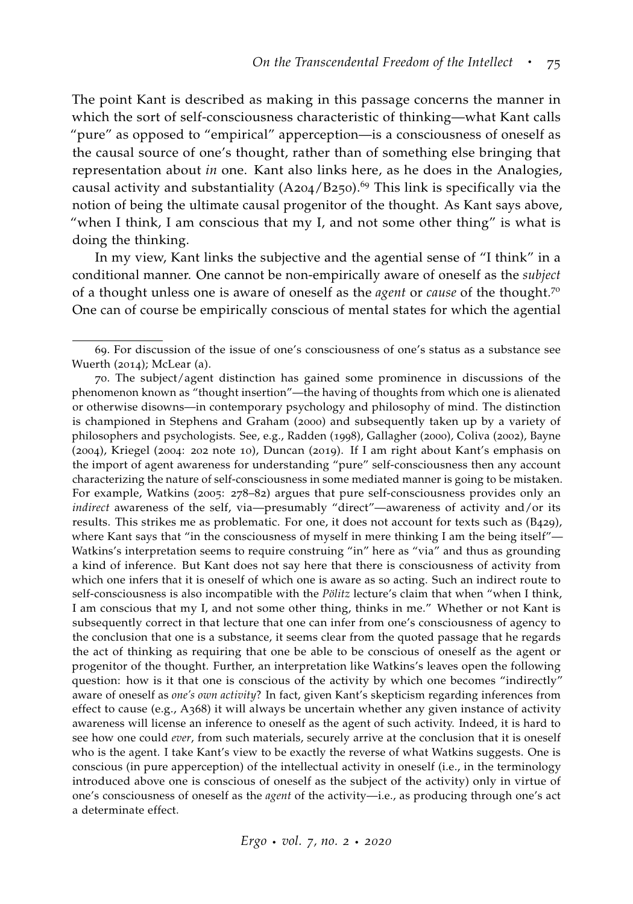The point Kant is described as making in this passage concerns the manner in which the sort of self-consciousness characteristic of thinking—what Kant calls "pure" as opposed to "empirical" apperception—is a consciousness of oneself as the causal source of one's thought, rather than of something else bringing that representation about *in* one. Kant also links here, as he does in the Analogies, causal activity and substantiality (A204/B250).[69] This link is specifically via the notion of being the ultimate causal progenitor of the thought. As Kant says above, "when I think, I am conscious that my I, and not some other thing" is what is doing the thinking.

In my view, Kant links the subjective and the agential sense of "I think" in a conditional manner. One cannot be non-empirically aware of oneself as the *subject* of a thought unless one is aware of oneself as the *agent* or *cause* of the thought.[70] One can of course be empirically conscious of mental states for which the agential

---

69. For discussion of the issue of one's consciousness of one's status as a substance see Wuerth (2014); McLear (a).

70. The subject/agent distinction has gained some prominence in discussions of the phenomenon known as "thought insertion"—the having of thoughts from which one is alienated or otherwise disowns—in contemporary psychology and philosophy of mind. The distinction is championed in Stephens and Graham (2000) and subsequently taken up by a variety of philosophers and psychologists. See, e.g., Radden (1998), Gallagher (2000), Coliva (2002), Bayne (2004), Kriegel (2004: 202 note 10), Duncan (2019). If I am right about Kant's emphasis on the import of agent awareness for understanding "pure" self-consciousness then any account characterizing the nature of self-consciousness in some mediated manner is going to be mistaken. For example, Watkins (2005: 278–82) argues that pure self-consciousness provides only an *indirect* awareness of the self, via—presumably "direct"—awareness of activity and/or its results. This strikes me as problematic. For one, it does not account for texts such as (B429), where Kant says that "in the consciousness of myself in mere thinking I am the being itself"—Watkins's interpretation seems to require construing "in" here as "via" and thus as grounding a kind of inference. But Kant does not say here that there is consciousness of activity from which one infers that it is oneself of which one is aware as so acting. Such an indirect route to self-consciousness is also incompatible with the *Pölitz* lecture's claim that when "when I think, I am conscious that my I, and not some other thing, thinks in me." Whether or not Kant is subsequently correct in that lecture that one can infer from one's consciousness of agency to the conclusion that one is a substance, it seems clear from the quoted passage that he regards the act of thinking as requiring that one be able to be conscious of oneself as the agent or progenitor of the thought. Further, an interpretation like Watkins's leaves open the following question: how is it that one is conscious of the activity by which one becomes "indirectly" aware of oneself as *one's own activity*? In fact, given Kant's skepticism regarding inferences from effect to cause (e.g., A368) it will always be uncertain whether any given instance of activity awareness will license an inference to oneself as the agent of such activity. Indeed, it is hard to see how one could *ever*, from such materials, securely arrive at the conclusion that it is oneself who is the agent. I take Kant's view to be exactly the reverse of what Watkins suggests. One is conscious (in pure apperception) of the intellectual activity in oneself (i.e., in the terminology introduced above one is conscious of oneself as the subject of the activity) only in virtue of one's consciousness of oneself as the *agent* of the activity—i.e., as producing through one's act a determinate effect.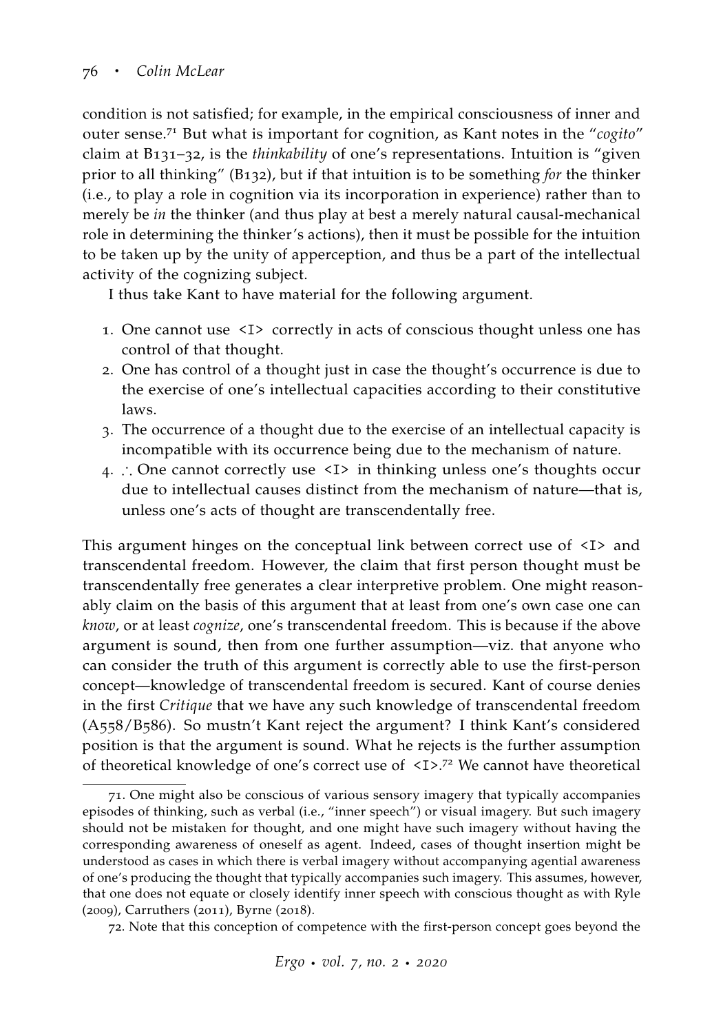condition is not satisfied; for example, in the empirical consciousness of inner and outer sense.[71] But what is important for cognition, as Kant notes in the "*cogito*" claim at B131–32, is the *thinkability* of one's representations. Intuition is "given prior to all thinking" (B132), but if that intuition is to be something *for* the thinker (i.e., to play a role in cognition via its incorporation in experience) rather than to merely be *in* the thinker (and thus play at best a merely natural causal-mechanical role in determining the thinker's actions), then it must be possible for the intuition to be taken up by the unity of apperception, and thus be a part of the intellectual activity of the cognizing subject.

I thus take Kant to have material for the following argument.

1. One cannot use <I> correctly in acts of conscious thought unless one has control of that thought.
2. One has control of a thought just in case the thought's occurrence is due to the exercise of one's intellectual capacities according to their constitutive laws.
3. The occurrence of a thought due to the exercise of an intellectual capacity is incompatible with its occurrence being due to the mechanism of nature.
4. ∴ One cannot correctly use <I> in thinking unless one's thoughts occur due to intellectual causes distinct from the mechanism of nature—that is, unless one's acts of thought are transcendentally free.

This argument hinges on the conceptual link between correct use of <I> and transcendental freedom. However, the claim that first person thought must be transcendentally free generates a clear interpretive problem. One might reasonably claim on the basis of this argument that at least from one's own case one can *know*, or at least *cognize*, one's transcendental freedom. This is because if the above argument is sound, then from one further assumption—viz. that anyone who can consider the truth of this argument is correctly able to use the first-person concept—knowledge of transcendental freedom is secured. Kant of course denies in the first *Critique* that we have any such knowledge of transcendental freedom (A558/B586). So mustn't Kant reject the argument? I think Kant's considered position is that the argument is sound. What he rejects is the further assumption of theoretical knowledge of one's correct use of <I>.[72] We cannot have theoretical

71. One might also be conscious of various sensory imagery that typically accompanies episodes of thinking, such as verbal (i.e., "inner speech") or visual imagery. But such imagery should not be mistaken for thought, and one might have such imagery without having the corresponding awareness of oneself as agent. Indeed, cases of thought insertion might be understood as cases in which there is verbal imagery without accompanying agential awareness of one's producing the thought that typically accompanies such imagery. This assumes, however, that one does not equate or closely identify inner speech with conscious thought as with Ryle (2009), Carruthers (2011), Byrne (2018).

72. Note that this conception of competence with the first-person concept goes beyond the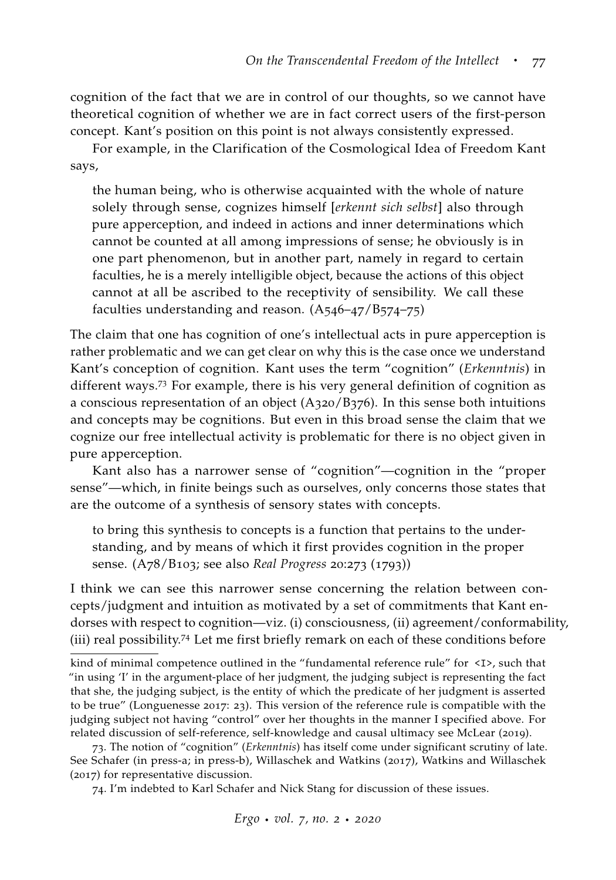cognition of the fact that we are in control of our thoughts, so we cannot have theoretical cognition of whether we are in fact correct users of the first-person concept. Kant's position on this point is not always consistently expressed.

For example, in the Clarification of the Cosmological Idea of Freedom Kant says,

> the human being, who is otherwise acquainted with the whole of nature solely through sense, cognizes himself [*erkennt sich selbst*] also through pure apperception, and indeed in actions and inner determinations which cannot be counted at all among impressions of sense; he obviously is in one part phenomenon, but in another part, namely in regard to certain faculties, he is a merely intelligible object, because the actions of this object cannot at all be ascribed to the receptivity of sensibility. We call these faculties understanding and reason. (A546–47/B574–75)

The claim that one has cognition of one's intellectual acts in pure apperception is rather problematic and we can get clear on why this is the case once we understand Kant's conception of cognition. Kant uses the term "cognition" (*Erkenntnis*) in different ways.[73] For example, there is his very general definition of cognition as a conscious representation of an object (A320/B376). In this sense both intuitions and concepts may be cognitions. But even in this broad sense the claim that we cognize our free intellectual activity is problematic for there is no object given in pure apperception.

Kant also has a narrower sense of "cognition"—cognition in the "proper sense"—which, in finite beings such as ourselves, only concerns those states that are the outcome of a synthesis of sensory states with concepts.

> to bring this synthesis to concepts is a function that pertains to the understanding, and by means of which it first provides cognition in the proper sense. (A78/B103; see also *Real Progress* 20:273 (1793))

I think we can see this narrower sense concerning the relation between concepts/judgment and intuition as motivated by a set of commitments that Kant endorses with respect to cognition—viz. (i) consciousness, (ii) agreement/conformability, (iii) real possibility.[74] Let me first briefly remark on each of these conditions before

---

kind of minimal competence outlined in the "fundamental reference rule" for <I>, such that "in using 'I' in the argument-place of her judgment, the judging subject is representing the fact that she, the judging subject, is the entity of which the predicate of her judgment is asserted to be true" (Longuenesse 2017: 23). This version of the reference rule is compatible with the judging subject not having "control" over her thoughts in the manner I specified above. For related discussion of self-reference, self-knowledge and causal ultimacy see McLear (2019).

73. The notion of "cognition" (*Erkenntnis*) has itself come under significant scrutiny of late. See Schafer (in press-a; in press-b), Willaschek and Watkins (2017), Watkins and Willaschek (2017) for representative discussion.

74. I'm indebted to Karl Schafer and Nick Stang for discussion of these issues.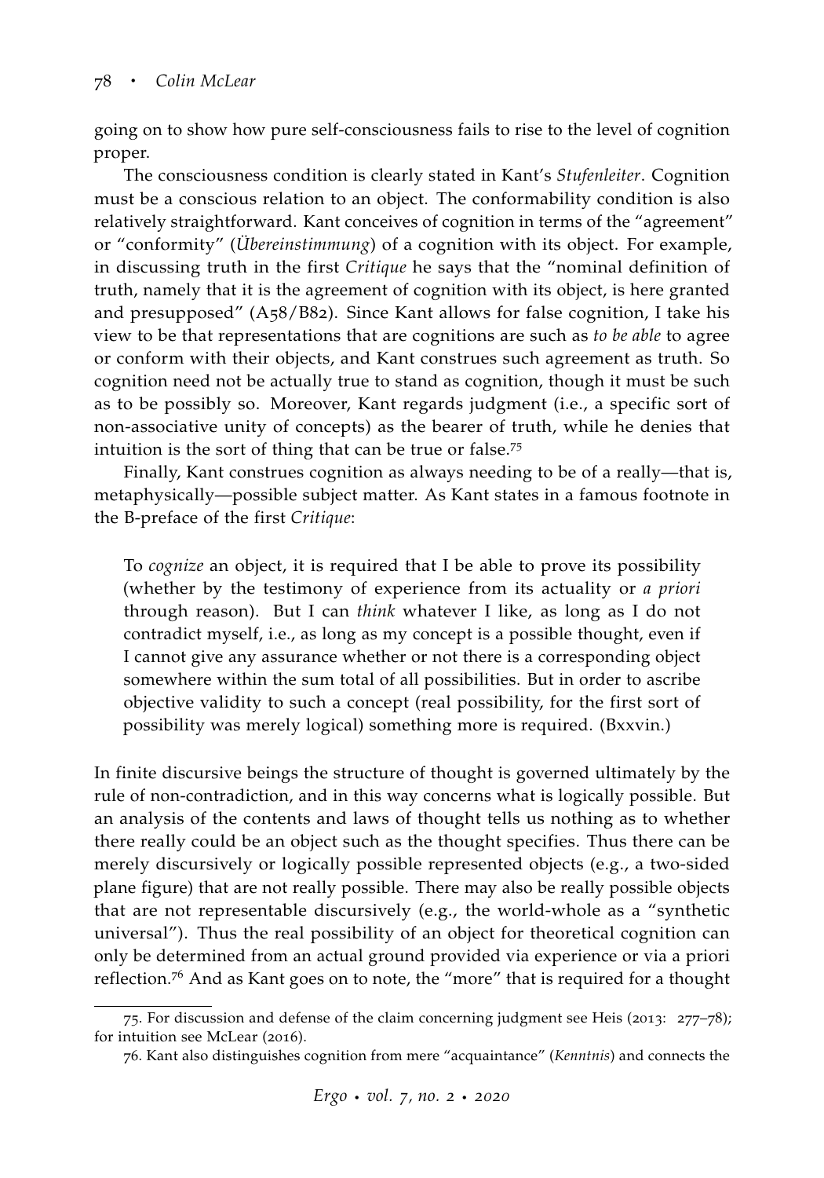going on to show how pure self-consciousness fails to rise to the level of cognition proper.

The consciousness condition is clearly stated in Kant's *Stufenleiter*. Cognition must be a conscious relation to an object. The conformability condition is also relatively straightforward. Kant conceives of cognition in terms of the "agreement" or "conformity" (*Übereinstimmung*) of a cognition with its object. For example, in discussing truth in the first *Critique* he says that the "nominal definition of truth, namely that it is the agreement of cognition with its object, is here granted and presupposed" (A58/B82). Since Kant allows for false cognition, I take his view to be that representations that are cognitions are such as *to be able* to agree or conform with their objects, and Kant construes such agreement as truth. So cognition need not be actually true to stand as cognition, though it must be such as to be possibly so. Moreover, Kant regards judgment (i.e., a specific sort of non-associative unity of concepts) as the bearer of truth, while he denies that intuition is the sort of thing that can be true or false.[75]

Finally, Kant construes cognition as always needing to be of a really—that is, metaphysically—possible subject matter. As Kant states in a famous footnote in the B-preface of the first *Critique*:

> To *cognize* an object, it is required that I be able to prove its possibility (whether by the testimony of experience from its actuality or *a priori* through reason). But I can *think* whatever I like, as long as I do not contradict myself, i.e., as long as my concept is a possible thought, even if I cannot give any assurance whether or not there is a corresponding object somewhere within the sum total of all possibilities. But in order to ascribe objective validity to such a concept (real possibility, for the first sort of possibility was merely logical) something more is required. (Bxxvin.)

In finite discursive beings the structure of thought is governed ultimately by the rule of non-contradiction, and in this way concerns what is logically possible. But an analysis of the contents and laws of thought tells us nothing as to whether there really could be an object such as the thought specifies. Thus there can be merely discursively or logically possible represented objects (e.g., a two-sided plane figure) that are not really possible. There may also be really possible objects that are not representable discursively (e.g., the world-whole as a "synthetic universal"). Thus the real possibility of an object for theoretical cognition can only be determined from an actual ground provided via experience or via a priori reflection.[76] And as Kant goes on to note, the "more" that is required for a thought

---

75. For discussion and defense of the claim concerning judgment see Heis (2013: 277–78); for intuition see McLear (2016).

76. Kant also distinguishes cognition from mere "acquaintance" (*Kenntnis*) and connects the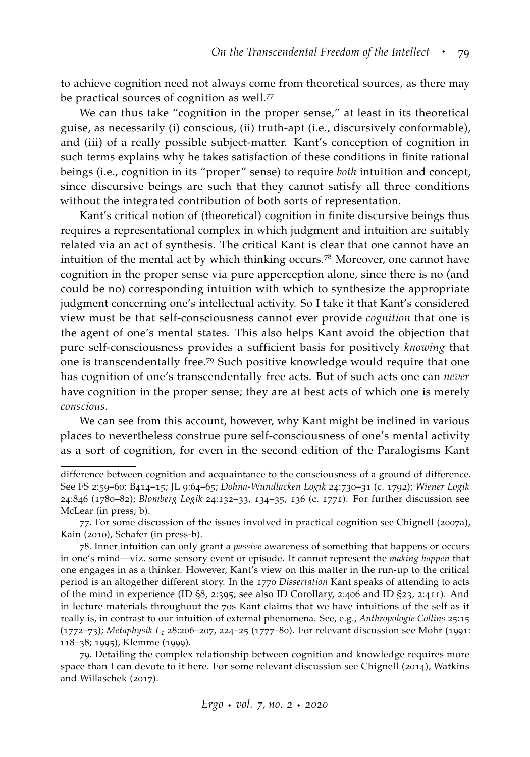to achieve cognition need not always come from theoretical sources, as there may be practical sources of cognition as well.[77]

We can thus take "cognition in the proper sense," at least in its theoretical guise, as necessarily (i) conscious, (ii) truth-apt (i.e., discursively conformable), and (iii) of a really possible subject-matter. Kant's conception of cognition in such terms explains why he takes satisfaction of these conditions in finite rational beings (i.e., cognition in its "proper" sense) to require *both* intuition and concept, since discursive beings are such that they cannot satisfy all three conditions without the integrated contribution of both sorts of representation.

Kant's critical notion of (theoretical) cognition in finite discursive beings thus requires a representational complex in which judgment and intuition are suitably related via an act of synthesis. The critical Kant is clear that one cannot have an intuition of the mental act by which thinking occurs.[78] Moreover, one cannot have cognition in the proper sense via pure apperception alone, since there is no (and could be no) corresponding intuition with which to synthesize the appropriate judgment concerning one's intellectual activity. So I take it that Kant's considered view must be that self-consciousness cannot ever provide *cognition* that one is the agent of one's mental states. This also helps Kant avoid the objection that pure self-consciousness provides a sufficient basis for positively *knowing* that one is transcendentally free.[79] Such positive knowledge would require that one has cognition of one's transcendentally free acts. But of such acts one can *never* have cognition in the proper sense; they are at best acts of which one is merely *conscious*.

We can see from this account, however, why Kant might be inclined in various places to nevertheless construe pure self-consciousness of one's mental activity as a sort of cognition, for even in the second edition of the Paralogisms Kant

---

difference between cognition and acquaintance to the consciousness of a ground of difference. See FS 2:59–60; B414–15; JL 9:64–65; *Dohna-Wundlacken Logik* 24:730–31 (c. 1792); *Wiener Logik* 24:846 (1780–82); *Blomberg Logik* 24:132–33, 134–35, 136 (c. 1771). For further discussion see McLear (in press; b).

77. For some discussion of the issues involved in practical cognition see Chignell (2007a), Kain (2010), Schafer (in press-b).

78. Inner intuition can only grant a *passive* awareness of something that happens or occurs in one's mind—viz. some sensory event or episode. It cannot represent the *making happen* that one engages in as a thinker. However, Kant's view on this matter in the run-up to the critical period is an altogether different story. In the 1770 *Dissertation* Kant speaks of attending to acts of the mind in experience (ID §8, 2:395; see also ID Corollary, 2:406 and ID §23, 2:411). And in lecture materials throughout the 70s Kant claims that we have intuitions of the self as it really is, in contrast to our intuition of external phenomena. See, e.g., *Anthropologie Collins* 25:15 (1772–73); *Metaphysik $L_1$* 28:206–207, 224–25 (1777–80). For relevant discussion see Mohr (1991: 118–38; 1995), Klemme (1999).

79. Detailing the complex relationship between cognition and knowledge requires more space than I can devote to it here. For some relevant discussion see Chignell (2014), Watkins and Willaschek (2017).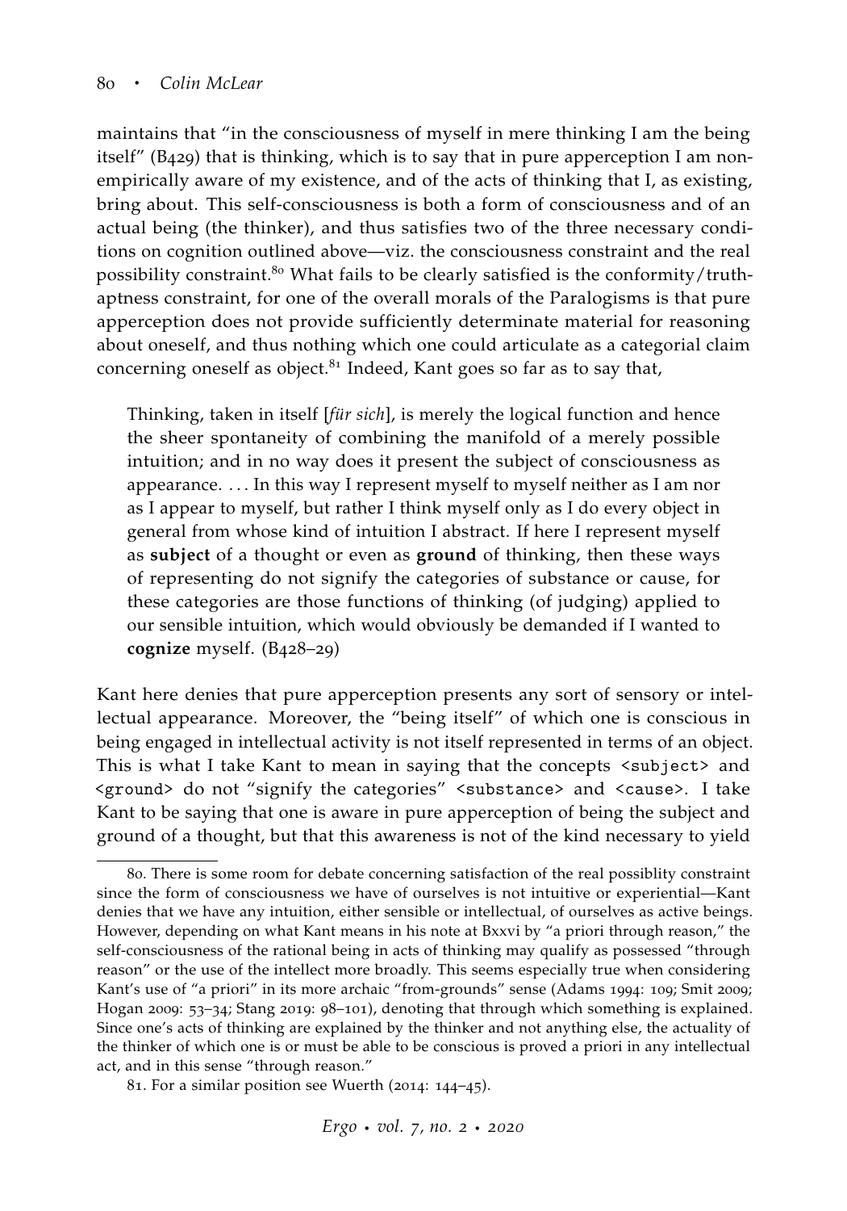maintains that "in the consciousness of myself in mere thinking I am the being itself" (B429) that is thinking, which is to say that in pure apperception I am non-empirically aware of my existence, and of the acts of thinking that I, as existing, bring about. This self-consciousness is both a form of consciousness and of an actual being (the thinker), and thus satisfies two of the three necessary conditions on cognition outlined above—viz. the consciousness constraint and the real possibility constraint.[80] What fails to be clearly satisfied is the conformity/truth-aptness constraint, for one of the overall morals of the Paralogisms is that pure apperception does not provide sufficiently determinate material for reasoning about oneself, and thus nothing which one could articulate as a categorial claim concerning oneself as object.[81] Indeed, Kant goes so far as to say that,

> Thinking, taken in itself [*für sich*], is merely the logical function and hence the sheer spontaneity of combining the manifold of a merely possible intuition; and in no way does it present the subject of consciousness as appearance. . . . In this way I represent myself to myself neither as I am nor as I appear to myself, but rather I think myself only as I do every object in general from whose kind of intuition I abstract. If here I represent myself as **subject** of a thought or even as **ground** of thinking, then these ways of representing do not signify the categories of substance or cause, for these categories are those functions of thinking (of judging) applied to our sensible intuition, which would obviously be demanded if I wanted to **cognize** myself. (B428–29)

Kant here denies that pure apperception presents any sort of sensory or intellectual appearance. Moreover, the "being itself" of which one is conscious in being engaged in intellectual activity is not itself represented in terms of an object. This is what I take Kant to mean in saying that the concepts `<subject>` and `<ground>` do not "signify the categories" `<substance>` and `<cause>`. I take Kant to be saying that one is aware in pure apperception of being the subject and ground of a thought, but that this awareness is not of the kind necessary to yield

80. There is some room for debate concerning satisfaction of the real possiblity constraint since the form of consciousness we have of ourselves is not intuitive or experiential—Kant denies that we have any intuition, either sensible or intellectual, of ourselves as active beings. However, depending on what Kant means in his note at Bxxvi by "a priori through reason," the self-consciousness of the rational being in acts of thinking may qualify as possessed "through reason" or the use of the intellect more broadly. This seems especially true when considering Kant's use of "a priori" in its more archaic "from-grounds" sense (Adams 1994: 109; Smit 2009; Hogan 2009: 53–34; Stang 2019: 98–101), denoting that through which something is explained. Since one's acts of thinking are explained by the thinker and not anything else, the actuality of the thinker of which one is or must be able to be conscious is proved a priori in any intellectual act, and in this sense "through reason."

81. For a similar position see Wuerth (2014: 144–45).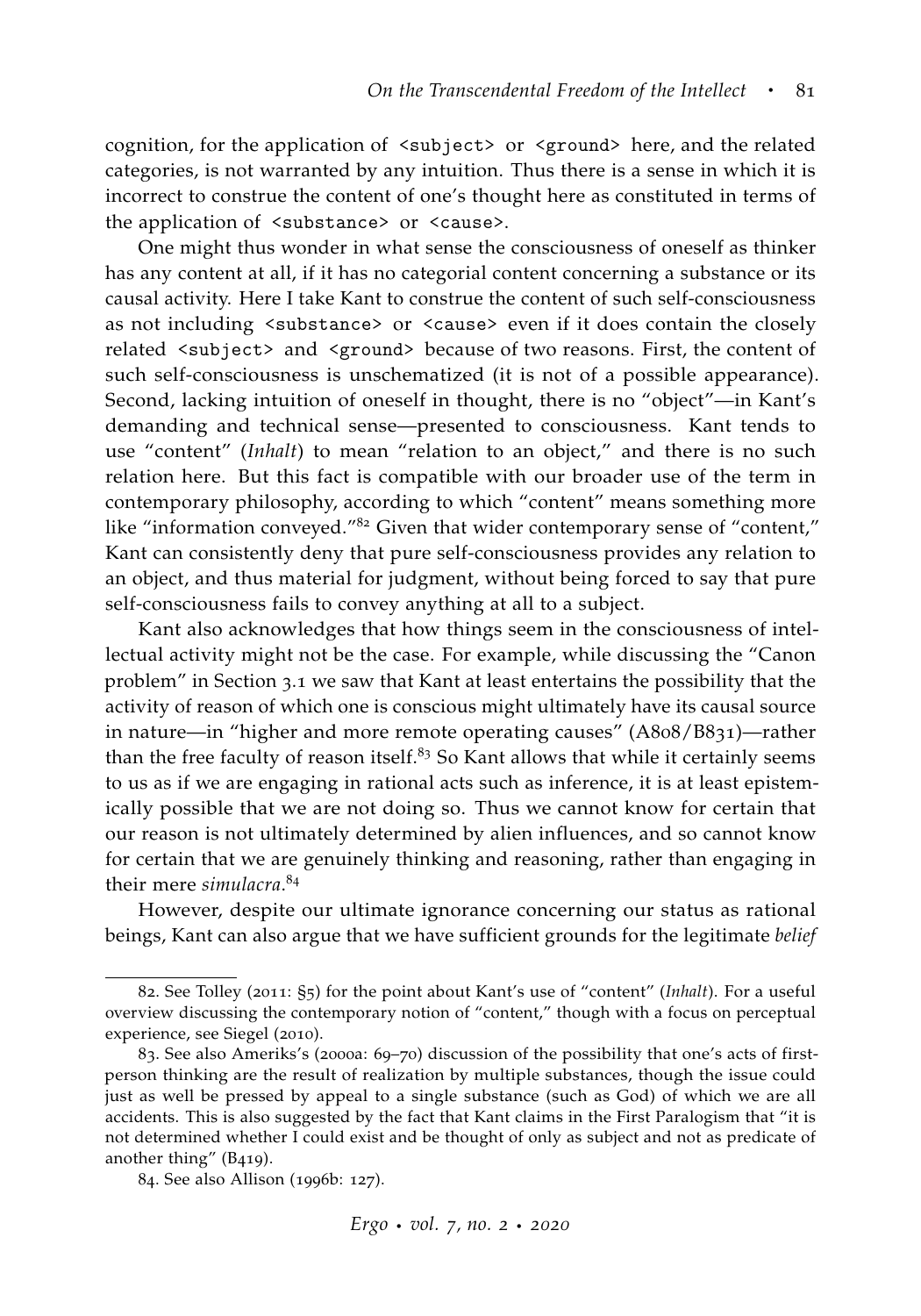cognition, for the application of `<subject>` or `<ground>` here, and the related categories, is not warranted by any intuition. Thus there is a sense in which it is incorrect to construe the content of one's thought here as constituted in terms of the application of `<substance>` or `<cause>`.

One might thus wonder in what sense the consciousness of oneself as thinker has any content at all, if it has no categorial content concerning a substance or its causal activity. Here I take Kant to construe the content of such self-consciousness as not including `<substance>` or `<cause>` even if it does contain the closely related `<subject>` and `<ground>` because of two reasons. First, the content of such self-consciousness is unschematized (it is not of a possible appearance). Second, lacking intuition of oneself in thought, there is no "object"—in Kant's demanding and technical sense—presented to consciousness. Kant tends to use "content" (*Inhalt*) to mean "relation to an object," and there is no such relation here. But this fact is compatible with our broader use of the term in contemporary philosophy, according to which "content" means something more like "information conveyed."[82] Given that wider contemporary sense of "content," Kant can consistently deny that pure self-consciousness provides any relation to an object, and thus material for judgment, without being forced to say that pure self-consciousness fails to convey anything at all to a subject.

Kant also acknowledges that how things seem in the consciousness of intellectual activity might not be the case. For example, while discussing the "Canon problem" in Section 3.1 we saw that Kant at least entertains the possibility that the activity of reason of which one is conscious might ultimately have its causal source in nature—in "higher and more remote operating causes" (A808/B831)—rather than the free faculty of reason itself.[83] So Kant allows that while it certainly seems to us as if we are engaging in rational acts such as inference, it is at least epistemically possible that we are not doing so. Thus we cannot know for certain that our reason is not ultimately determined by alien influences, and so cannot know for certain that we are genuinely thinking and reasoning, rather than engaging in their mere *simulacra*.[84]

However, despite our ultimate ignorance concerning our status as rational beings, Kant can also argue that we have sufficient grounds for the legitimate *belief*

---

82. See Tolley (2011: §5) for the point about Kant's use of "content" (*Inhalt*). For a useful overview discussing the contemporary notion of "content," though with a focus on perceptual experience, see Siegel (2010).

83. See also Ameriks's (2000a: 69–70) discussion of the possibility that one's acts of first-person thinking are the result of realization by multiple substances, though the issue could just as well be pressed by appeal to a single substance (such as God) of which we are all accidents. This is also suggested by the fact that Kant claims in the First Paralogism that "it is not determined whether I could exist and be thought of only as subject and not as predicate of another thing" (B419).

84. See also Allison (1996b: 127).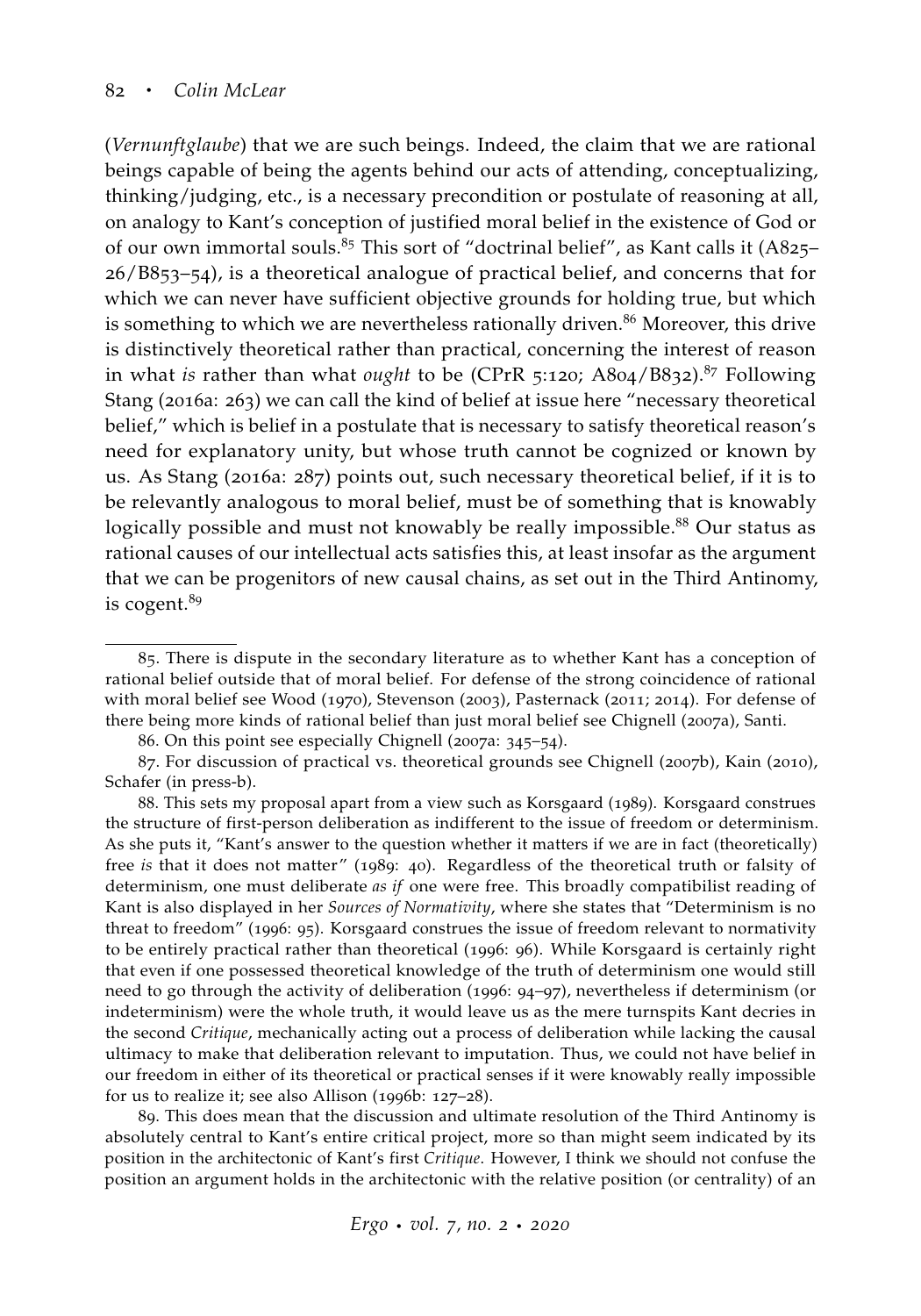(*Vernunftglaube*) that we are such beings. Indeed, the claim that we are rational beings capable of being the agents behind our acts of attending, conceptualizing, thinking/judging, etc., is a necessary precondition or postulate of reasoning at all, on analogy to Kant's conception of justified moral belief in the existence of God or of our own immortal souls.[85] This sort of "doctrinal belief", as Kant calls it (A825–26/B853–54), is a theoretical analogue of practical belief, and concerns that for which we can never have sufficient objective grounds for holding true, but which is something to which we are nevertheless rationally driven.[86] Moreover, this drive is distinctively theoretical rather than practical, concerning the interest of reason in what *is* rather than what *ought* to be (CPrR 5:120; A804/B832).[87] Following Stang (2016a: 263) we can call the kind of belief at issue here "necessary theoretical belief," which is belief in a postulate that is necessary to satisfy theoretical reason's need for explanatory unity, but whose truth cannot be cognized or known by us. As Stang (2016a: 287) points out, such necessary theoretical belief, if it is to be relevantly analogous to moral belief, must be of something that is knowably logically possible and must not knowably be really impossible.[88] Our status as rational causes of our intellectual acts satisfies this, at least insofar as the argument that we can be progenitors of new causal chains, as set out in the Third Antinomy, is cogent.[89]

---

85. There is dispute in the secondary literature as to whether Kant has a conception of rational belief outside that of moral belief. For defense of the strong coincidence of rational with moral belief see Wood (1970), Stevenson (2003), Pasternack (2011; 2014). For defense of there being more kinds of rational belief than just moral belief see Chignell (2007a), Santi.

86. On this point see especially Chignell (2007a: 345–54).

87. For discussion of practical vs. theoretical grounds see Chignell (2007b), Kain (2010), Schafer (in press-b).

88. This sets my proposal apart from a view such as Korsgaard (1989). Korsgaard construes the structure of first-person deliberation as indifferent to the issue of freedom or determinism. As she puts it, "Kant's answer to the question whether it matters if we are in fact (theoretically) free *is* that it does not matter" (1989: 40). Regardless of the theoretical truth or falsity of determinism, one must deliberate *as if* one were free. This broadly compatibilist reading of Kant is also displayed in her *Sources of Normativity*, where she states that "Determinism is no threat to freedom" (1996: 95). Korsgaard construes the issue of freedom relevant to normativity to be entirely practical rather than theoretical (1996: 96). While Korsgaard is certainly right that even if one possessed theoretical knowledge of the truth of determinism one would still need to go through the activity of deliberation (1996: 94–97), nevertheless if determinism (or indeterminism) were the whole truth, it would leave us as the mere turnspits Kant decries in the second *Critique*, mechanically acting out a process of deliberation while lacking the causal ultimacy to make that deliberation relevant to imputation. Thus, we could not have belief in our freedom in either of its theoretical or practical senses if it were knowably really impossible for us to realize it; see also Allison (1996b: 127–28).

89. This does mean that the discussion and ultimate resolution of the Third Antinomy is absolutely central to Kant's entire critical project, more so than might seem indicated by its position in the architectonic of Kant's first *Critique*. However, I think we should not confuse the position an argument holds in the architectonic with the relative position (or centrality) of an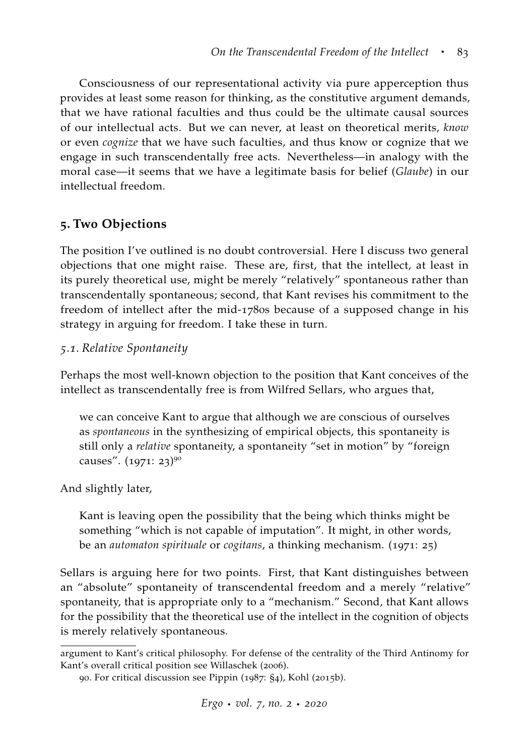Consciousness of our representational activity via pure apperception thus provides at least some reason for thinking, as the constitutive argument demands, that we have rational faculties and thus could be the ultimate causal sources of our intellectual acts. But we can never, at least on theoretical merits, *know* or even *cognize* that we have such faculties, and thus know or cognize that we engage in such transcendentally free acts. Nevertheless—in analogy with the moral case—it seems that we have a legitimate basis for belief (*Glaube*) in our intellectual freedom.

## 5. Two Objections

The position I've outlined is no doubt controversial. Here I discuss two general objections that one might raise. These are, first, that the intellect, at least in its purely theoretical use, might be merely "relatively" spontaneous rather than transcendentally spontaneous; second, that Kant revises his commitment to the freedom of intellect after the mid-1780s because of a supposed change in his strategy in arguing for freedom. I take these in turn.

### *5.1. Relative Spontaneity*

Perhaps the most well-known objection to the position that Kant conceives of the intellect as transcendentally free is from Wilfred Sellars, who argues that,

> we can conceive Kant to argue that although we are conscious of ourselves as *spontaneous* in the synthesizing of empirical objects, this spontaneity is still only a *relative* spontaneity, a spontaneity "set in motion" by "foreign causes". (1971: 23)[90]

And slightly later,

> Kant is leaving open the possibility that the being which thinks might be something "which is not capable of imputation". It might, in other words, be an *automaton spirituale* or *cogitans*, a thinking mechanism. (1971: 25)

Sellars is arguing here for two points. First, that Kant distinguishes between an "absolute" spontaneity of transcendental freedom and a merely "relative" spontaneity, that is appropriate only to a "mechanism." Second, that Kant allows for the possibility that the theoretical use of the intellect in the cognition of objects is merely relatively spontaneous.

---

argument to Kant's critical philosophy. For defense of the centrality of the Third Antinomy for Kant's overall critical position see Willaschek (2006).

90. For critical discussion see Pippin (1987: §4), Kohl (2015b).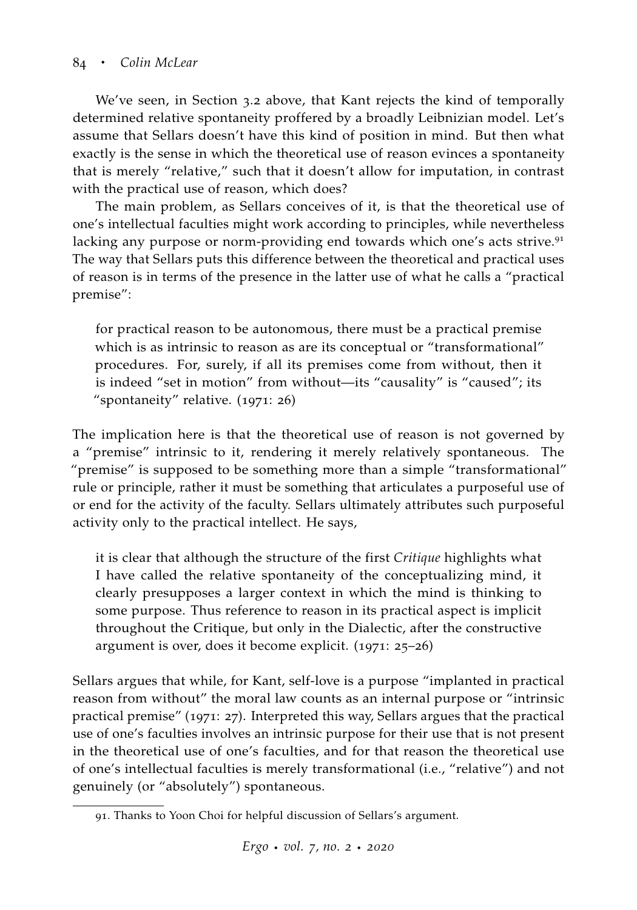We've seen, in Section 3.2 above, that Kant rejects the kind of temporally determined relative spontaneity proffered by a broadly Leibnizian model. Let's assume that Sellars doesn't have this kind of position in mind. But then what exactly is the sense in which the theoretical use of reason evinces a spontaneity that is merely "relative," such that it doesn't allow for imputation, in contrast with the practical use of reason, which does?

The main problem, as Sellars conceives of it, is that the theoretical use of one's intellectual faculties might work according to principles, while nevertheless lacking any purpose or norm-providing end towards which one's acts strive.[91] The way that Sellars puts this difference between the theoretical and practical uses of reason is in terms of the presence in the latter use of what he calls a "practical premise":

> for practical reason to be autonomous, there must be a practical premise which is as intrinsic to reason as are its conceptual or "transformational" procedures. For, surely, if all its premises come from without, then it is indeed "set in motion" from without—its "causality" is "caused"; its "spontaneity" relative. (1971: 26)

The implication here is that the theoretical use of reason is not governed by a "premise" intrinsic to it, rendering it merely relatively spontaneous. The "premise" is supposed to be something more than a simple "transformational" rule or principle, rather it must be something that articulates a purposeful use of or end for the activity of the faculty. Sellars ultimately attributes such purposeful activity only to the practical intellect. He says,

> it is clear that although the structure of the first *Critique* highlights what I have called the relative spontaneity of the conceptualizing mind, it clearly presupposes a larger context in which the mind is thinking to some purpose. Thus reference to reason in its practical aspect is implicit throughout the Critique, but only in the Dialectic, after the constructive argument is over, does it become explicit. (1971: 25–26)

Sellars argues that while, for Kant, self-love is a purpose "implanted in practical reason from without" the moral law counts as an internal purpose or "intrinsic practical premise" (1971: 27). Interpreted this way, Sellars argues that the practical use of one's faculties involves an intrinsic purpose for their use that is not present in the theoretical use of one's faculties, and for that reason the theoretical use of one's intellectual faculties is merely transformational (i.e., "relative") and not genuinely (or "absolutely") spontaneous.

91. Thanks to Yoon Choi for helpful discussion of Sellars's argument.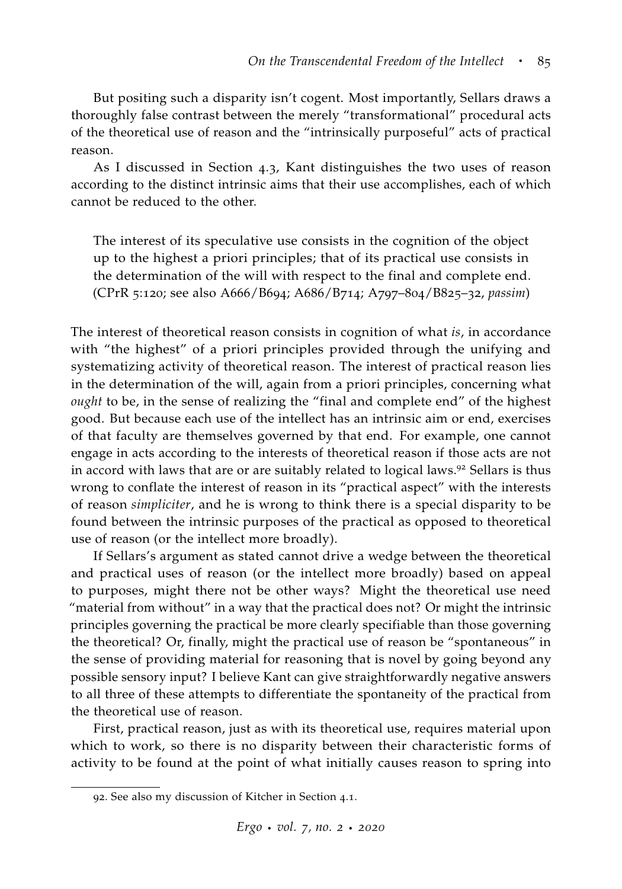But positing such a disparity isn't cogent. Most importantly, Sellars draws a thoroughly false contrast between the merely "transformational" procedural acts of the theoretical use of reason and the "intrinsically purposeful" acts of practical reason.

As I discussed in Section 4.3, Kant distinguishes the two uses of reason according to the distinct intrinsic aims that their use accomplishes, each of which cannot be reduced to the other.

> The interest of its speculative use consists in the cognition of the object up to the highest a priori principles; that of its practical use consists in the determination of the will with respect to the final and complete end. (CPrR 5:120; see also A666/B694; A686/B714; A797–804/B825–32, *passim*)

The interest of theoretical reason consists in cognition of what *is*, in accordance with "the highest" of a priori principles provided through the unifying and systematizing activity of theoretical reason. The interest of practical reason lies in the determination of the will, again from a priori principles, concerning what *ought* to be, in the sense of realizing the "final and complete end" of the highest good. But because each use of the intellect has an intrinsic aim or end, exercises of that faculty are themselves governed by that end. For example, one cannot engage in acts according to the interests of theoretical reason if those acts are not in accord with laws that are or are suitably related to logical laws.[92] Sellars is thus wrong to conflate the interest of reason in its "practical aspect" with the interests of reason *simpliciter*, and he is wrong to think there is a special disparity to be found between the intrinsic purposes of the practical as opposed to theoretical use of reason (or the intellect more broadly).

If Sellars's argument as stated cannot drive a wedge between the theoretical and practical uses of reason (or the intellect more broadly) based on appeal to purposes, might there not be other ways? Might the theoretical use need "material from without" in a way that the practical does not? Or might the intrinsic principles governing the practical be more clearly specifiable than those governing the theoretical? Or, finally, might the practical use of reason be "spontaneous" in the sense of providing material for reasoning that is novel by going beyond any possible sensory input? I believe Kant can give straightforwardly negative answers to all three of these attempts to differentiate the spontaneity of the practical from the theoretical use of reason.

First, practical reason, just as with its theoretical use, requires material upon which to work, so there is no disparity between their characteristic forms of activity to be found at the point of what initially causes reason to spring into

92. See also my discussion of Kitcher in Section 4.1.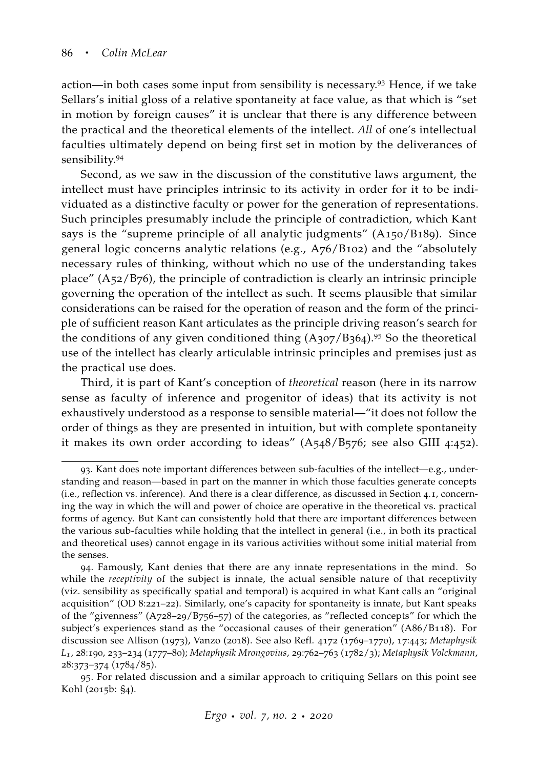action—in both cases some input from sensibility is necessary.[93] Hence, if we take Sellars's initial gloss of a relative spontaneity at face value, as that which is "set in motion by foreign causes" it is unclear that there is any difference between the practical and the theoretical elements of the intellect. *All* of one's intellectual faculties ultimately depend on being first set in motion by the deliverances of sensibility.[94]

Second, as we saw in the discussion of the constitutive laws argument, the intellect must have principles intrinsic to its activity in order for it to be individuated as a distinctive faculty or power for the generation of representations. Such principles presumably include the principle of contradiction, which Kant says is the "supreme principle of all analytic judgments" (A150/B189). Since general logic concerns analytic relations (e.g., A76/B102) and the "absolutely necessary rules of thinking, without which no use of the understanding takes place" (A52/B76), the principle of contradiction is clearly an intrinsic principle governing the operation of the intellect as such. It seems plausible that similar considerations can be raised for the operation of reason and the form of the principle of sufficient reason Kant articulates as the principle driving reason's search for the conditions of any given conditioned thing (A307/B364).[95] So the theoretical use of the intellect has clearly articulable intrinsic principles and premises just as the practical use does.

Third, it is part of Kant's conception of *theoretical* reason (here in its narrow sense as faculty of inference and progenitor of ideas) that its activity is not exhaustively understood as a response to sensible material—"it does not follow the order of things as they are presented in intuition, but with complete spontaneity it makes its own order according to ideas" (A548/B576; see also GIII 4:452).

---

93. Kant does note important differences between sub-faculties of the intellect—e.g., understanding and reason—based in part on the manner in which those faculties generate concepts (i.e., reflection vs. inference). And there is a clear difference, as discussed in Section 4.1, concerning the way in which the will and power of choice are operative in the theoretical vs. practical forms of agency. But Kant can consistently hold that there are important differences between the various sub-faculties while holding that the intellect in general (i.e., in both its practical and theoretical uses) cannot engage in its various activities without some initial material from the senses.

94. Famously, Kant denies that there are any innate representations in the mind. So while the *receptivity* of the subject is innate, the actual sensible nature of that receptivity (viz. sensibility as specifically spatial and temporal) is acquired in what Kant calls an "original acquisition" (OD 8:221–22). Similarly, one's capacity for spontaneity is innate, but Kant speaks of the "givenness" (A728–29/B756–57) of the categories, as "reflected concepts" for which the subject's experiences stand as the "occasional causes of their generation" (A86/B118). For discussion see Allison (1973), Vanzo (2018). See also Refl. 4172 (1769–1770), 17:443; *Metaphysik L1*, 28:190, 233–234 (1777–80); *Metaphysik Mrongovius*, 29:762–763 (1782/3); *Metaphysik Volckmann*, 28:373–374 (1784/85).

95. For related discussion and a similar approach to critiquing Sellars on this point see Kohl (2015b: §4).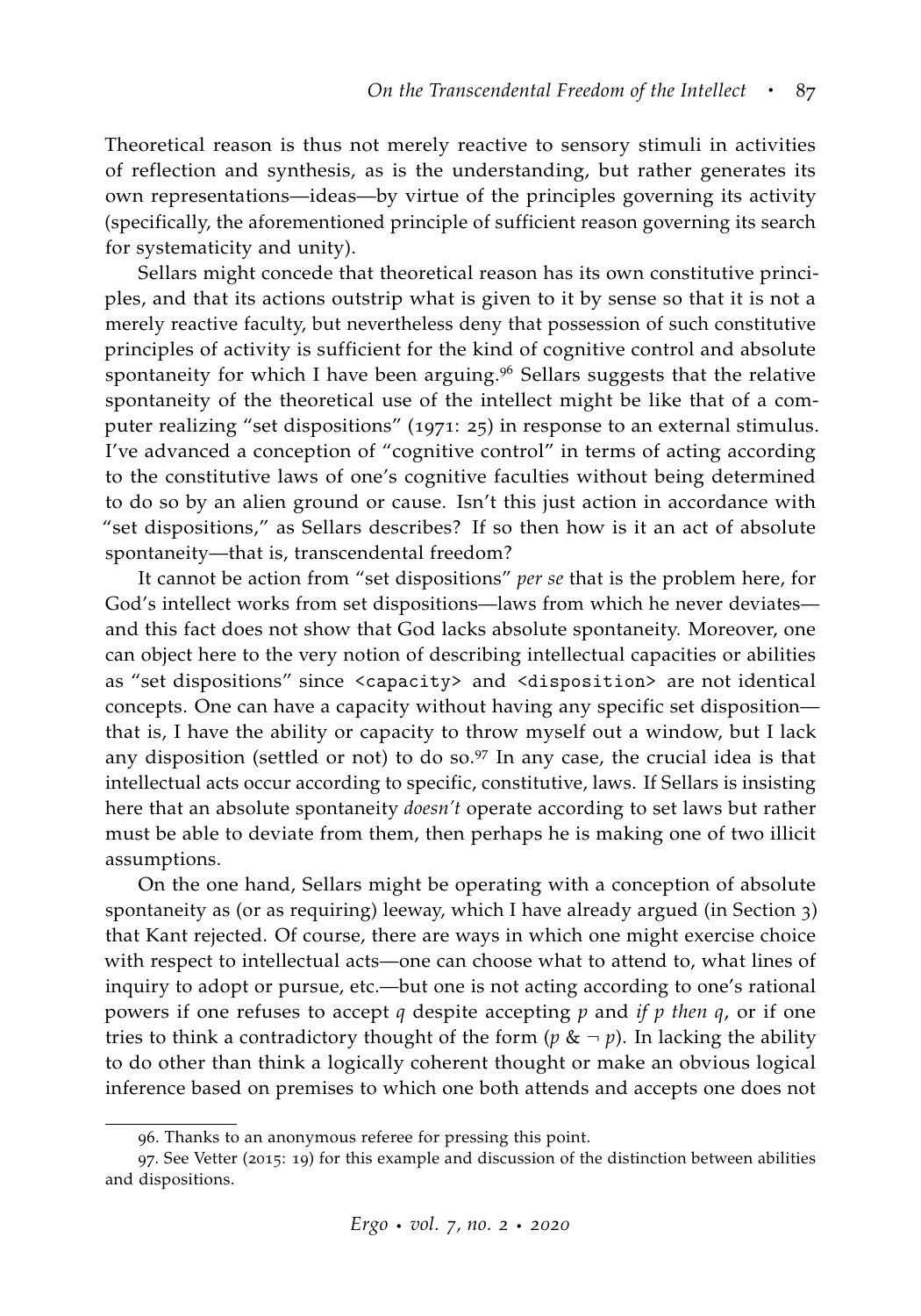Theoretical reason is thus not merely reactive to sensory stimuli in activities of reflection and synthesis, as is the understanding, but rather generates its own representations—ideas—by virtue of the principles governing its activity (specifically, the aforementioned principle of sufficient reason governing its search for systematicity and unity).

Sellars might concede that theoretical reason has its own constitutive principles, and that its actions outstrip what is given to it by sense so that it is not a merely reactive faculty, but nevertheless deny that possession of such constitutive principles of activity is sufficient for the kind of cognitive control and absolute spontaneity for which I have been arguing.[96] Sellars suggests that the relative spontaneity of the theoretical use of the intellect might be like that of a computer realizing "set dispositions" (1971: 25) in response to an external stimulus. I've advanced a conception of "cognitive control" in terms of acting according to the constitutive laws of one's cognitive faculties without being determined to do so by an alien ground or cause. Isn't this just action in accordance with "set dispositions," as Sellars describes? If so then how is it an act of absolute spontaneity—that is, transcendental freedom?

It cannot be action from "set dispositions" *per se* that is the problem here, for God's intellect works from set dispositions—laws from which he never deviates—and this fact does not show that God lacks absolute spontaneity. Moreover, one can object here to the very notion of describing intellectual capacities or abilities as "set dispositions" since `<capacity>` and `<disposition>` are not identical concepts. One can have a capacity without having any specific set disposition—that is, I have the ability or capacity to throw myself out a window, but I lack any disposition (settled or not) to do so.[97] In any case, the crucial idea is that intellectual acts occur according to specific, constitutive, laws. If Sellars is insisting here that an absolute spontaneity *doesn't* operate according to set laws but rather must be able to deviate from them, then perhaps he is making one of two illicit assumptions.

On the one hand, Sellars might be operating with a conception of absolute spontaneity as (or as requiring) leeway, which I have already argued (in Section 3) that Kant rejected. Of course, there are ways in which one might exercise choice with respect to intellectual acts—one can choose what to attend to, what lines of inquiry to adopt or pursue, etc.—but one is not acting according to one's rational powers if one refuses to accept $q$ despite accepting $p$ and *if $p$ then $q$*, or if one tries to think a contradictory thought of the form $(p \,\&\, \neg p)$. In lacking the ability to do other than think a logically coherent thought or make an obvious logical inference based on premises to which one both attends and accepts one does not

96. Thanks to an anonymous referee for pressing this point.

97. See Vetter (2015: 19) for this example and discussion of the distinction between abilities and dispositions.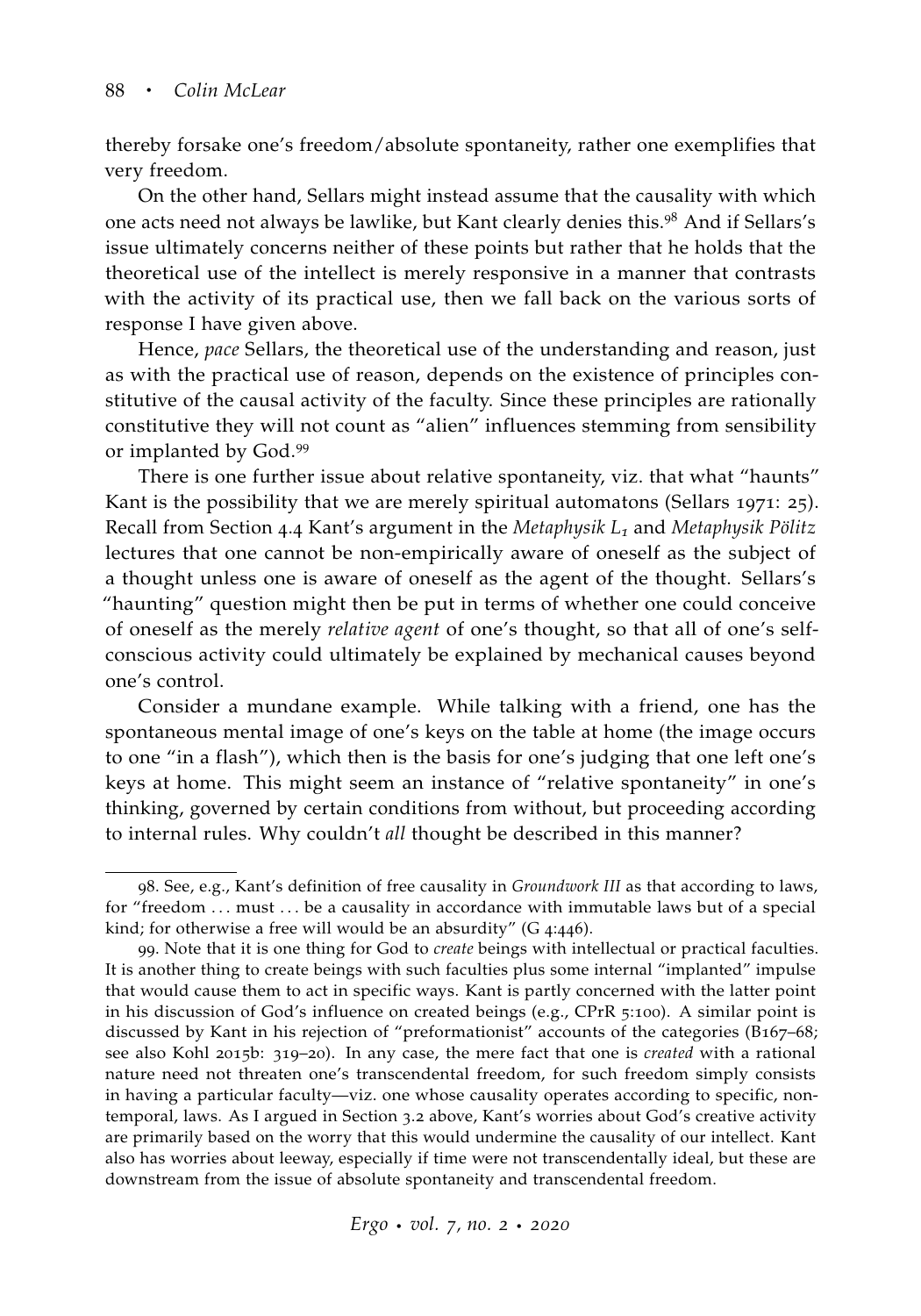thereby forsake one's freedom/absolute spontaneity, rather one exemplifies that very freedom.

On the other hand, Sellars might instead assume that the causality with which one acts need not always be lawlike, but Kant clearly denies this.[98] And if Sellars's issue ultimately concerns neither of these points but rather that he holds that the theoretical use of the intellect is merely responsive in a manner that contrasts with the activity of its practical use, then we fall back on the various sorts of response I have given above.

Hence, *pace* Sellars, the theoretical use of the understanding and reason, just as with the practical use of reason, depends on the existence of principles constitutive of the causal activity of the faculty. Since these principles are rationally constitutive they will not count as "alien" influences stemming from sensibility or implanted by God.[99]

There is one further issue about relative spontaneity, viz. that what "haunts" Kant is the possibility that we are merely spiritual automatons (Sellars 1971: 25). Recall from Section 4.4 Kant's argument in the *Metaphysik $L_1$* and *Metaphysik Pölitz* lectures that one cannot be non-empirically aware of oneself as the subject of a thought unless one is aware of oneself as the agent of the thought. Sellars's "haunting" question might then be put in terms of whether one could conceive of oneself as the merely *relative agent* of one's thought, so that all of one's self-conscious activity could ultimately be explained by mechanical causes beyond one's control.

Consider a mundane example. While talking with a friend, one has the spontaneous mental image of one's keys on the table at home (the image occurs to one "in a flash"), which then is the basis for one's judging that one left one's keys at home. This might seem an instance of "relative spontaneity" in one's thinking, governed by certain conditions from without, but proceeding according to internal rules. Why couldn't *all* thought be described in this manner?

---

98. See, e.g., Kant's definition of free causality in *Groundwork III* as that according to laws, for "freedom ... must ... be a causality in accordance with immutable laws but of a special kind; for otherwise a free will would be an absurdity" (G 4:446).

99. Note that it is one thing for God to *create* beings with intellectual or practical faculties. It is another thing to create beings with such faculties plus some internal "implanted" impulse that would cause them to act in specific ways. Kant is partly concerned with the latter point in his discussion of God's influence on created beings (e.g., CPrR 5:100). A similar point is discussed by Kant in his rejection of "preformationist" accounts of the categories (B167–68; see also Kohl 2015b: 319–20). In any case, the mere fact that one is *created* with a rational nature need not threaten one's transcendental freedom, for such freedom simply consists in having a particular faculty—viz. one whose causality operates according to specific, non-temporal, laws. As I argued in Section 3.2 above, Kant's worries about God's creative activity are primarily based on the worry that this would undermine the causality of our intellect. Kant also has worries about leeway, especially if time were not transcendentally ideal, but these are downstream from the issue of absolute spontaneity and transcendental freedom.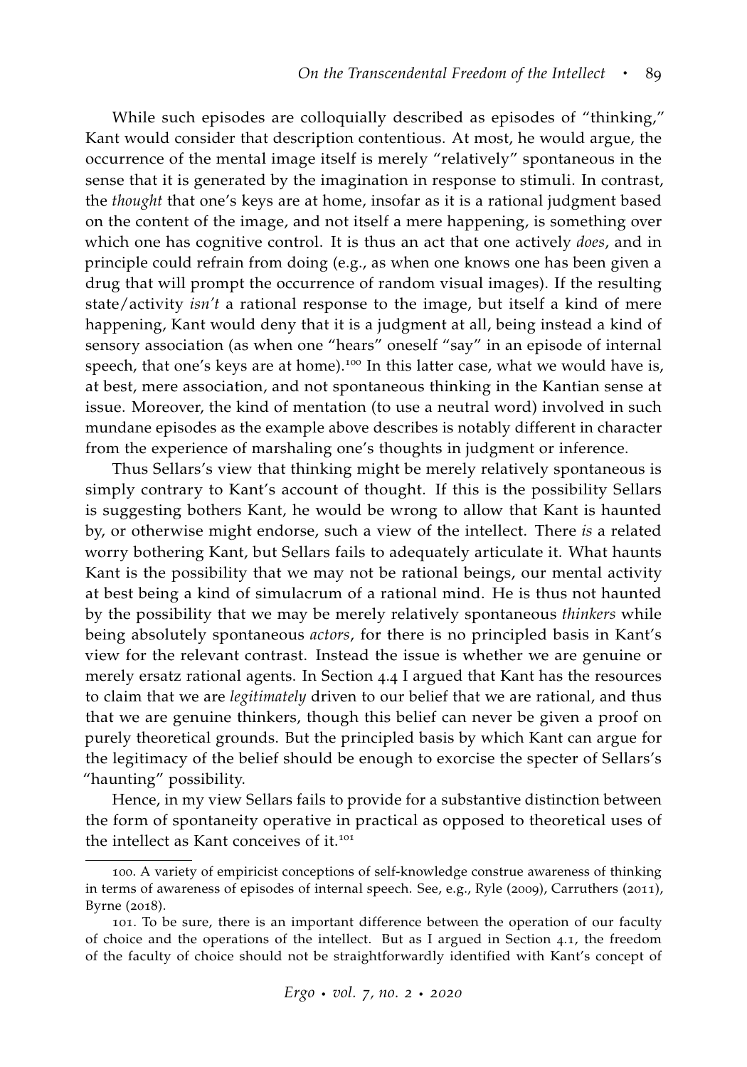While such episodes are colloquially described as episodes of "thinking," Kant would consider that description contentious. At most, he would argue, the occurrence of the mental image itself is merely "relatively" spontaneous in the sense that it is generated by the imagination in response to stimuli. In contrast, the *thought* that one's keys are at home, insofar as it is a rational judgment based on the content of the image, and not itself a mere happening, is something over which one has cognitive control. It is thus an act that one actively *does*, and in principle could refrain from doing (e.g., as when one knows one has been given a drug that will prompt the occurrence of random visual images). If the resulting state/activity *isn't* a rational response to the image, but itself a kind of mere happening, Kant would deny that it is a judgment at all, being instead a kind of sensory association (as when one "hears" oneself "say" in an episode of internal speech, that one's keys are at home).[100] In this latter case, what we would have is, at best, mere association, and not spontaneous thinking in the Kantian sense at issue. Moreover, the kind of mentation (to use a neutral word) involved in such mundane episodes as the example above describes is notably different in character from the experience of marshaling one's thoughts in judgment or inference.

Thus Sellars's view that thinking might be merely relatively spontaneous is simply contrary to Kant's account of thought. If this is the possibility Sellars is suggesting bothers Kant, he would be wrong to allow that Kant is haunted by, or otherwise might endorse, such a view of the intellect. There *is* a related worry bothering Kant, but Sellars fails to adequately articulate it. What haunts Kant is the possibility that we may not be rational beings, our mental activity at best being a kind of simulacrum of a rational mind. He is thus not haunted by the possibility that we may be merely relatively spontaneous *thinkers* while being absolutely spontaneous *actors*, for there is no principled basis in Kant's view for the relevant contrast. Instead the issue is whether we are genuine or merely ersatz rational agents. In Section 4.4 I argued that Kant has the resources to claim that we are *legitimately* driven to our belief that we are rational, and thus that we are genuine thinkers, though this belief can never be given a proof on purely theoretical grounds. But the principled basis by which Kant can argue for the legitimacy of the belief should be enough to exorcise the specter of Sellars's "haunting" possibility.

Hence, in my view Sellars fails to provide for a substantive distinction between the form of spontaneity operative in practical as opposed to theoretical uses of the intellect as Kant conceives of it.[101]

---

100. A variety of empiricist conceptions of self-knowledge construe awareness of thinking in terms of awareness of episodes of internal speech. See, e.g., Ryle (2009), Carruthers (2011), Byrne (2018).

101. To be sure, there is an important difference between the operation of our faculty of choice and the operations of the intellect. But as I argued in Section 4.1, the freedom of the faculty of choice should not be straightforwardly identified with Kant's concept of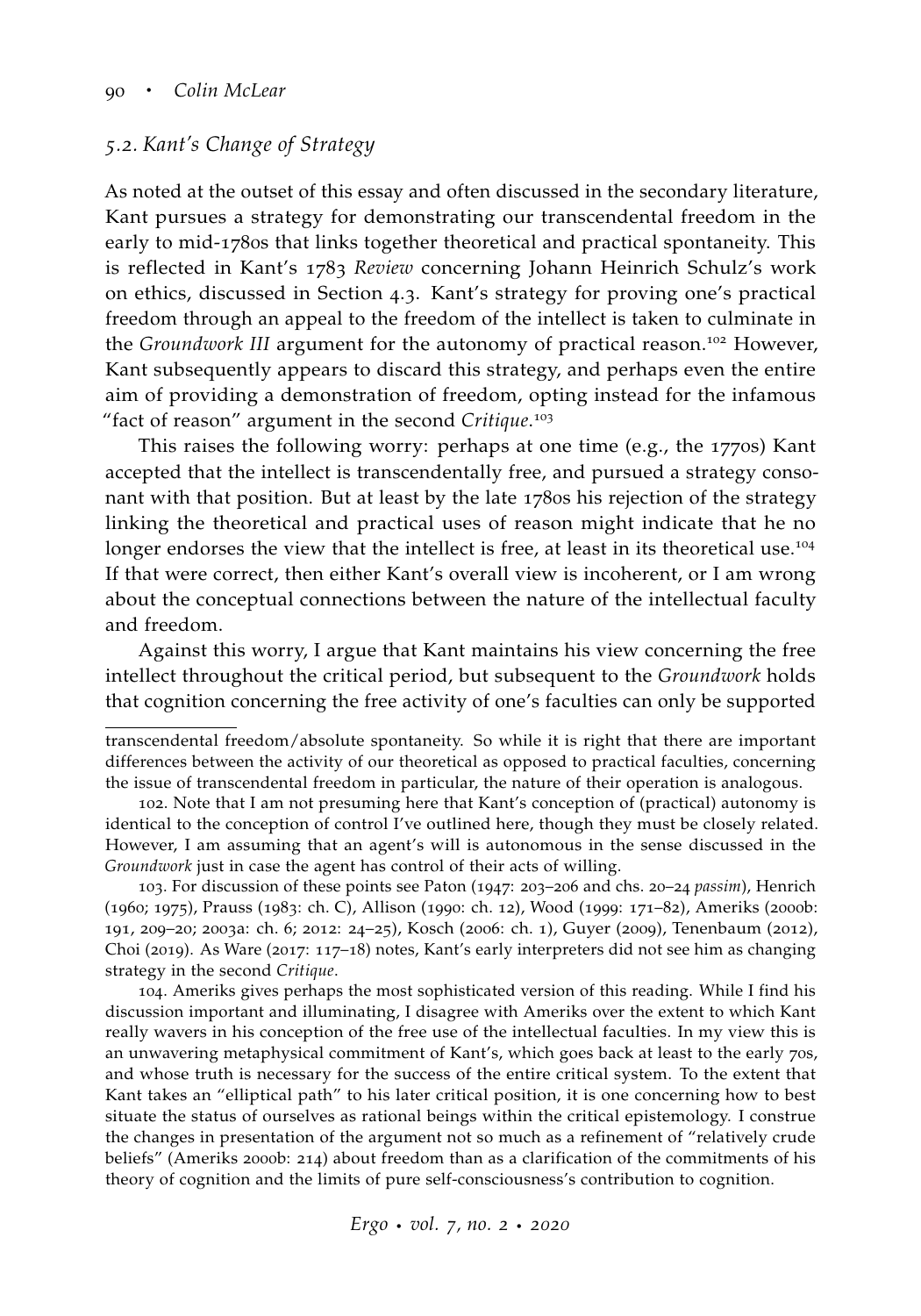### 5.2. Kant's Change of Strategy

As noted at the outset of this essay and often discussed in the secondary literature, Kant pursues a strategy for demonstrating our transcendental freedom in the early to mid-1780s that links together theoretical and practical spontaneity. This is reflected in Kant's 1783 *Review* concerning Johann Heinrich Schulz's work on ethics, discussed in Section 4.3. Kant's strategy for proving one's practical freedom through an appeal to the freedom of the intellect is taken to culminate in the *Groundwork III* argument for the autonomy of practical reason.[102] However, Kant subsequently appears to discard this strategy, and perhaps even the entire aim of providing a demonstration of freedom, opting instead for the infamous "fact of reason" argument in the second *Critique*.[103]

This raises the following worry: perhaps at one time (e.g., the 1770s) Kant accepted that the intellect is transcendentally free, and pursued a strategy consonant with that position. But at least by the late 1780s his rejection of the strategy linking the theoretical and practical uses of reason might indicate that he no longer endorses the view that the intellect is free, at least in its theoretical use.[104] If that were correct, then either Kant's overall view is incoherent, or I am wrong about the conceptual connections between the nature of the intellectual faculty and freedom.

Against this worry, I argue that Kant maintains his view concerning the free intellect throughout the critical period, but subsequent to the *Groundwork* holds that cognition concerning the free activity of one's faculties can only be supported

---

transcendental freedom/absolute spontaneity. So while it is right that there are important differences between the activity of our theoretical as opposed to practical faculties, concerning the issue of transcendental freedom in particular, the nature of their operation is analogous.

102. Note that I am not presuming here that Kant's conception of (practical) autonomy is identical to the conception of control I've outlined here, though they must be closely related. However, I am assuming that an agent's will is autonomous in the sense discussed in the *Groundwork* just in case the agent has control of their acts of willing.

103. For discussion of these points see Paton (1947: 203–206 and chs. 20–24 *passim*), Henrich (1960; 1975), Prauss (1983: ch. C), Allison (1990: ch. 12), Wood (1999: 171–82), Ameriks (2000b: 191, 209–20; 2003a: ch. 6; 2012: 24–25), Kosch (2006: ch. 1), Guyer (2009), Tenenbaum (2012), Choi (2019). As Ware (2017: 117–18) notes, Kant's early interpreters did not see him as changing strategy in the second *Critique*.

104. Ameriks gives perhaps the most sophisticated version of this reading. While I find his discussion important and illuminating, I disagree with Ameriks over the extent to which Kant really wavers in his conception of the free use of the intellectual faculties. In my view this is an unwavering metaphysical commitment of Kant's, which goes back at least to the early 70s, and whose truth is necessary for the success of the entire critical system. To the extent that Kant takes an "elliptical path" to his later critical position, it is one concerning how to best situate the status of ourselves as rational beings within the critical epistemology. I construe the changes in presentation of the argument not so much as a refinement of "relatively crude beliefs" (Ameriks 2000b: 214) about freedom than as a clarification of the commitments of his theory of cognition and the limits of pure self-consciousness's contribution to cognition.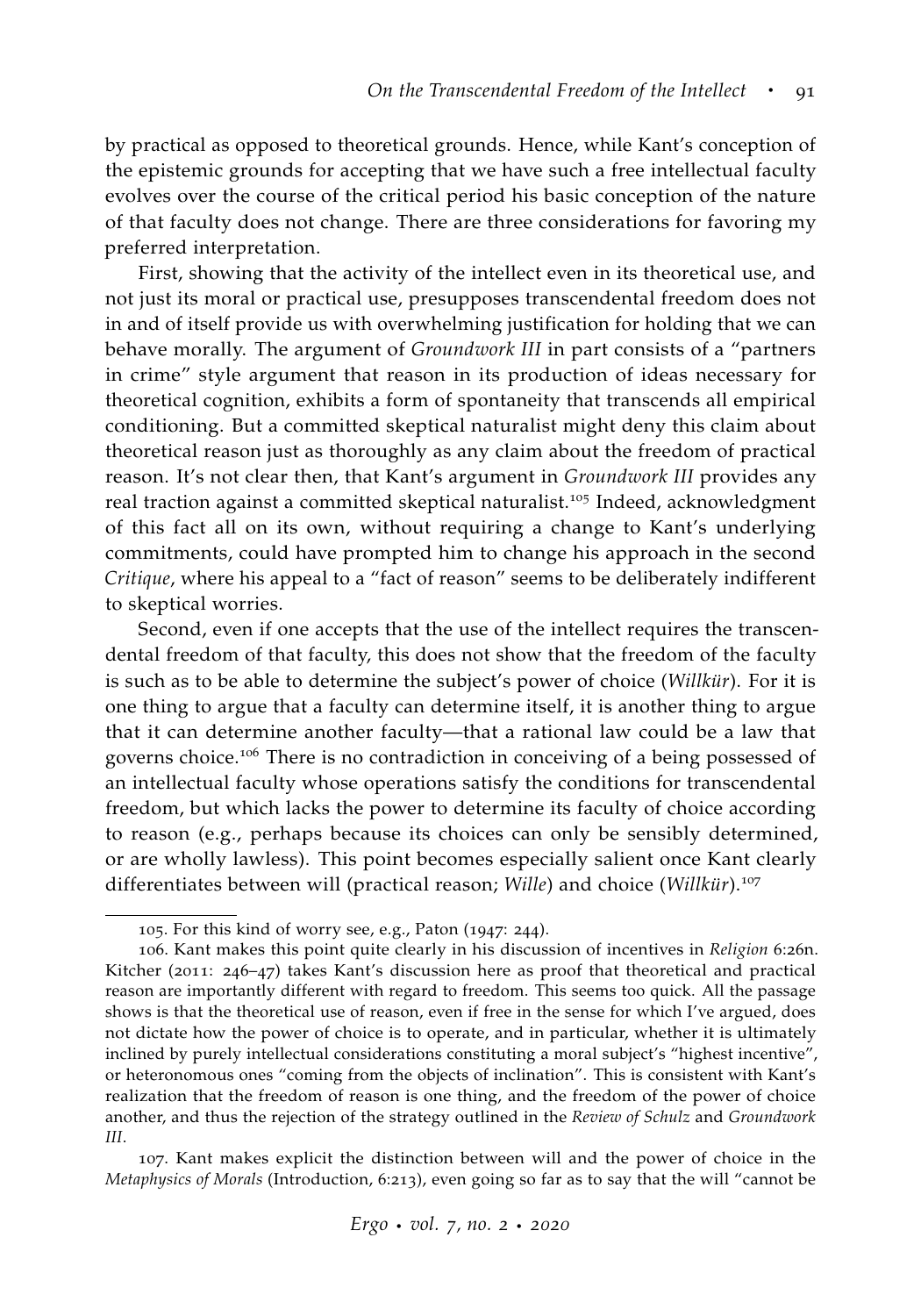by practical as opposed to theoretical grounds. Hence, while Kant's conception of the epistemic grounds for accepting that we have such a free intellectual faculty evolves over the course of the critical period his basic conception of the nature of that faculty does not change. There are three considerations for favoring my preferred interpretation.

First, showing that the activity of the intellect even in its theoretical use, and not just its moral or practical use, presupposes transcendental freedom does not in and of itself provide us with overwhelming justification for holding that we can behave morally. The argument of *Groundwork III* in part consists of a "partners in crime" style argument that reason in its production of ideas necessary for theoretical cognition, exhibits a form of spontaneity that transcends all empirical conditioning. But a committed skeptical naturalist might deny this claim about theoretical reason just as thoroughly as any claim about the freedom of practical reason. It's not clear then, that Kant's argument in *Groundwork III* provides any real traction against a committed skeptical naturalist.[105] Indeed, acknowledgment of this fact all on its own, without requiring a change to Kant's underlying commitments, could have prompted him to change his approach in the second *Critique*, where his appeal to a "fact of reason" seems to be deliberately indifferent to skeptical worries.

Second, even if one accepts that the use of the intellect requires the transcendental freedom of that faculty, this does not show that the freedom of the faculty is such as to be able to determine the subject's power of choice (*Willkür*). For it is one thing to argue that a faculty can determine itself, it is another thing to argue that it can determine another faculty—that a rational law could be a law that governs choice.[106] There is no contradiction in conceiving of a being possessed of an intellectual faculty whose operations satisfy the conditions for transcendental freedom, but which lacks the power to determine its faculty of choice according to reason (e.g., perhaps because its choices can only be sensibly determined, or are wholly lawless). This point becomes especially salient once Kant clearly differentiates between will (practical reason; *Wille*) and choice (*Willkür*).[107]

105. For this kind of worry see, e.g., Paton (1947: 244).

106. Kant makes this point quite clearly in his discussion of incentives in *Religion* 6:26n. Kitcher (2011: 246–47) takes Kant's discussion here as proof that theoretical and practical reason are importantly different with regard to freedom. This seems too quick. All the passage shows is that the theoretical use of reason, even if free in the sense for which I've argued, does not dictate how the power of choice is to operate, and in particular, whether it is ultimately inclined by purely intellectual considerations constituting a moral subject's "highest incentive", or heteronomous ones "coming from the objects of inclination". This is consistent with Kant's realization that the freedom of reason is one thing, and the freedom of the power of choice another, and thus the rejection of the strategy outlined in the *Review of Schulz* and *Groundwork III*.

107. Kant makes explicit the distinction between will and the power of choice in the *Metaphysics of Morals* (Introduction, 6:213), even going so far as to say that the will "cannot be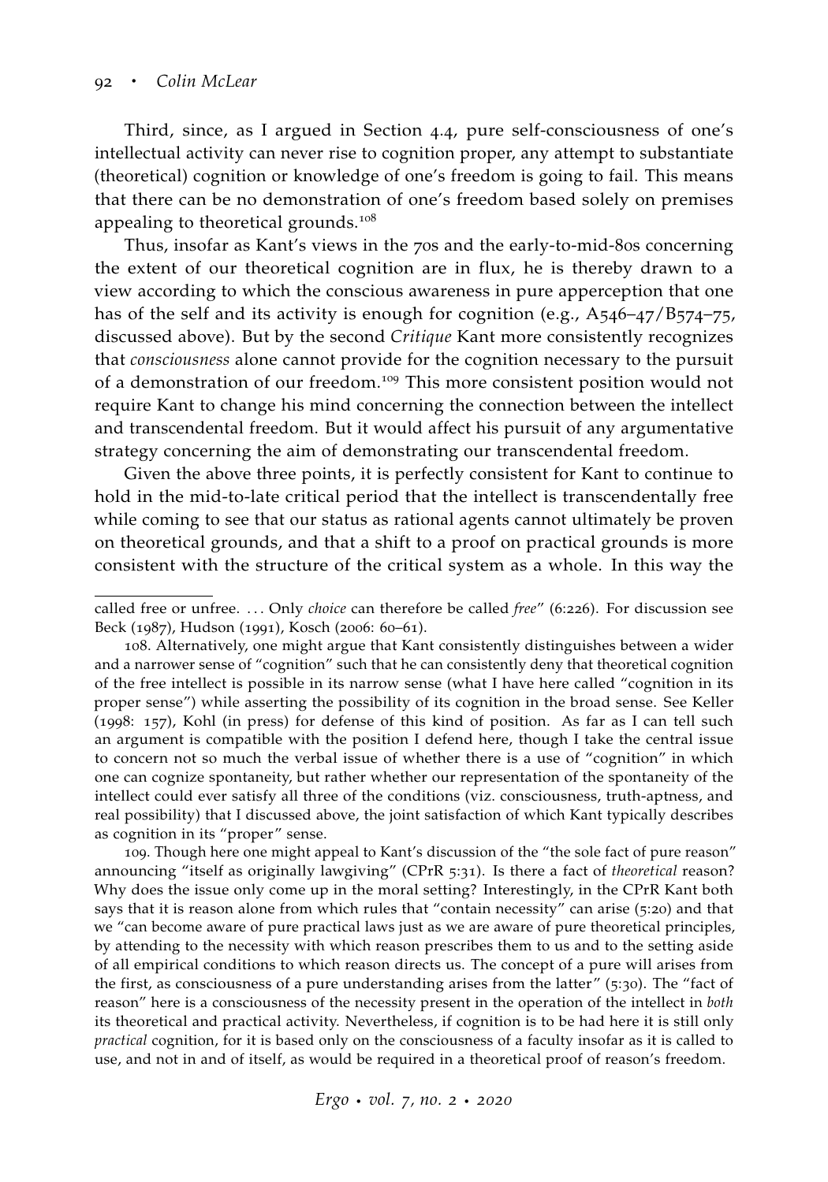Third, since, as I argued in Section 4.4, pure self-consciousness of one's intellectual activity can never rise to cognition proper, any attempt to substantiate (theoretical) cognition or knowledge of one's freedom is going to fail. This means that there can be no demonstration of one's freedom based solely on premises appealing to theoretical grounds.[108]

Thus, insofar as Kant's views in the 70s and the early-to-mid-80s concerning the extent of our theoretical cognition are in flux, he is thereby drawn to a view according to which the conscious awareness in pure apperception that one has of the self and its activity is enough for cognition (e.g., A546–47/B574–75, discussed above). But by the second *Critique* Kant more consistently recognizes that *consciousness* alone cannot provide for the cognition necessary to the pursuit of a demonstration of our freedom.[109] This more consistent position would not require Kant to change his mind concerning the connection between the intellect and transcendental freedom. But it would affect his pursuit of any argumentative strategy concerning the aim of demonstrating our transcendental freedom.

Given the above three points, it is perfectly consistent for Kant to continue to hold in the mid-to-late critical period that the intellect is transcendentally free while coming to see that our status as rational agents cannot ultimately be proven on theoretical grounds, and that a shift to a proof on practical grounds is more consistent with the structure of the critical system as a whole. In this way the

---

called free or unfree. ... Only *choice* can therefore be called *free*" (6:226). For discussion see Beck (1987), Hudson (1991), Kosch (2006: 60–61).

108. Alternatively, one might argue that Kant consistently distinguishes between a wider and a narrower sense of "cognition" such that he can consistently deny that theoretical cognition of the free intellect is possible in its narrow sense (what I have here called "cognition in its proper sense") while asserting the possibility of its cognition in the broad sense. See Keller (1998: 157), Kohl (in press) for defense of this kind of position. As far as I can tell such an argument is compatible with the position I defend here, though I take the central issue to concern not so much the verbal issue of whether there is a use of "cognition" in which one can cognize spontaneity, but rather whether our representation of the spontaneity of the intellect could ever satisfy all three of the conditions (viz. consciousness, truth-aptness, and real possibility) that I discussed above, the joint satisfaction of which Kant typically describes as cognition in its "proper" sense.

109. Though here one might appeal to Kant's discussion of the "the sole fact of pure reason" announcing "itself as originally lawgiving" (CPrR 5:31). Is there a fact of *theoretical* reason? Why does the issue only come up in the moral setting? Interestingly, in the CPrR Kant both says that it is reason alone from which rules that "contain necessity" can arise (5:20) and that we "can become aware of pure practical laws just as we are aware of pure theoretical principles, by attending to the necessity with which reason prescribes them to us and to the setting aside of all empirical conditions to which reason directs us. The concept of a pure will arises from the first, as consciousness of a pure understanding arises from the latter" (5:30). The "fact of reason" here is a consciousness of the necessity present in the operation of the intellect in *both* its theoretical and practical activity. Nevertheless, if cognition is to be had here it is still only *practical* cognition, for it is based only on the consciousness of a faculty insofar as it is called to use, and not in and of itself, as would be required in a theoretical proof of reason's freedom.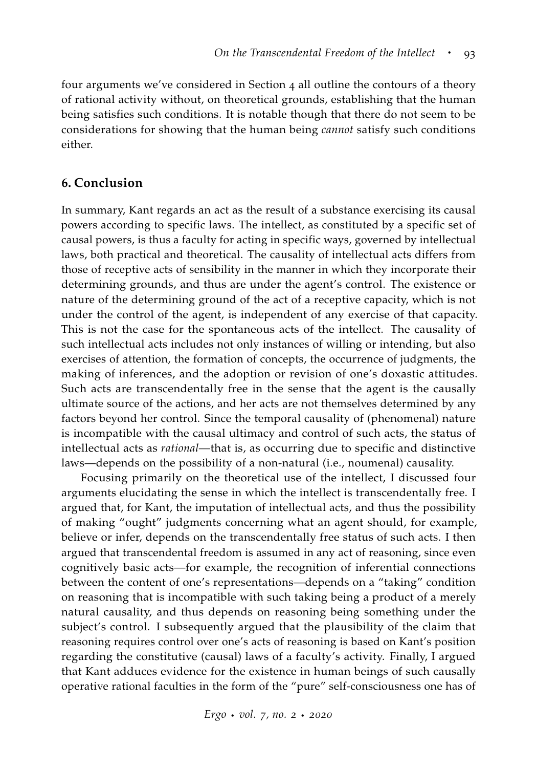four arguments we've considered in Section 4 all outline the contours of a theory of rational activity without, on theoretical grounds, establishing that the human being satisfies such conditions. It is notable though that there do not seem to be considerations for showing that the human being *cannot* satisfy such conditions either.

## 6. Conclusion

In summary, Kant regards an act as the result of a substance exercising its causal powers according to specific laws. The intellect, as constituted by a specific set of causal powers, is thus a faculty for acting in specific ways, governed by intellectual laws, both practical and theoretical. The causality of intellectual acts differs from those of receptive acts of sensibility in the manner in which they incorporate their determining grounds, and thus are under the agent's control. The existence or nature of the determining ground of the act of a receptive capacity, which is not under the control of the agent, is independent of any exercise of that capacity. This is not the case for the spontaneous acts of the intellect. The causality of such intellectual acts includes not only instances of willing or intending, but also exercises of attention, the formation of concepts, the occurrence of judgments, the making of inferences, and the adoption or revision of one's doxastic attitudes. Such acts are transcendentally free in the sense that the agent is the causally ultimate source of the actions, and her acts are not themselves determined by any factors beyond her control. Since the temporal causality of (phenomenal) nature is incompatible with the causal ultimacy and control of such acts, the status of intellectual acts as *rational*—that is, as occurring due to specific and distinctive laws—depends on the possibility of a non-natural (i.e., noumenal) causality.

Focusing primarily on the theoretical use of the intellect, I discussed four arguments elucidating the sense in which the intellect is transcendentally free. I argued that, for Kant, the imputation of intellectual acts, and thus the possibility of making "ought" judgments concerning what an agent should, for example, believe or infer, depends on the transcendentally free status of such acts. I then argued that transcendental freedom is assumed in any act of reasoning, since even cognitively basic acts—for example, the recognition of inferential connections between the content of one's representations—depends on a "taking" condition on reasoning that is incompatible with such taking being a product of a merely natural causality, and thus depends on reasoning being something under the subject's control. I subsequently argued that the plausibility of the claim that reasoning requires control over one's acts of reasoning is based on Kant's position regarding the constitutive (causal) laws of a faculty's activity. Finally, I argued that Kant adduces evidence for the existence in human beings of such causally operative rational faculties in the form of the "pure" self-consciousness one has of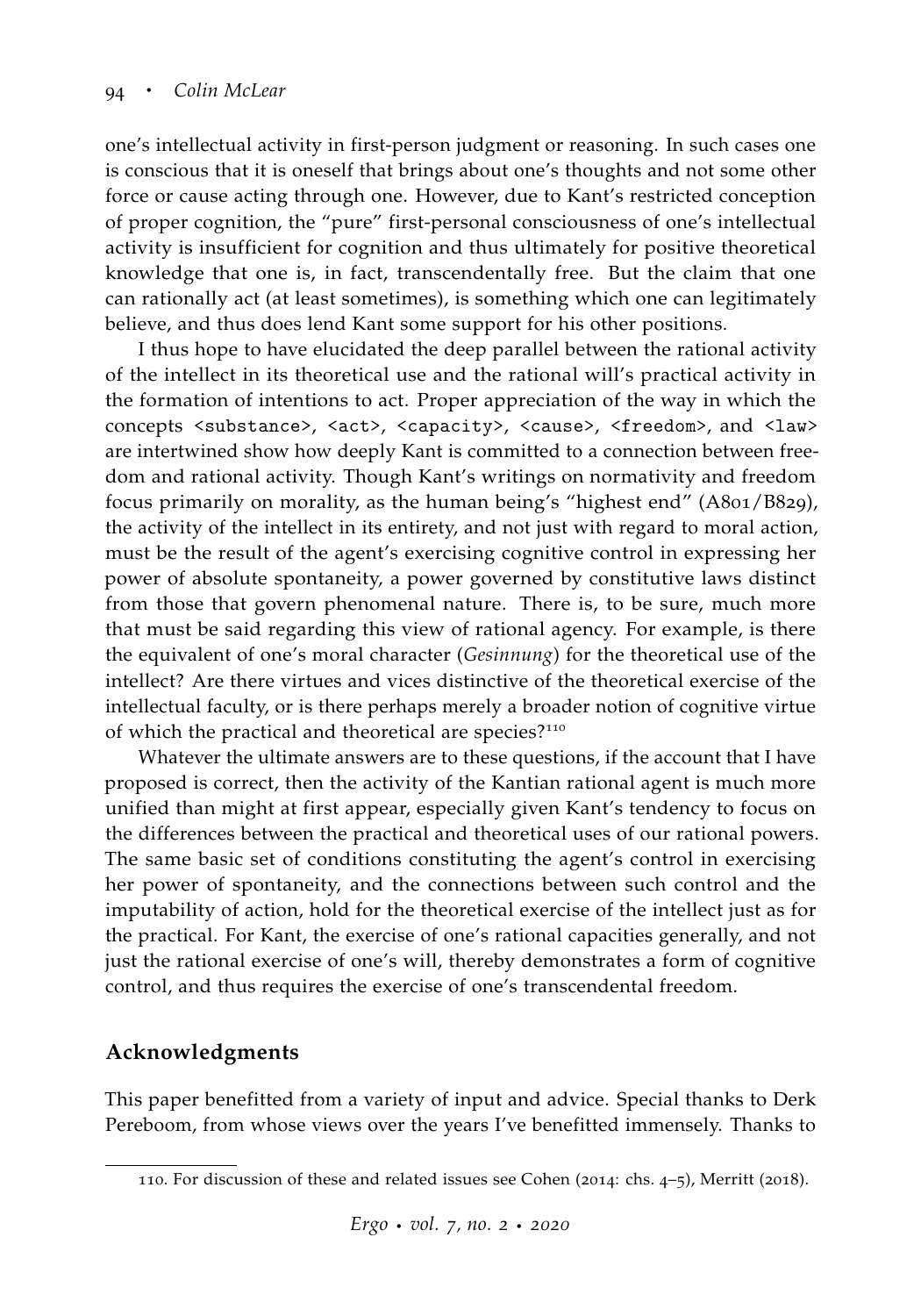one's intellectual activity in first-person judgment or reasoning. In such cases one is conscious that it is oneself that brings about one's thoughts and not some other force or cause acting through one. However, due to Kant's restricted conception of proper cognition, the "pure" first-personal consciousness of one's intellectual activity is insufficient for cognition and thus ultimately for positive theoretical knowledge that one is, in fact, transcendentally free. But the claim that one can rationally act (at least sometimes), is something which one can legitimately believe, and thus does lend Kant some support for his other positions.

I thus hope to have elucidated the deep parallel between the rational activity of the intellect in its theoretical use and the rational will's practical activity in the formation of intentions to act. Proper appreciation of the way in which the concepts `<substance>`, `<act>`, `<capacity>`, `<cause>`, `<freedom>`, and `<law>` are intertwined show how deeply Kant is committed to a connection between freedom and rational activity. Though Kant's writings on normativity and freedom focus primarily on morality, as the human being's "highest end" (A801/B829), the activity of the intellect in its entirety, and not just with regard to moral action, must be the result of the agent's exercising cognitive control in expressing her power of absolute spontaneity, a power governed by constitutive laws distinct from those that govern phenomenal nature. There is, to be sure, much more that must be said regarding this view of rational agency. For example, is there the equivalent of one's moral character (*Gesinnung*) for the theoretical use of the intellect? Are there virtues and vices distinctive of the theoretical exercise of the intellectual faculty, or is there perhaps merely a broader notion of cognitive virtue of which the practical and theoretical are species?[110]

Whatever the ultimate answers are to these questions, if the account that I have proposed is correct, then the activity of the Kantian rational agent is much more unified than might at first appear, especially given Kant's tendency to focus on the differences between the practical and theoretical uses of our rational powers. The same basic set of conditions constituting the agent's control in exercising her power of spontaneity, and the connections between such control and the imputability of action, hold for the theoretical exercise of the intellect just as for the practical. For Kant, the exercise of one's rational capacities generally, and not just the rational exercise of one's will, thereby demonstrates a form of cognitive control, and thus requires the exercise of one's transcendental freedom.

## Acknowledgments

This paper benefitted from a variety of input and advice. Special thanks to Derk Pereboom, from whose views over the years I've benefitted immensely. Thanks to

110. For discussion of these and related issues see Cohen (2014: chs. 4–5), Merritt (2018).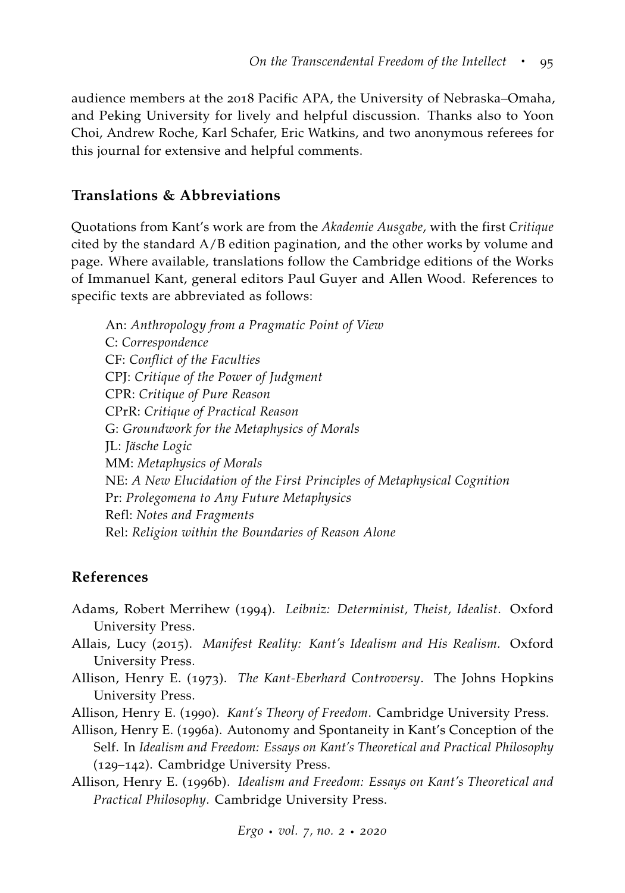audience members at the 2018 Pacific APA, the University of Nebraska–Omaha, and Peking University for lively and helpful discussion. Thanks also to Yoon Choi, Andrew Roche, Karl Schafer, Eric Watkins, and two anonymous referees for this journal for extensive and helpful comments.

## Translations & Abbreviations

Quotations from Kant's work are from the *Akademie Ausgabe*, with the first *Critique* cited by the standard A/B edition pagination, and the other works by volume and page. Where available, translations follow the Cambridge editions of the Works of Immanuel Kant, general editors Paul Guyer and Allen Wood. References to specific texts are abbreviated as follows:

An: *Anthropology from a Pragmatic Point of View*
C: *Correspondence*
CF: *Conflict of the Faculties*
CPJ: *Critique of the Power of Judgment*
CPR: *Critique of Pure Reason*
CPrR: *Critique of Practical Reason*
G: *Groundwork for the Metaphysics of Morals*
JL: *Jäsche Logic*
MM: *Metaphysics of Morals*
NE: *A New Elucidation of the First Principles of Metaphysical Cognition*
Pr: *Prolegomena to Any Future Metaphysics*
Refl: *Notes and Fragments*
Rel: *Religion within the Boundaries of Reason Alone*

## References

Adams, Robert Merrihew (1994). *Leibniz: Determinist, Theist, Idealist*. Oxford University Press.

Allais, Lucy (2015). *Manifest Reality: Kant's Idealism and His Realism.* Oxford University Press.

Allison, Henry E. (1973). *The Kant-Eberhard Controversy*. The Johns Hopkins University Press.

Allison, Henry E. (1990). *Kant's Theory of Freedom*. Cambridge University Press.

Allison, Henry E. (1996a). Autonomy and Spontaneity in Kant's Conception of the Self. In *Idealism and Freedom: Essays on Kant's Theoretical and Practical Philosophy* (129–142). Cambridge University Press.

Allison, Henry E. (1996b). *Idealism and Freedom: Essays on Kant's Theoretical and Practical Philosophy.* Cambridge University Press.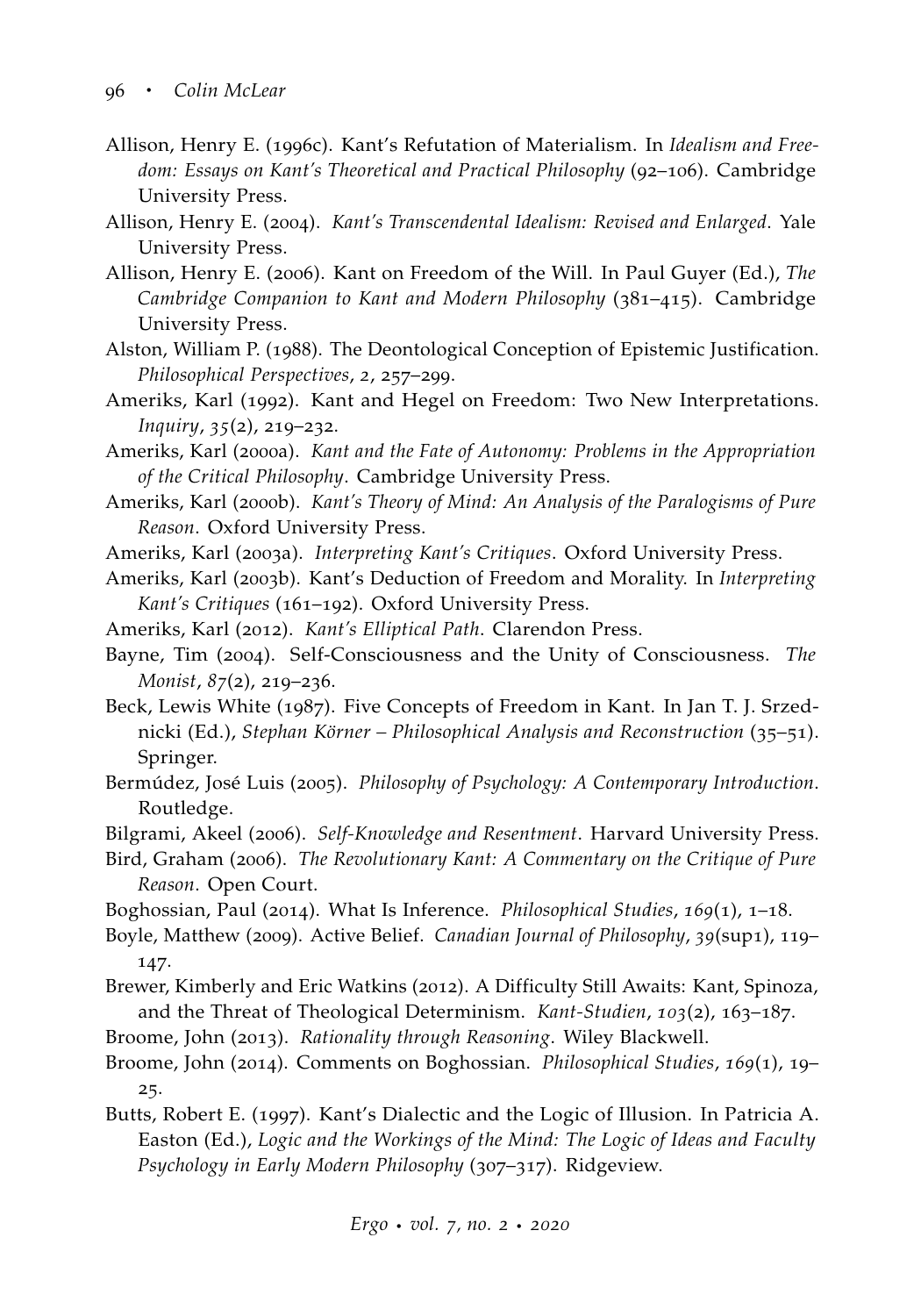Allison, Henry E. (1996c). Kant's Refutation of Materialism. In *Idealism and Freedom: Essays on Kant's Theoretical and Practical Philosophy* (92–106). Cambridge University Press.

Allison, Henry E. (2004). *Kant's Transcendental Idealism: Revised and Enlarged*. Yale University Press.

Allison, Henry E. (2006). Kant on Freedom of the Will. In Paul Guyer (Ed.), *The Cambridge Companion to Kant and Modern Philosophy* (381–415). Cambridge University Press.

Alston, William P. (1988). The Deontological Conception of Epistemic Justification. *Philosophical Perspectives*, *2*, 257–299.

Ameriks, Karl (1992). Kant and Hegel on Freedom: Two New Interpretations. *Inquiry*, *35*(2), 219–232.

Ameriks, Karl (2000a). *Kant and the Fate of Autonomy: Problems in the Appropriation of the Critical Philosophy*. Cambridge University Press.

Ameriks, Karl (2000b). *Kant's Theory of Mind: An Analysis of the Paralogisms of Pure Reason*. Oxford University Press.

Ameriks, Karl (2003a). *Interpreting Kant's Critiques*. Oxford University Press.

Ameriks, Karl (2003b). Kant's Deduction of Freedom and Morality. In *Interpreting Kant's Critiques* (161–192). Oxford University Press.

Ameriks, Karl (2012). *Kant's Elliptical Path*. Clarendon Press.

Bayne, Tim (2004). Self-Consciousness and the Unity of Consciousness. *The Monist*, *87*(2), 219–236.

Beck, Lewis White (1987). Five Concepts of Freedom in Kant. In Jan T. J. Srzednicki (Ed.), *Stephan Körner – Philosophical Analysis and Reconstruction* (35–51). Springer.

Bermúdez, José Luis (2005). *Philosophy of Psychology: A Contemporary Introduction*. Routledge.

Bilgrami, Akeel (2006). *Self-Knowledge and Resentment*. Harvard University Press.

Bird, Graham (2006). *The Revolutionary Kant: A Commentary on the Critique of Pure Reason*. Open Court.

Boghossian, Paul (2014). What Is Inference. *Philosophical Studies*, *169*(1), 1–18.

Boyle, Matthew (2009). Active Belief. *Canadian Journal of Philosophy*, *39*(sup1), 119–147.

Brewer, Kimberly and Eric Watkins (2012). A Difficulty Still Awaits: Kant, Spinoza, and the Threat of Theological Determinism. *Kant-Studien*, *103*(2), 163–187.

Broome, John (2013). *Rationality through Reasoning*. Wiley Blackwell.

Broome, John (2014). Comments on Boghossian. *Philosophical Studies*, *169*(1), 19–25.

Butts, Robert E. (1997). Kant's Dialectic and the Logic of Illusion. In Patricia A. Easton (Ed.), *Logic and the Workings of the Mind: The Logic of Ideas and Faculty Psychology in Early Modern Philosophy* (307–317). Ridgeview.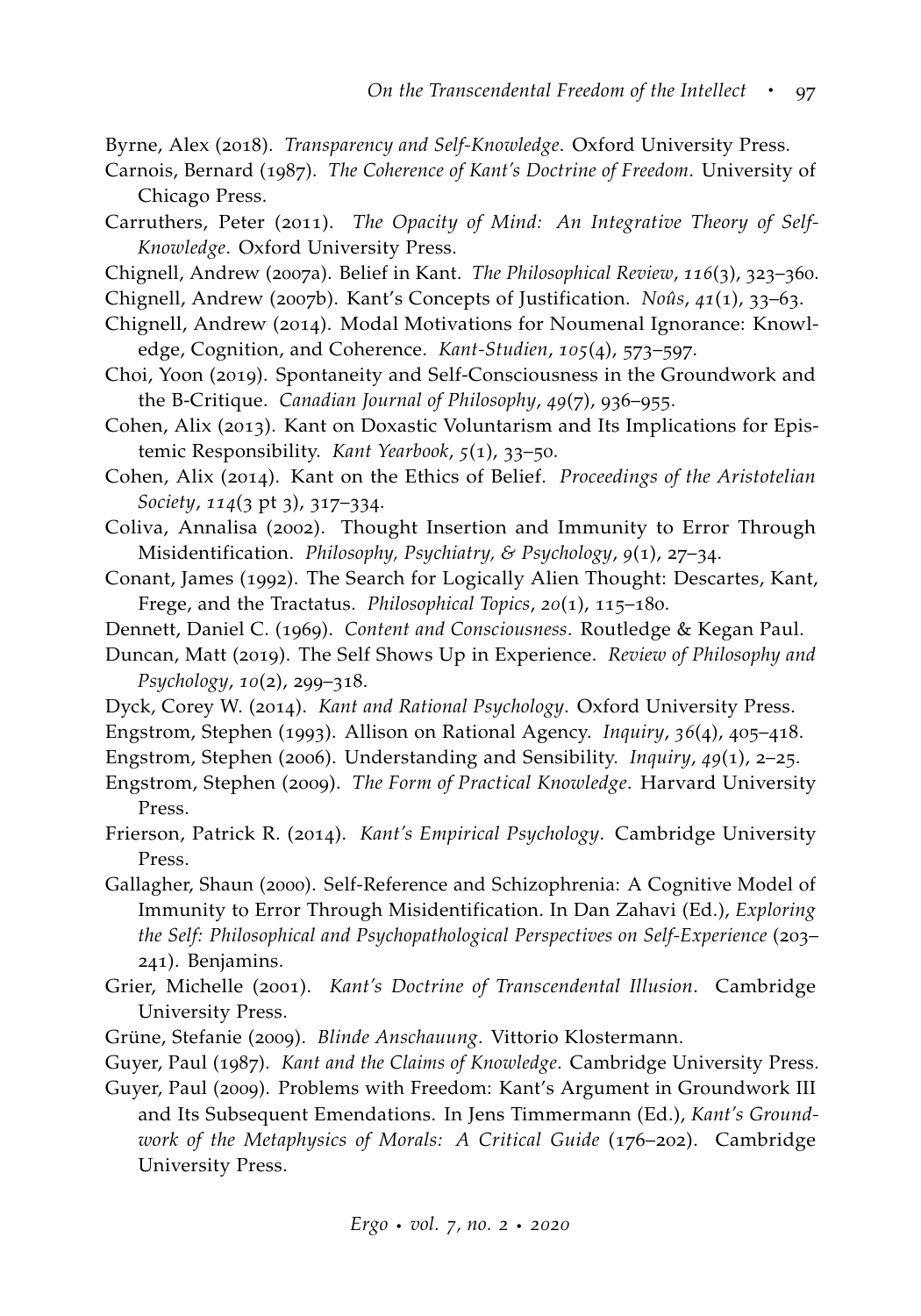Byrne, Alex (2018). *Transparency and Self-Knowledge*. Oxford University Press.

Carnois, Bernard (1987). *The Coherence of Kant's Doctrine of Freedom*. University of Chicago Press.

Carruthers, Peter (2011). *The Opacity of Mind: An Integrative Theory of Self-Knowledge*. Oxford University Press.

Chignell, Andrew (2007a). Belief in Kant. *The Philosophical Review*, *116*(3), 323–360.

Chignell, Andrew (2007b). Kant's Concepts of Justification. *Noûs*, *41*(1), 33–63.

Chignell, Andrew (2014). Modal Motivations for Noumenal Ignorance: Knowledge, Cognition, and Coherence. *Kant-Studien*, *105*(4), 573–597.

Choi, Yoon (2019). Spontaneity and Self-Consciousness in the Groundwork and the B-Critique. *Canadian Journal of Philosophy*, *49*(7), 936–955.

Cohen, Alix (2013). Kant on Doxastic Voluntarism and Its Implications for Epistemic Responsibility. *Kant Yearbook*, *5*(1), 33–50.

Cohen, Alix (2014). Kant on the Ethics of Belief. *Proceedings of the Aristotelian Society*, *114*(3 pt 3), 317–334.

Coliva, Annalisa (2002). Thought Insertion and Immunity to Error Through Misidentification. *Philosophy, Psychiatry, & Psychology*, *9*(1), 27–34.

Conant, James (1992). The Search for Logically Alien Thought: Descartes, Kant, Frege, and the Tractatus. *Philosophical Topics*, *20*(1), 115–180.

Dennett, Daniel C. (1969). *Content and Consciousness*. Routledge & Kegan Paul.

Duncan, Matt (2019). The Self Shows Up in Experience. *Review of Philosophy and Psychology*, *10*(2), 299–318.

Dyck, Corey W. (2014). *Kant and Rational Psychology*. Oxford University Press.

Engstrom, Stephen (1993). Allison on Rational Agency. *Inquiry*, *36*(4), 405–418.

Engstrom, Stephen (2006). Understanding and Sensibility. *Inquiry*, *49*(1), 2–25.

Engstrom, Stephen (2009). *The Form of Practical Knowledge*. Harvard University Press.

Frierson, Patrick R. (2014). *Kant's Empirical Psychology*. Cambridge University Press.

Gallagher, Shaun (2000). Self-Reference and Schizophrenia: A Cognitive Model of Immunity to Error Through Misidentification. In Dan Zahavi (Ed.), *Exploring the Self: Philosophical and Psychopathological Perspectives on Self-Experience* (203–241). Benjamins.

Grier, Michelle (2001). *Kant's Doctrine of Transcendental Illusion*. Cambridge University Press.

Grüne, Stefanie (2009). *Blinde Anschauung*. Vittorio Klostermann.

Guyer, Paul (1987). *Kant and the Claims of Knowledge*. Cambridge University Press.

Guyer, Paul (2009). Problems with Freedom: Kant's Argument in Groundwork III and Its Subsequent Emendations. In Jens Timmermann (Ed.), *Kant's Groundwork of the Metaphysics of Morals: A Critical Guide* (176–202). Cambridge University Press.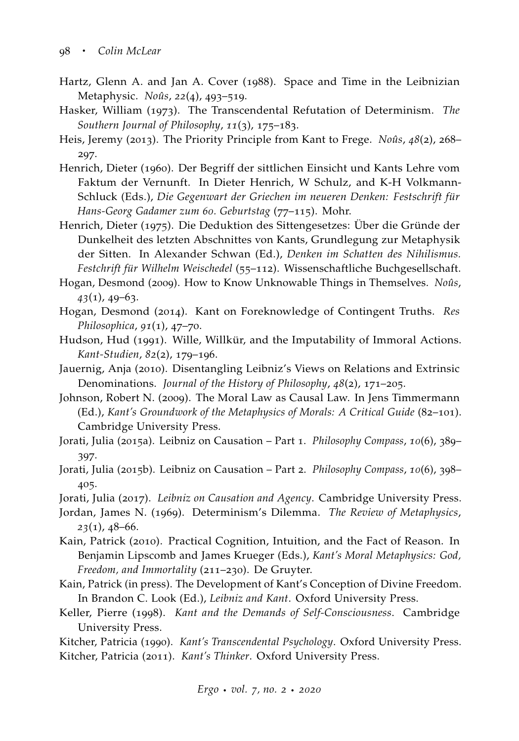Hartz, Glenn A. and Jan A. Cover (1988). Space and Time in the Leibnizian Metaphysic. *Noûs*, *22*(4), 493–519.

Hasker, William (1973). The Transcendental Refutation of Determinism. *The Southern Journal of Philosophy*, *11*(3), 175–183.

Heis, Jeremy (2013). The Priority Principle from Kant to Frege. *Noûs*, *48*(2), 268–297.

Henrich, Dieter (1960). Der Begriff der sittlichen Einsicht und Kants Lehre vom Faktum der Vernunft. In Dieter Henrich, W Schulz, and K-H Volkmann-Schluck (Eds.), *Die Gegenwart der Griechen im neueren Denken: Festschrift für Hans-Georg Gadamer zum 60. Geburtstag* (77–115). Mohr.

Henrich, Dieter (1975). Die Deduktion des Sittengesetzes: Über die Gründe der Dunkelheit des letzten Abschnittes von Kants, Grundlegung zur Metaphysik der Sitten. In Alexander Schwan (Ed.), *Denken im Schatten des Nihilismus. Festchrift für Wilhelm Weischedel* (55–112). Wissenschaftliche Buchgesellschaft.

Hogan, Desmond (2009). How to Know Unknowable Things in Themselves. *Noûs*, *43*(1), 49–63.

Hogan, Desmond (2014). Kant on Foreknowledge of Contingent Truths. *Res Philosophica*, *91*(1), 47–70.

Hudson, Hud (1991). Wille, Willkür, and the Imputability of Immoral Actions. *Kant-Studien*, *82*(2), 179–196.

Jauernig, Anja (2010). Disentangling Leibniz's Views on Relations and Extrinsic Denominations. *Journal of the History of Philosophy*, *48*(2), 171–205.

Johnson, Robert N. (2009). The Moral Law as Causal Law. In Jens Timmermann (Ed.), *Kant's Groundwork of the Metaphysics of Morals: A Critical Guide* (82–101). Cambridge University Press.

Jorati, Julia (2015a). Leibniz on Causation – Part 1. *Philosophy Compass*, *10*(6), 389–397.

Jorati, Julia (2015b). Leibniz on Causation – Part 2. *Philosophy Compass*, *10*(6), 398–405.

Jorati, Julia (2017). *Leibniz on Causation and Agency*. Cambridge University Press.

Jordan, James N. (1969). Determinism's Dilemma. *The Review of Metaphysics*, *23*(1), 48–66.

Kain, Patrick (2010). Practical Cognition, Intuition, and the Fact of Reason. In Benjamin Lipscomb and James Krueger (Eds.), *Kant's Moral Metaphysics: God, Freedom, and Immortality* (211–230). De Gruyter.

Kain, Patrick (in press). The Development of Kant's Conception of Divine Freedom. In Brandon C. Look (Ed.), *Leibniz and Kant*. Oxford University Press.

Keller, Pierre (1998). *Kant and the Demands of Self-Consciousness*. Cambridge University Press.

Kitcher, Patricia (1990). *Kant's Transcendental Psychology*. Oxford University Press.

Kitcher, Patricia (2011). *Kant's Thinker*. Oxford University Press.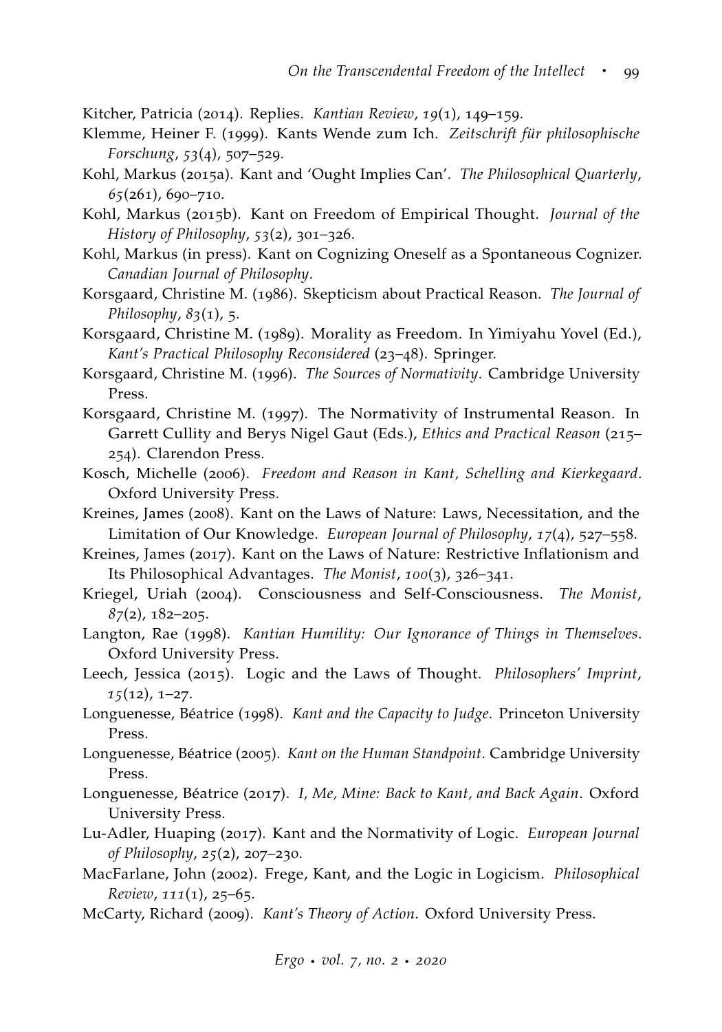Kitcher, Patricia (2014). Replies. *Kantian Review*, *19*(1), 149–159.

Klemme, Heiner F. (1999). Kants Wende zum Ich. *Zeitschrift für philosophische Forschung*, *53*(4), 507–529.

Kohl, Markus (2015a). Kant and 'Ought Implies Can'. *The Philosophical Quarterly*, *65*(261), 690–710.

Kohl, Markus (2015b). Kant on Freedom of Empirical Thought. *Journal of the History of Philosophy*, *53*(2), 301–326.

Kohl, Markus (in press). Kant on Cognizing Oneself as a Spontaneous Cognizer. *Canadian Journal of Philosophy*.

Korsgaard, Christine M. (1986). Skepticism about Practical Reason. *The Journal of Philosophy*, *83*(1), 5.

Korsgaard, Christine M. (1989). Morality as Freedom. In Yimiyahu Yovel (Ed.), *Kant's Practical Philosophy Reconsidered* (23–48). Springer.

Korsgaard, Christine M. (1996). *The Sources of Normativity*. Cambridge University Press.

Korsgaard, Christine M. (1997). The Normativity of Instrumental Reason. In Garrett Cullity and Berys Nigel Gaut (Eds.), *Ethics and Practical Reason* (215–254). Clarendon Press.

Kosch, Michelle (2006). *Freedom and Reason in Kant, Schelling and Kierkegaard*. Oxford University Press.

Kreines, James (2008). Kant on the Laws of Nature: Laws, Necessitation, and the Limitation of Our Knowledge. *European Journal of Philosophy*, *17*(4), 527–558.

Kreines, James (2017). Kant on the Laws of Nature: Restrictive Inflationism and Its Philosophical Advantages. *The Monist*, *100*(3), 326–341.

Kriegel, Uriah (2004). Consciousness and Self-Consciousness. *The Monist*, *87*(2), 182–205.

Langton, Rae (1998). *Kantian Humility: Our Ignorance of Things in Themselves*. Oxford University Press.

Leech, Jessica (2015). Logic and the Laws of Thought. *Philosophers' Imprint*, *15*(12), 1–27.

Longuenesse, Béatrice (1998). *Kant and the Capacity to Judge*. Princeton University Press.

Longuenesse, Béatrice (2005). *Kant on the Human Standpoint*. Cambridge University Press.

Longuenesse, Béatrice (2017). *I, Me, Mine: Back to Kant, and Back Again*. Oxford University Press.

Lu-Adler, Huaping (2017). Kant and the Normativity of Logic. *European Journal of Philosophy*, *25*(2), 207–230.

MacFarlane, John (2002). Frege, Kant, and the Logic in Logicism. *Philosophical Review*, *111*(1), 25–65.

McCarty, Richard (2009). *Kant's Theory of Action*. Oxford University Press.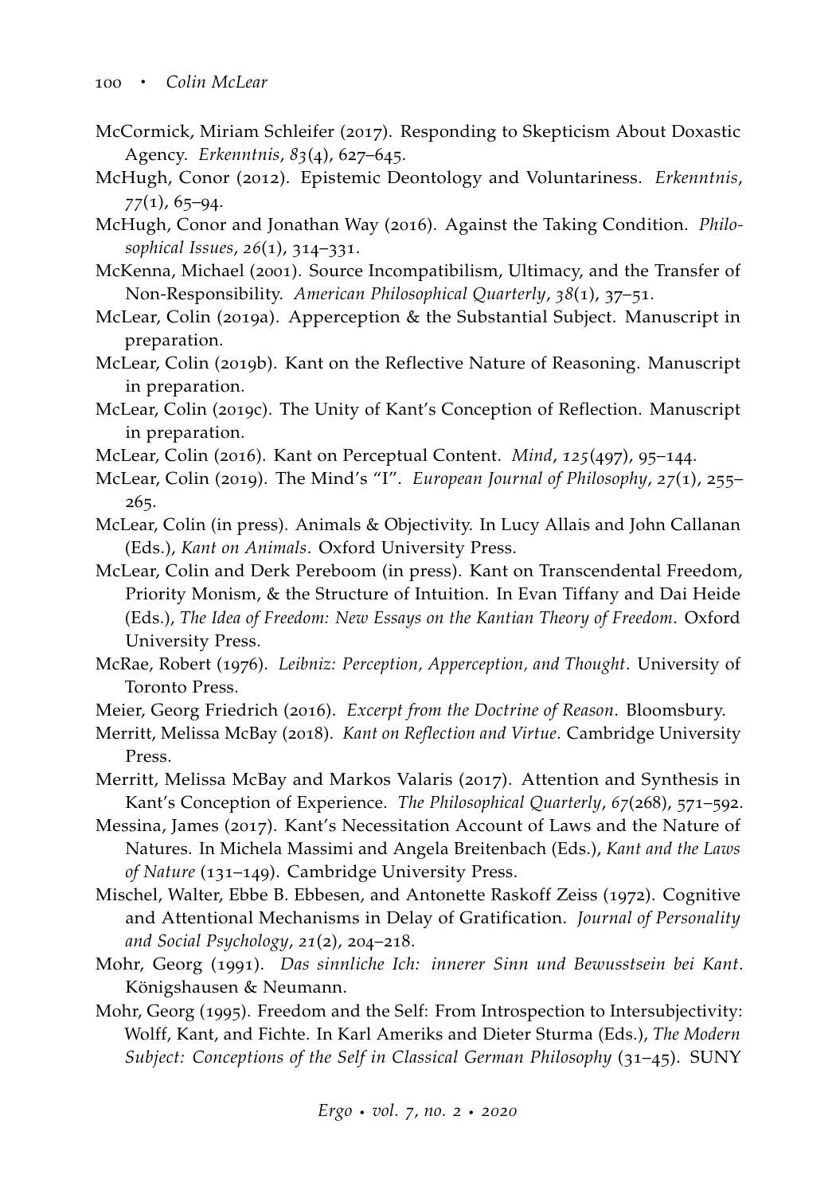McCormick, Miriam Schleifer (2017). Responding to Skepticism About Doxastic Agency. *Erkenntnis*, *83*(4), 627–645.

McHugh, Conor (2012). Epistemic Deontology and Voluntariness. *Erkenntnis*, *77*(1), 65–94.

McHugh, Conor and Jonathan Way (2016). Against the Taking Condition. *Philosophical Issues*, *26*(1), 314–331.

McKenna, Michael (2001). Source Incompatibilism, Ultimacy, and the Transfer of Non-Responsibility. *American Philosophical Quarterly*, *38*(1), 37–51.

McLear, Colin (2019a). Apperception & the Substantial Subject. Manuscript in preparation.

McLear, Colin (2019b). Kant on the Reflective Nature of Reasoning. Manuscript in preparation.

McLear, Colin (2019c). The Unity of Kant's Conception of Reflection. Manuscript in preparation.

McLear, Colin (2016). Kant on Perceptual Content. *Mind*, *125*(497), 95–144.

McLear, Colin (2019). The Mind's "I". *European Journal of Philosophy*, *27*(1), 255–265.

McLear, Colin (in press). Animals & Objectivity. In Lucy Allais and John Callanan (Eds.), *Kant on Animals*. Oxford University Press.

McLear, Colin and Derk Pereboom (in press). Kant on Transcendental Freedom, Priority Monism, & the Structure of Intuition. In Evan Tiffany and Dai Heide (Eds.), *The Idea of Freedom: New Essays on the Kantian Theory of Freedom*. Oxford University Press.

McRae, Robert (1976). *Leibniz: Perception, Apperception, and Thought*. University of Toronto Press.

Meier, Georg Friedrich (2016). *Excerpt from the Doctrine of Reason*. Bloomsbury.

Merritt, Melissa McBay (2018). *Kant on Reflection and Virtue*. Cambridge University Press.

Merritt, Melissa McBay and Markos Valaris (2017). Attention and Synthesis in Kant's Conception of Experience. *The Philosophical Quarterly*, *67*(268), 571–592.

Messina, James (2017). Kant's Necessitation Account of Laws and the Nature of Natures. In Michela Massimi and Angela Breitenbach (Eds.), *Kant and the Laws of Nature* (131–149). Cambridge University Press.

Mischel, Walter, Ebbe B. Ebbesen, and Antonette Raskoff Zeiss (1972). Cognitive and Attentional Mechanisms in Delay of Gratification. *Journal of Personality and Social Psychology*, *21*(2), 204–218.

Mohr, Georg (1991). *Das sinnliche Ich: innerer Sinn und Bewusstsein bei Kant*. Königshausen & Neumann.

Mohr, Georg (1995). Freedom and the Self: From Introspection to Intersubjectivity: Wolff, Kant, and Fichte. In Karl Ameriks and Dieter Sturma (Eds.), *The Modern Subject: Conceptions of the Self in Classical German Philosophy* (31–45). SUNY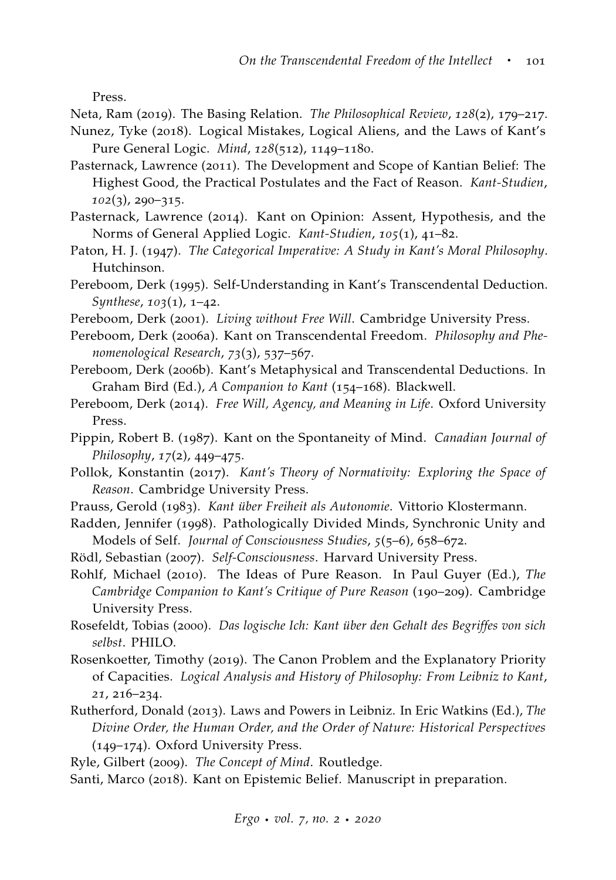Press.

Neta, Ram (2019). The Basing Relation. *The Philosophical Review*, *128*(2), 179–217.

Nunez, Tyke (2018). Logical Mistakes, Logical Aliens, and the Laws of Kant's Pure General Logic. *Mind*, *128*(512), 1149–1180.

Pasternack, Lawrence (2011). The Development and Scope of Kantian Belief: The Highest Good, the Practical Postulates and the Fact of Reason. *Kant-Studien*, *102*(3), 290–315.

Pasternack, Lawrence (2014). Kant on Opinion: Assent, Hypothesis, and the Norms of General Applied Logic. *Kant-Studien*, *105*(1), 41–82.

Paton, H. J. (1947). *The Categorical Imperative: A Study in Kant's Moral Philosophy*. Hutchinson.

Pereboom, Derk (1995). Self-Understanding in Kant's Transcendental Deduction. *Synthese*, *103*(1), 1–42.

Pereboom, Derk (2001). *Living without Free Will*. Cambridge University Press.

Pereboom, Derk (2006a). Kant on Transcendental Freedom. *Philosophy and Phenomenological Research*, *73*(3), 537–567.

Pereboom, Derk (2006b). Kant's Metaphysical and Transcendental Deductions. In Graham Bird (Ed.), *A Companion to Kant* (154–168). Blackwell.

Pereboom, Derk (2014). *Free Will, Agency, and Meaning in Life*. Oxford University Press.

Pippin, Robert B. (1987). Kant on the Spontaneity of Mind. *Canadian Journal of Philosophy*, *17*(2), 449–475.

Pollok, Konstantin (2017). *Kant's Theory of Normativity: Exploring the Space of Reason*. Cambridge University Press.

Prauss, Gerold (1983). *Kant über Freiheit als Autonomie*. Vittorio Klostermann.

Radden, Jennifer (1998). Pathologically Divided Minds, Synchronic Unity and Models of Self. *Journal of Consciousness Studies*, *5*(5–6), 658–672.

Rödl, Sebastian (2007). *Self-Consciousness*. Harvard University Press.

Rohlf, Michael (2010). The Ideas of Pure Reason. In Paul Guyer (Ed.), *The Cambridge Companion to Kant's Critique of Pure Reason* (190–209). Cambridge University Press.

Rosefeldt, Tobias (2000). *Das logische Ich: Kant über den Gehalt des Begriffes von sich selbst*. PHILO.

Rosenkoetter, Timothy (2019). The Canon Problem and the Explanatory Priority of Capacities. *Logical Analysis and History of Philosophy: From Leibniz to Kant*, *21*, 216–234.

Rutherford, Donald (2013). Laws and Powers in Leibniz. In Eric Watkins (Ed.), *The Divine Order, the Human Order, and the Order of Nature: Historical Perspectives* (149–174). Oxford University Press.

Ryle, Gilbert (2009). *The Concept of Mind*. Routledge.

Santi, Marco (2018). Kant on Epistemic Belief. Manuscript in preparation.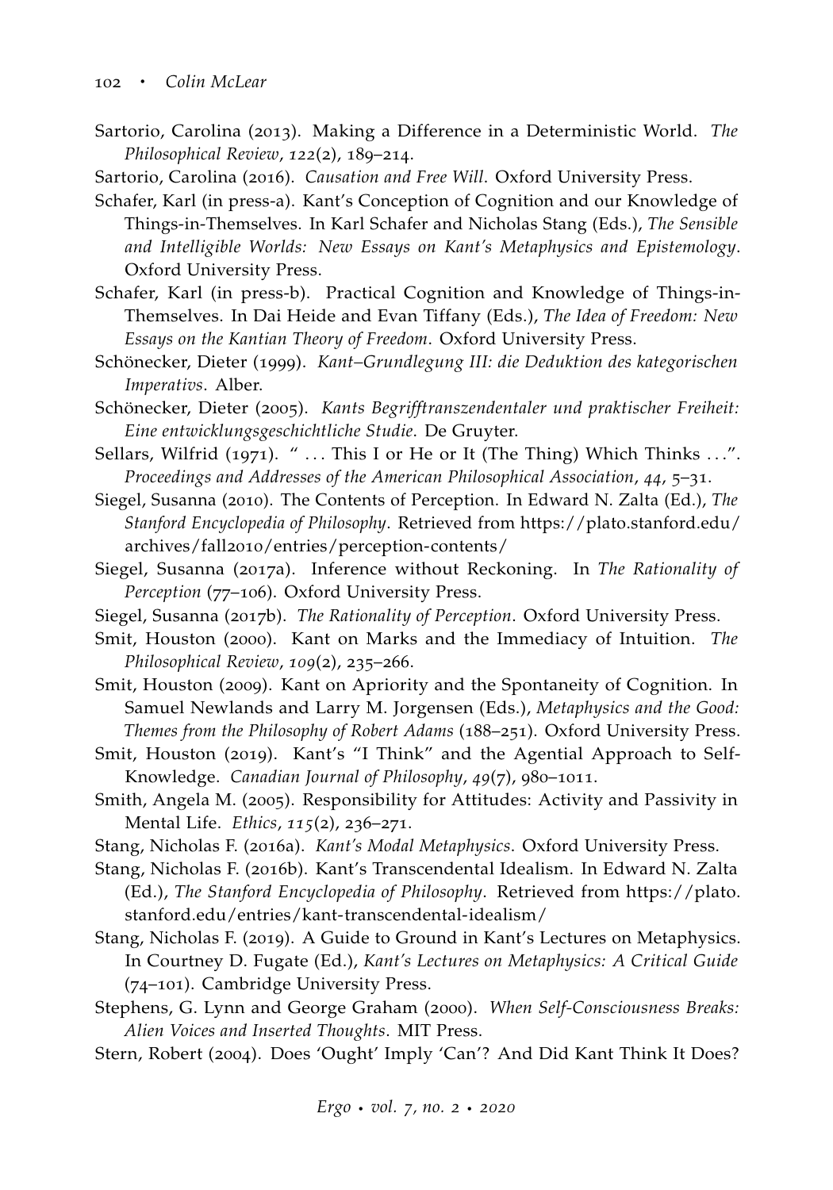Sartorio, Carolina (2013). Making a Difference in a Deterministic World. *The Philosophical Review*, *122*(2), 189–214.

Sartorio, Carolina (2016). *Causation and Free Will*. Oxford University Press.

Schafer, Karl (in press-a). Kant's Conception of Cognition and our Knowledge of Things-in-Themselves. In Karl Schafer and Nicholas Stang (Eds.), *The Sensible and Intelligible Worlds: New Essays on Kant's Metaphysics and Epistemology*. Oxford University Press.

Schafer, Karl (in press-b). Practical Cognition and Knowledge of Things-in-Themselves. In Dai Heide and Evan Tiffany (Eds.), *The Idea of Freedom: New Essays on the Kantian Theory of Freedom*. Oxford University Press.

Schönecker, Dieter (1999). *Kant–Grundlegung III: die Deduktion des kategorischen Imperativs*. Alber.

Schönecker, Dieter (2005). *Kants Begrifftranszendentaler und praktischer Freiheit: Eine entwicklungsgeschichtliche Studie*. De Gruyter.

Sellars, Wilfrid (1971). " . . . This I or He or It (The Thing) Which Thinks . . .". *Proceedings and Addresses of the American Philosophical Association*, *44*, 5–31.

Siegel, Susanna (2010). The Contents of Perception. In Edward N. Zalta (Ed.), *The Stanford Encyclopedia of Philosophy*. Retrieved from https://plato.stanford.edu/archives/fall2010/entries/perception-contents/

Siegel, Susanna (2017a). Inference without Reckoning. In *The Rationality of Perception* (77–106). Oxford University Press.

Siegel, Susanna (2017b). *The Rationality of Perception*. Oxford University Press.

Smit, Houston (2000). Kant on Marks and the Immediacy of Intuition. *The Philosophical Review*, *109*(2), 235–266.

Smit, Houston (2009). Kant on Apriority and the Spontaneity of Cognition. In Samuel Newlands and Larry M. Jorgensen (Eds.), *Metaphysics and the Good: Themes from the Philosophy of Robert Adams* (188–251). Oxford University Press.

Smit, Houston (2019). Kant's "I Think" and the Agential Approach to Self-Knowledge. *Canadian Journal of Philosophy*, *49*(7), 980–1011.

Smith, Angela M. (2005). Responsibility for Attitudes: Activity and Passivity in Mental Life. *Ethics*, *115*(2), 236–271.

Stang, Nicholas F. (2016a). *Kant's Modal Metaphysics*. Oxford University Press.

Stang, Nicholas F. (2016b). Kant's Transcendental Idealism. In Edward N. Zalta (Ed.), *The Stanford Encyclopedia of Philosophy*. Retrieved from https://plato.stanford.edu/entries/kant-transcendental-idealism/

Stang, Nicholas F. (2019). A Guide to Ground in Kant's Lectures on Metaphysics. In Courtney D. Fugate (Ed.), *Kant's Lectures on Metaphysics: A Critical Guide* (74–101). Cambridge University Press.

Stephens, G. Lynn and George Graham (2000). *When Self-Consciousness Breaks: Alien Voices and Inserted Thoughts*. MIT Press.

Stern, Robert (2004). Does 'Ought' Imply 'Can'? And Did Kant Think It Does?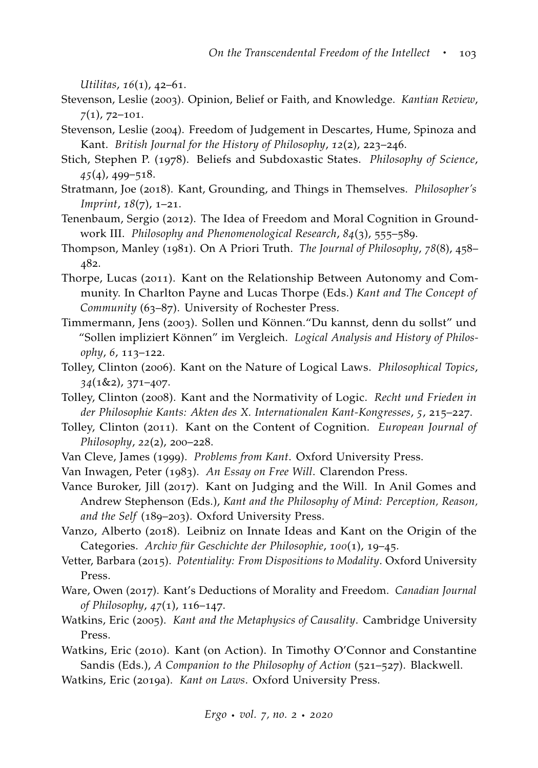*Utilitas*, *16*(1), 42–61.

Stevenson, Leslie (2003). Opinion, Belief or Faith, and Knowledge. *Kantian Review*, *7*(1), 72–101.

Stevenson, Leslie (2004). Freedom of Judgement in Descartes, Hume, Spinoza and Kant. *British Journal for the History of Philosophy*, *12*(2), 223–246.

Stich, Stephen P. (1978). Beliefs and Subdoxastic States. *Philosophy of Science*, *45*(4), 499–518.

Stratmann, Joe (2018). Kant, Grounding, and Things in Themselves. *Philosopher's Imprint*, *18*(7), 1–21.

Tenenbaum, Sergio (2012). The Idea of Freedom and Moral Cognition in Groundwork III. *Philosophy and Phenomenological Research*, *84*(3), 555–589.

Thompson, Manley (1981). On A Priori Truth. *The Journal of Philosophy*, *78*(8), 458–482.

Thorpe, Lucas (2011). Kant on the Relationship Between Autonomy and Community. In Charlton Payne and Lucas Thorpe (Eds.) *Kant and The Concept of Community* (63–87). University of Rochester Press.

Timmermann, Jens (2003). Sollen und Können."Du kannst, denn du sollst" und "Sollen impliziert Können" im Vergleich. *Logical Analysis and History of Philosophy*, *6*, 113–122.

Tolley, Clinton (2006). Kant on the Nature of Logical Laws. *Philosophical Topics*, *34*(1&2), 371–407.

Tolley, Clinton (2008). Kant and the Normativity of Logic. *Recht und Frieden in der Philosophie Kants: Akten des X. Internationalen Kant-Kongresses*, *5*, 215–227.

Tolley, Clinton (2011). Kant on the Content of Cognition. *European Journal of Philosophy*, *22*(2), 200–228.

Van Cleve, James (1999). *Problems from Kant*. Oxford University Press.

Van Inwagen, Peter (1983). *An Essay on Free Will*. Clarendon Press.

Vance Buroker, Jill (2017). Kant on Judging and the Will. In Anil Gomes and Andrew Stephenson (Eds.), *Kant and the Philosophy of Mind: Perception, Reason, and the Self* (189–203). Oxford University Press.

Vanzo, Alberto (2018). Leibniz on Innate Ideas and Kant on the Origin of the Categories. *Archiv für Geschichte der Philosophie*, *100*(1), 19–45.

Vetter, Barbara (2015). *Potentiality: From Dispositions to Modality*. Oxford University Press.

Ware, Owen (2017). Kant's Deductions of Morality and Freedom. *Canadian Journal of Philosophy*, *47*(1), 116–147.

Watkins, Eric (2005). *Kant and the Metaphysics of Causality*. Cambridge University Press.

Watkins, Eric (2010). Kant (on Action). In Timothy O'Connor and Constantine Sandis (Eds.), *A Companion to the Philosophy of Action* (521–527). Blackwell.

Watkins, Eric (2019a). *Kant on Laws*. Oxford University Press.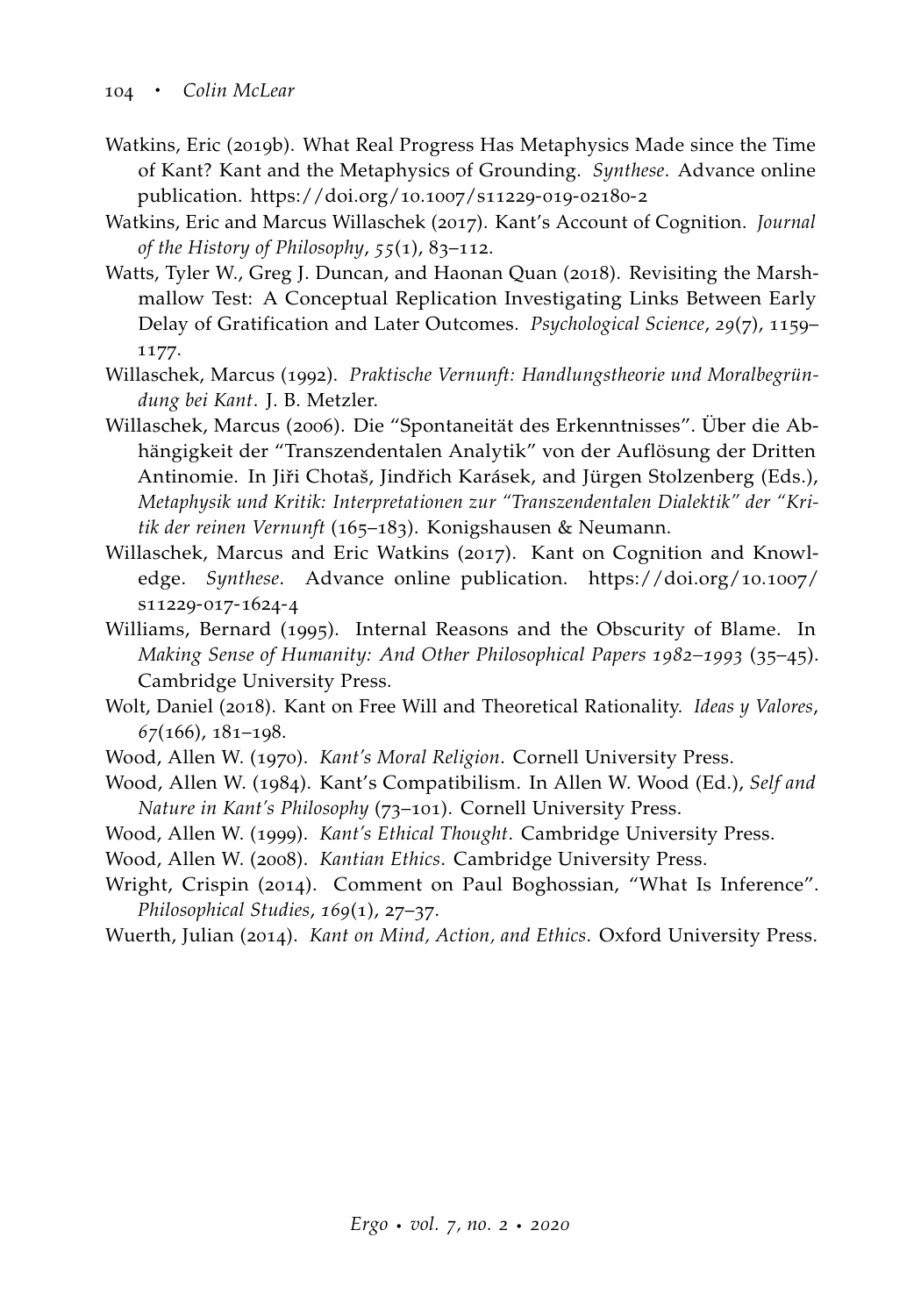Watkins, Eric (2019b). What Real Progress Has Metaphysics Made since the Time of Kant? Kant and the Metaphysics of Grounding. *Synthese*. Advance online publication. https://doi.org/10.1007/s11229-019-02180-2

Watkins, Eric and Marcus Willaschek (2017). Kant's Account of Cognition. *Journal of the History of Philosophy*, *55*(1), 83–112.

Watts, Tyler W., Greg J. Duncan, and Haonan Quan (2018). Revisiting the Marshmallow Test: A Conceptual Replication Investigating Links Between Early Delay of Gratification and Later Outcomes. *Psychological Science*, *29*(7), 1159–1177.

Willaschek, Marcus (1992). *Praktische Vernunft: Handlungstheorie und Moralbegründung bei Kant*. J. B. Metzler.

Willaschek, Marcus (2006). Die "Spontaneität des Erkenntnisses". Über die Abhängigkeit der "Transzendentalen Analytik" von der Auflösung der Dritten Antinomie. In Jiři Chotaš, Jindřich Karásek, and Jürgen Stolzenberg (Eds.), *Metaphysik und Kritik: Interpretationen zur "Transzendentalen Dialektik" der "Kritik der reinen Vernunft* (165–183). Konigshausen & Neumann.

Willaschek, Marcus and Eric Watkins (2017). Kant on Cognition and Knowledge. *Synthese*. Advance online publication. https://doi.org/10.1007/s11229-017-1624-4

Williams, Bernard (1995). Internal Reasons and the Obscurity of Blame. In *Making Sense of Humanity: And Other Philosophical Papers 1982–1993* (35–45). Cambridge University Press.

Wolt, Daniel (2018). Kant on Free Will and Theoretical Rationality. *Ideas y Valores*, *67*(166), 181–198.

Wood, Allen W. (1970). *Kant's Moral Religion*. Cornell University Press.

Wood, Allen W. (1984). Kant's Compatibilism. In Allen W. Wood (Ed.), *Self and Nature in Kant's Philosophy* (73–101). Cornell University Press.

Wood, Allen W. (1999). *Kant's Ethical Thought*. Cambridge University Press.

Wood, Allen W. (2008). *Kantian Ethics*. Cambridge University Press.

Wright, Crispin (2014). Comment on Paul Boghossian, "What Is Inference". *Philosophical Studies*, *169*(1), 27–37.

Wuerth, Julian (2014). *Kant on Mind, Action, and Ethics*. Oxford University Press.